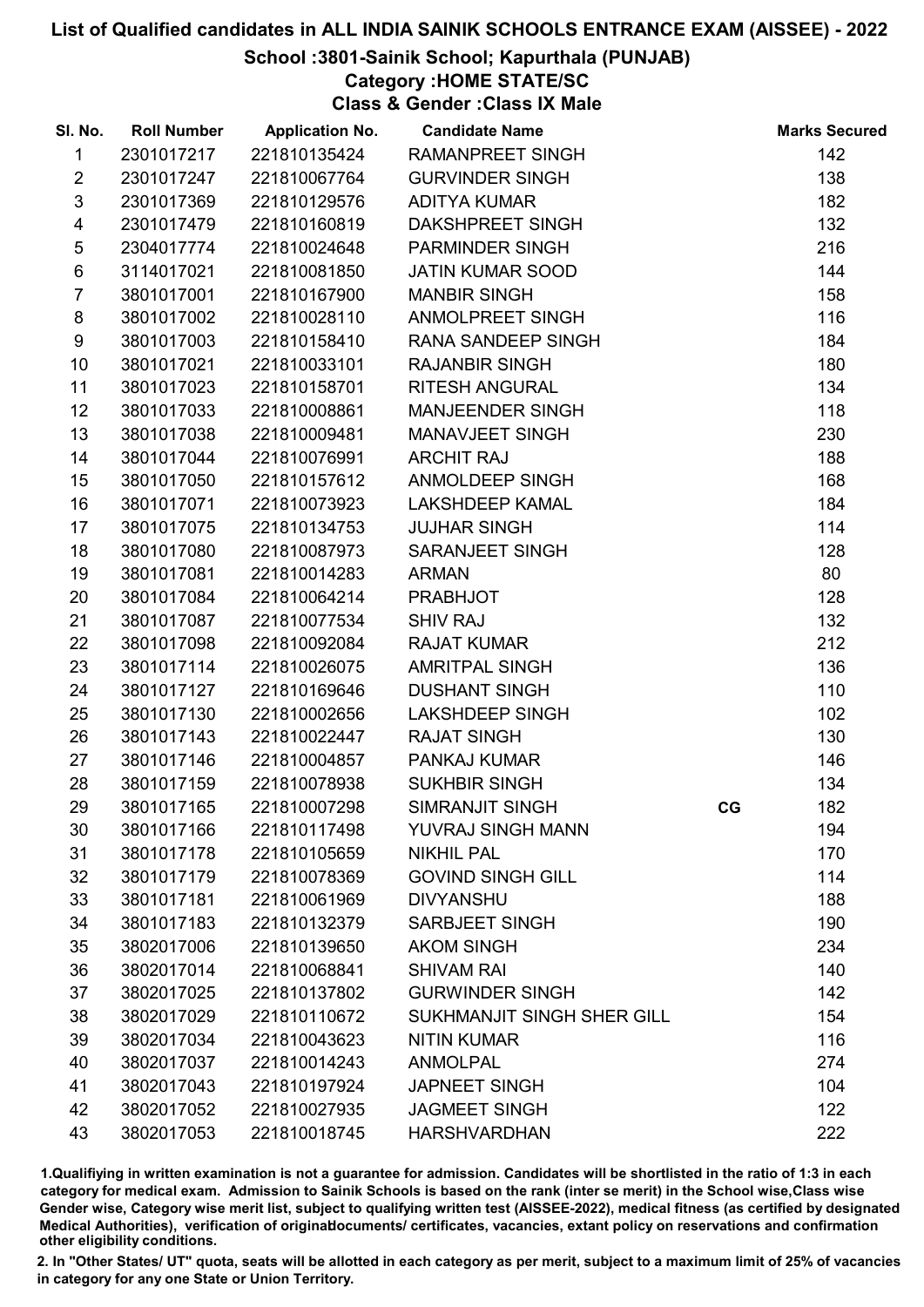# List of Qualified candidates in ALL INDIA SAINIK SCHOOLS ENTRANCE EXAM (AISSEE) - 2022

## School :3801-Sainik School; Kapurthala (PUNJAB)

### Category :HOME STATE/SC

### Class & Gender :Class IX Male

| Sl. No. | Roll Number | Application No. | Candidate Name | | Marks Secured |
|---|---|---|---|---|---|
| 1 | 2301017217 | 221810135424 | RAMANPREET SINGH | | 142 |
| 2 | 2301017247 | 221810067764 | GURVINDER SINGH | | 138 |
| 3 | 2301017369 | 221810129576 | ADITYA KUMAR | | 182 |
| 4 | 2301017479 | 221810160819 | DAKSHPREET SINGH | | 132 |
| 5 | 2304017774 | 221810024648 | PARMINDER SINGH | | 216 |
| 6 | 3114017021 | 221810081850 | JATIN KUMAR SOOD | | 144 |
| 7 | 3801017001 | 221810167900 | MANBIR SINGH | | 158 |
| 8 | 3801017002 | 221810028110 | ANMOLPREET SINGH | | 116 |
| 9 | 3801017003 | 221810158410 | RANA SANDEEP SINGH | | 184 |
| 10 | 3801017021 | 221810033101 | RAJANBIR SINGH | | 180 |
| 11 | 3801017023 | 221810158701 | RITESH ANGURAL | | 134 |
| 12 | 3801017033 | 221810008861 | MANJEENDER SINGH | | 118 |
| 13 | 3801017038 | 221810009481 | MANAVJEET SINGH | | 230 |
| 14 | 3801017044 | 221810076991 | ARCHIT RAJ | | 188 |
| 15 | 3801017050 | 221810157612 | ANMOLDEEP SINGH | | 168 |
| 16 | 3801017071 | 221810073923 | LAKSHDEEP KAMAL | | 184 |
| 17 | 3801017075 | 221810134753 | JUJHAR SINGH | | 114 |
| 18 | 3801017080 | 221810087973 | SARANJEET SINGH | | 128 |
| 19 | 3801017081 | 221810014283 | ARMAN | | 80 |
| 20 | 3801017084 | 221810064214 | PRABHJOT | | 128 |
| 21 | 3801017087 | 221810077534 | SHIV RAJ | | 132 |
| 22 | 3801017098 | 221810092084 | RAJAT KUMAR | | 212 |
| 23 | 3801017114 | 221810026075 | AMRITPAL SINGH | | 136 |
| 24 | 3801017127 | 221810169646 | DUSHANT SINGH | | 110 |
| 25 | 3801017130 | 221810002656 | LAKSHDEEP SINGH | | 102 |
| 26 | 3801017143 | 221810022447 | RAJAT SINGH | | 130 |
| 27 | 3801017146 | 221810004857 | PANKAJ KUMAR | | 146 |
| 28 | 3801017159 | 221810078938 | SUKHBIR SINGH | | 134 |
| 29 | 3801017165 | 221810007298 | SIMRANJIT SINGH | CG | 182 |
| 30 | 3801017166 | 221810117498 | YUVRAJ SINGH MANN | | 194 |
| 31 | 3801017178 | 221810105659 | NIKHIL PAL | | 170 |
| 32 | 3801017179 | 221810078369 | GOVIND SINGH GILL | | 114 |
| 33 | 3801017181 | 221810061969 | DIVYANSHU | | 188 |
| 34 | 3801017183 | 221810132379 | SARBJEET SINGH | | 190 |
| 35 | 3802017006 | 221810139650 | AKOM SINGH | | 234 |
| 36 | 3802017014 | 221810068841 | SHIVAM RAI | | 140 |
| 37 | 3802017025 | 221810137802 | GURWINDER SINGH | | 142 |
| 38 | 3802017029 | 221810110672 | SUKHMANJIT SINGH SHER GILL | | 154 |
| 39 | 3802017034 | 221810043623 | NITIN KUMAR | | 116 |
| 40 | 3802017037 | 221810014243 | ANMOLPAL | | 274 |
| 41 | 3802017043 | 221810197924 | JAPNEET SINGH | | 104 |
| 42 | 3802017052 | 221810027935 | JAGMEET SINGH | | 122 |
| 43 | 3802017053 | 221810018745 | HARSHVARDHAN | | 222 |

1.Qualifying in written examination is not a guarantee for admission. Candidates will be shortlisted in the ratio of 1:3 in each category for medical exam. Admission to Sainik Schools is based on the rank (inter se merit) in the School wise,Class wise Gender wise, Category wise merit list, subject to qualifying written test (AISSEE-2022), medical fitness (as certified by designated Medical Authorities), verification of originaldocuments/ certificates, vacancies, extant policy on reservations and confirmation other eligibility conditions.

2. In "Other States/ UT" quota, seats will be allotted in each category as per merit, subject to a maximum limit of 25% of vacancies in category for any one State or Union Territory.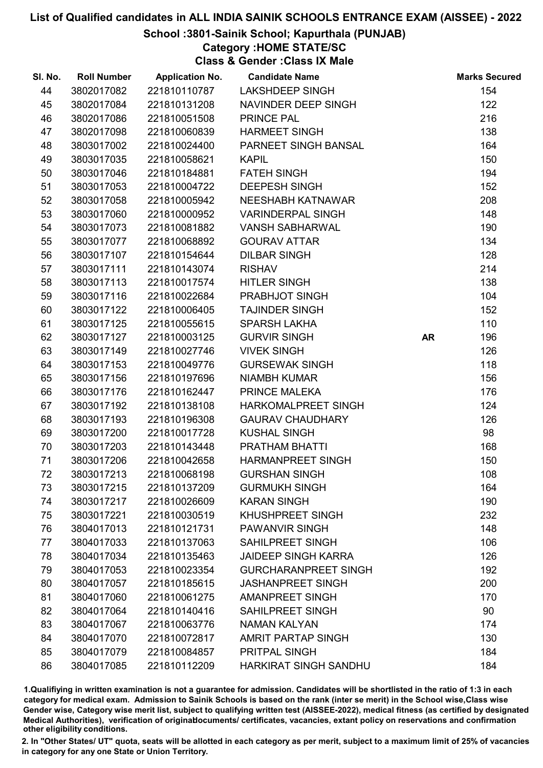# List of Qualified candidates in ALL INDIA SAINIK SCHOOLS ENTRANCE EXAM (AISSEE) - 2022

## School :3801-Sainik School; Kapurthala (PUNJAB)

### Category :HOME STATE/SC

### Class & Gender :Class IX Male

| Sl. No. | Roll Number | Application No. | Candidate Name | | Marks Secured |
|---|---|---|---|---|---|
| 44 | 3802017082 | 221810110787 | LAKSHDEEP SINGH | | 154 |
| 45 | 3802017084 | 221810131208 | NAVINDER DEEP SINGH | | 122 |
| 46 | 3802017086 | 221810051508 | PRINCE PAL | | 216 |
| 47 | 3802017098 | 221810060839 | HARMEET SINGH | | 138 |
| 48 | 3803017002 | 221810024400 | PARNEET SINGH BANSAL | | 164 |
| 49 | 3803017035 | 221810058621 | KAPIL | | 150 |
| 50 | 3803017046 | 221810184881 | FATEH SINGH | | 194 |
| 51 | 3803017053 | 221810004722 | DEEPESH SINGH | | 152 |
| 52 | 3803017058 | 221810005942 | NEESHABH KATNAWAR | | 208 |
| 53 | 3803017060 | 221810000952 | VARINDERPAL SINGH | | 148 |
| 54 | 3803017073 | 221810081882 | VANSH SABHARWAL | | 190 |
| 55 | 3803017077 | 221810068892 | GOURAV ATTAR | | 134 |
| 56 | 3803017107 | 221810154644 | DILBAR SINGH | | 128 |
| 57 | 3803017111 | 221810143074 | RISHAV | | 214 |
| 58 | 3803017113 | 221810017574 | HITLER SINGH | | 138 |
| 59 | 3803017116 | 221810022684 | PRABHJOT SINGH | | 104 |
| 60 | 3803017122 | 221810006405 | TAJINDER SINGH | | 152 |
| 61 | 3803017125 | 221810055615 | SPARSH LAKHA | | 110 |
| 62 | 3803017127 | 221810003125 | GURVIR SINGH | AR | 196 |
| 63 | 3803017149 | 221810027746 | VIVEK SINGH | | 126 |
| 64 | 3803017153 | 221810049776 | GURSEWAK SINGH | | 118 |
| 65 | 3803017156 | 221810197696 | NIAMBH KUMAR | | 156 |
| 66 | 3803017176 | 221810162447 | PRINCE MALEKA | | 176 |
| 67 | 3803017192 | 221810138108 | HARKOMALPREET SINGH | | 124 |
| 68 | 3803017193 | 221810196308 | GAURAV CHAUDHARY | | 126 |
| 69 | 3803017200 | 221810017728 | KUSHAL SINGH | | 98 |
| 70 | 3803017203 | 221810143448 | PRATHAM BHATTI | | 168 |
| 71 | 3803017206 | 221810042658 | HARMANPREET SINGH | | 150 |
| 72 | 3803017213 | 221810068198 | GURSHAN SINGH | | 108 |
| 73 | 3803017215 | 221810137209 | GURMUKH SINGH | | 164 |
| 74 | 3803017217 | 221810026609 | KARAN SINGH | | 190 |
| 75 | 3803017221 | 221810030519 | KHUSHPREET SINGH | | 232 |
| 76 | 3804017013 | 221810121731 | PAWANVIR SINGH | | 148 |
| 77 | 3804017033 | 221810137063 | SAHILPREET SINGH | | 106 |
| 78 | 3804017034 | 221810135463 | JAIDEEP SINGH KARRA | | 126 |
| 79 | 3804017053 | 221810023354 | GURCHARANPREET SINGH | | 192 |
| 80 | 3804017057 | 221810185615 | JASHANPREET SINGH | | 200 |
| 81 | 3804017060 | 221810061275 | AMANPREET SINGH | | 170 |
| 82 | 3804017064 | 221810140416 | SAHILPREET SINGH | | 90 |
| 83 | 3804017067 | 221810063776 | NAMAN KALYAN | | 174 |
| 84 | 3804017070 | 221810072817 | AMRIT PARTAP SINGH | | 130 |
| 85 | 3804017079 | 221810084857 | PRITPAL SINGH | | 184 |
| 86 | 3804017085 | 221810112209 | HARKIRAT SINGH SANDHU | | 184 |

1.Qualifiying in written examination is not a guarantee for admission. Candidates will be shortlisted in the ratio of 1:3 in each category for medical exam. Admission to Sainik Schools is based on the rank (inter se merit) in the School wise,Class wise Gender wise, Category wise merit list, subject to qualifying written test (AISSEE-2022), medical fitness (as certified by designated Medical Authorities), verification of originaldocuments/ certificates, vacancies, extant policy on reservations and confirmation other eligibility conditions.

2. In "Other States/ UT" quota, seats will be allotted in each category as per merit, subject to a maximum limit of 25% of vacancies in category for any one State or Union Territory.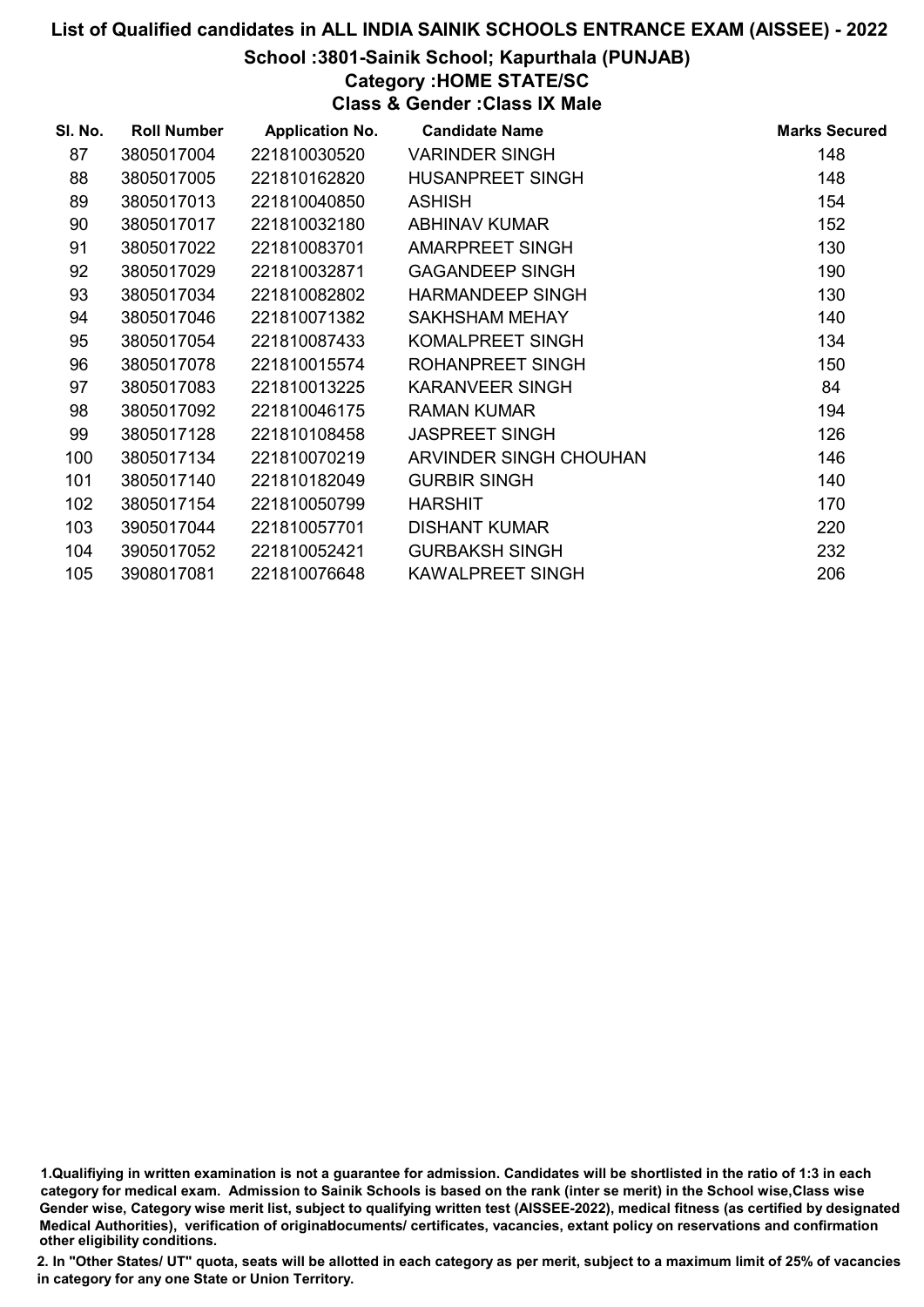# List of Qualified candidates in ALL INDIA SAINIK SCHOOLS ENTRANCE EXAM (AISSEE) - 2022

## School :3801-Sainik School; Kapurthala (PUNJAB)

### Category :HOME STATE/SC

### Class & Gender :Class IX Male

| Sl. No. | Roll Number | Application No. | Candidate Name | Marks Secured |
|---|---|---|---|---|
| 87 | 3805017004 | 221810030520 | VARINDER SINGH | 148 |
| 88 | 3805017005 | 221810162820 | HUSANPREET SINGH | 148 |
| 89 | 3805017013 | 221810040850 | ASHISH | 154 |
| 90 | 3805017017 | 221810032180 | ABHINAV KUMAR | 152 |
| 91 | 3805017022 | 221810083701 | AMARPREET SINGH | 130 |
| 92 | 3805017029 | 221810032871 | GAGANDEEP SINGH | 190 |
| 93 | 3805017034 | 221810082802 | HARMANDEEP SINGH | 130 |
| 94 | 3805017046 | 221810071382 | SAKHSHAM MEHAY | 140 |
| 95 | 3805017054 | 221810087433 | KOMALPREET SINGH | 134 |
| 96 | 3805017078 | 221810015574 | ROHANPREET SINGH | 150 |
| 97 | 3805017083 | 221810013225 | KARANVEER SINGH | 84 |
| 98 | 3805017092 | 221810046175 | RAMAN KUMAR | 194 |
| 99 | 3805017128 | 221810108458 | JASPREET SINGH | 126 |
| 100 | 3805017134 | 221810070219 | ARVINDER SINGH CHOUHAN | 146 |
| 101 | 3805017140 | 221810182049 | GURBIR SINGH | 140 |
| 102 | 3805017154 | 221810050799 | HARSHIT | 170 |
| 103 | 3905017044 | 221810057701 | DISHANT KUMAR | 220 |
| 104 | 3905017052 | 221810052421 | GURBAKSH SINGH | 232 |
| 105 | 3908017081 | 221810076648 | KAWALPREET SINGH | 206 |

1.Qualifiying in written examination is not a guarantee for admission. Candidates will be shortlisted in the ratio of 1:3 in each category for medical exam. Admission to Sainik Schools is based on the rank (inter se merit) in the School wise,Class wise Gender wise, Category wise merit list, subject to qualifying written test (AISSEE-2022), medical fitness (as certified by designated Medical Authorities), verification of originaldocuments/ certificates, vacancies, extant policy on reservations and confirmation other eligibility conditions.

2. In "Other States/ UT" quota, seats will be allotted in each category as per merit, subject to a maximum limit of 25% of vacancies in category for any one State or Union Territory.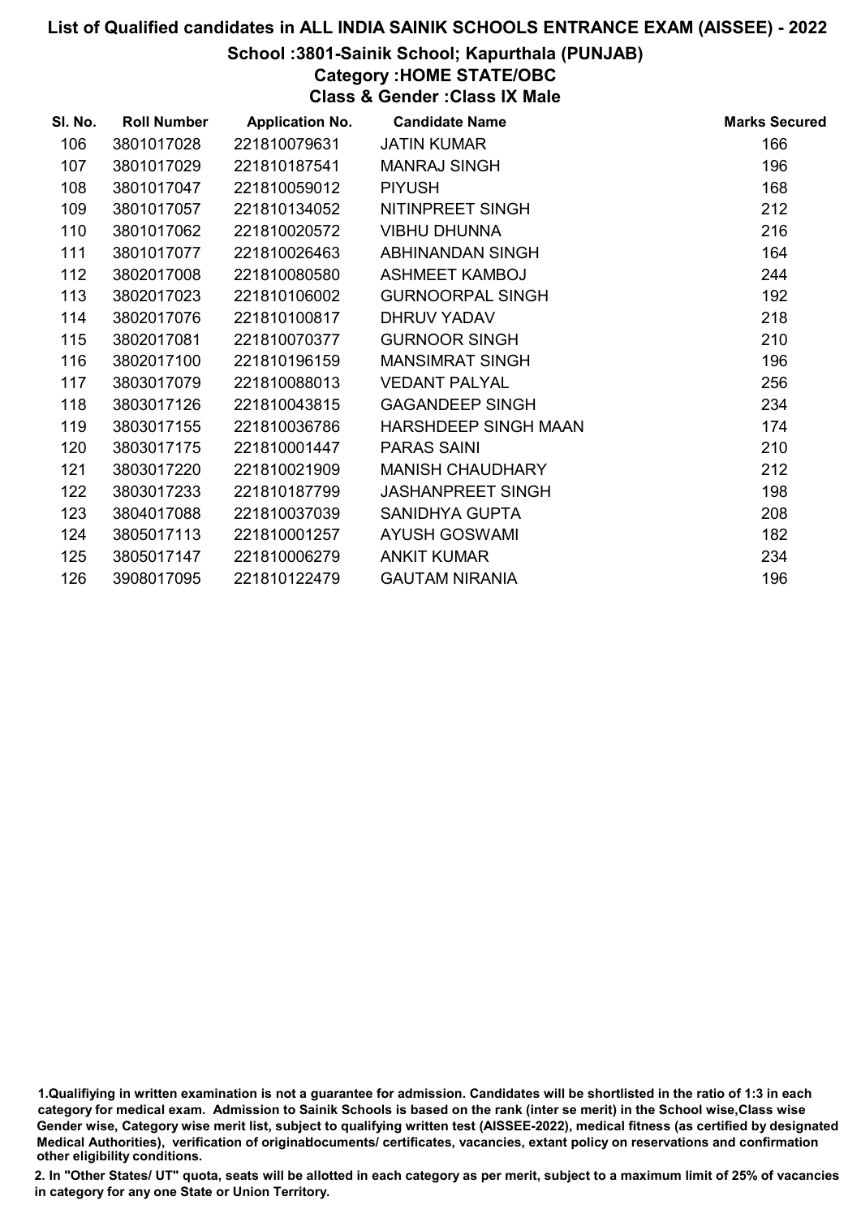# List of Qualified candidates in ALL INDIA SAINIK SCHOOLS ENTRANCE EXAM (AISSEE) - 2022

## School :3801-Sainik School; Kapurthala (PUNJAB)

### Category :HOME STATE/OBC

### Class & Gender :Class IX Male

| Sl. No. | Roll Number | Application No. | Candidate Name | Marks Secured |
|---|---|---|---|---|
| 106 | 3801017028 | 221810079631 | JATIN KUMAR | 166 |
| 107 | 3801017029 | 221810187541 | MANRAJ SINGH | 196 |
| 108 | 3801017047 | 221810059012 | PIYUSH | 168 |
| 109 | 3801017057 | 221810134052 | NITINPREET SINGH | 212 |
| 110 | 3801017062 | 221810020572 | VIBHU DHUNNA | 216 |
| 111 | 3801017077 | 221810026463 | ABHINANDAN SINGH | 164 |
| 112 | 3802017008 | 221810080580 | ASHMEET KAMBOJ | 244 |
| 113 | 3802017023 | 221810106002 | GURNOORPAL SINGH | 192 |
| 114 | 3802017076 | 221810100817 | DHRUV YADAV | 218 |
| 115 | 3802017081 | 221810070377 | GURNOOR SINGH | 210 |
| 116 | 3802017100 | 221810196159 | MANSIMRAT SINGH | 196 |
| 117 | 3803017079 | 221810088013 | VEDANT PALYAL | 256 |
| 118 | 3803017126 | 221810043815 | GAGANDEEP SINGH | 234 |
| 119 | 3803017155 | 221810036786 | HARSHDEEP SINGH MAAN | 174 |
| 120 | 3803017175 | 221810001447 | PARAS SAINI | 210 |
| 121 | 3803017220 | 221810021909 | MANISH CHAUDHARY | 212 |
| 122 | 3803017233 | 221810187799 | JASHANPREET SINGH | 198 |
| 123 | 3804017088 | 221810037039 | SANIDHYA GUPTA | 208 |
| 124 | 3805017113 | 221810001257 | AYUSH GOSWAMI | 182 |
| 125 | 3805017147 | 221810006279 | ANKIT KUMAR | 234 |
| 126 | 3908017095 | 221810122479 | GAUTAM NIRANIA | 196 |

1.Qualifiying in written examination is not a guarantee for admission. Candidates will be shortlisted in the ratio of 1:3 in each category for medical exam. Admission to Sainik Schools is based on the rank (inter se merit) in the School wise,Class wise Gender wise, Category wise merit list, subject to qualifying written test (AISSEE-2022), medical fitness (as certified by designated Medical Authorities), verification of originaldocuments/ certificates, vacancies, extant policy on reservations and confirmation other eligibility conditions.

2. In "Other States/ UT" quota, seats will be allotted in each category as per merit, subject to a maximum limit of 25% of vacancies in category for any one State or Union Territory.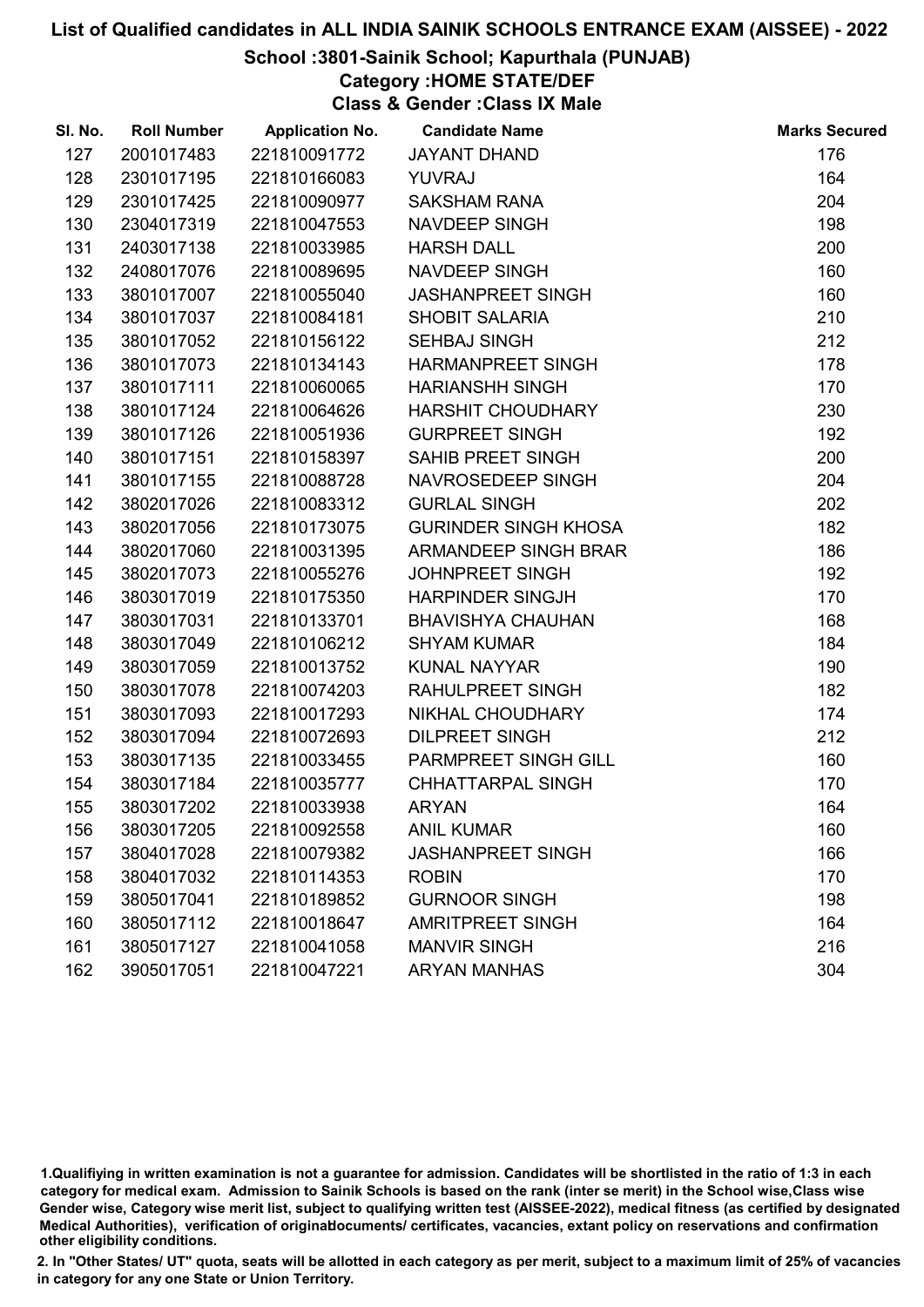# List of Qualified candidates in ALL INDIA SAINIK SCHOOLS ENTRANCE EXAM (AISSEE) - 2022

## School :3801-Sainik School; Kapurthala (PUNJAB)

### Category :HOME STATE/DEF

### Class & Gender :Class IX Male

| Sl. No. | Roll Number | Application No. | Candidate Name | Marks Secured |
|---|---|---|---|---|
| 127 | 2001017483 | 221810091772 | JAYANT DHAND | 176 |
| 128 | 2301017195 | 221810166083 | YUVRAJ | 164 |
| 129 | 2301017425 | 221810090977 | SAKSHAM RANA | 204 |
| 130 | 2304017319 | 221810047553 | NAVDEEP SINGH | 198 |
| 131 | 2403017138 | 221810033985 | HARSH DALL | 200 |
| 132 | 2408017076 | 221810089695 | NAVDEEP SINGH | 160 |
| 133 | 3801017007 | 221810055040 | JASHANPREET SINGH | 160 |
| 134 | 3801017037 | 221810084181 | SHOBIT SALARIA | 210 |
| 135 | 3801017052 | 221810156122 | SEHBAJ SINGH | 212 |
| 136 | 3801017073 | 221810134143 | HARMANPREET SINGH | 178 |
| 137 | 3801017111 | 221810060065 | HARIANSHH SINGH | 170 |
| 138 | 3801017124 | 221810064626 | HARSHIT CHOUDHARY | 230 |
| 139 | 3801017126 | 221810051936 | GURPREET SINGH | 192 |
| 140 | 3801017151 | 221810158397 | SAHIB PREET SINGH | 200 |
| 141 | 3801017155 | 221810088728 | NAVROSEDEEP SINGH | 204 |
| 142 | 3802017026 | 221810083312 | GURLAL SINGH | 202 |
| 143 | 3802017056 | 221810173075 | GURINDER SINGH KHOSA | 182 |
| 144 | 3802017060 | 221810031395 | ARMANDEEP SINGH BRAR | 186 |
| 145 | 3802017073 | 221810055276 | JOHNPREET SINGH | 192 |
| 146 | 3803017019 | 221810175350 | HARPINDER SINGJH | 170 |
| 147 | 3803017031 | 221810133701 | BHAVISHYA CHAUHAN | 168 |
| 148 | 3803017049 | 221810106212 | SHYAM KUMAR | 184 |
| 149 | 3803017059 | 221810013752 | KUNAL NAYYAR | 190 |
| 150 | 3803017078 | 221810074203 | RAHULPREET SINGH | 182 |
| 151 | 3803017093 | 221810017293 | NIKHAL CHOUDHARY | 174 |
| 152 | 3803017094 | 221810072693 | DILPREET SINGH | 212 |
| 153 | 3803017135 | 221810033455 | PARMPREET SINGH GILL | 160 |
| 154 | 3803017184 | 221810035777 | CHHATTARPAL SINGH | 170 |
| 155 | 3803017202 | 221810033938 | ARYAN | 164 |
| 156 | 3803017205 | 221810092558 | ANIL KUMAR | 160 |
| 157 | 3804017028 | 221810079382 | JASHANPREET SINGH | 166 |
| 158 | 3804017032 | 221810114353 | ROBIN | 170 |
| 159 | 3805017041 | 221810189852 | GURNOOR SINGH | 198 |
| 160 | 3805017112 | 221810018647 | AMRITPREET SINGH | 164 |
| 161 | 3805017127 | 221810041058 | MANVIR SINGH | 216 |
| 162 | 3905017051 | 221810047221 | ARYAN MANHAS | 304 |

1.Qualifiying in written examination is not a guarantee for admission. Candidates will be shortlisted in the ratio of 1:3 in each category for medical exam. Admission to Sainik Schools is based on the rank (inter se merit) in the School wise,Class wise Gender wise, Category wise merit list, subject to qualifying written test (AISSEE-2022), medical fitness (as certified by designated Medical Authorities), verification of originaldocuments/ certificates, vacancies, extant policy on reservations and confirmation other eligibility conditions.

2. In "Other States/ UT" quota, seats will be allotted in each category as per merit, subject to a maximum limit of 25% of vacancies in category for any one State or Union Territory.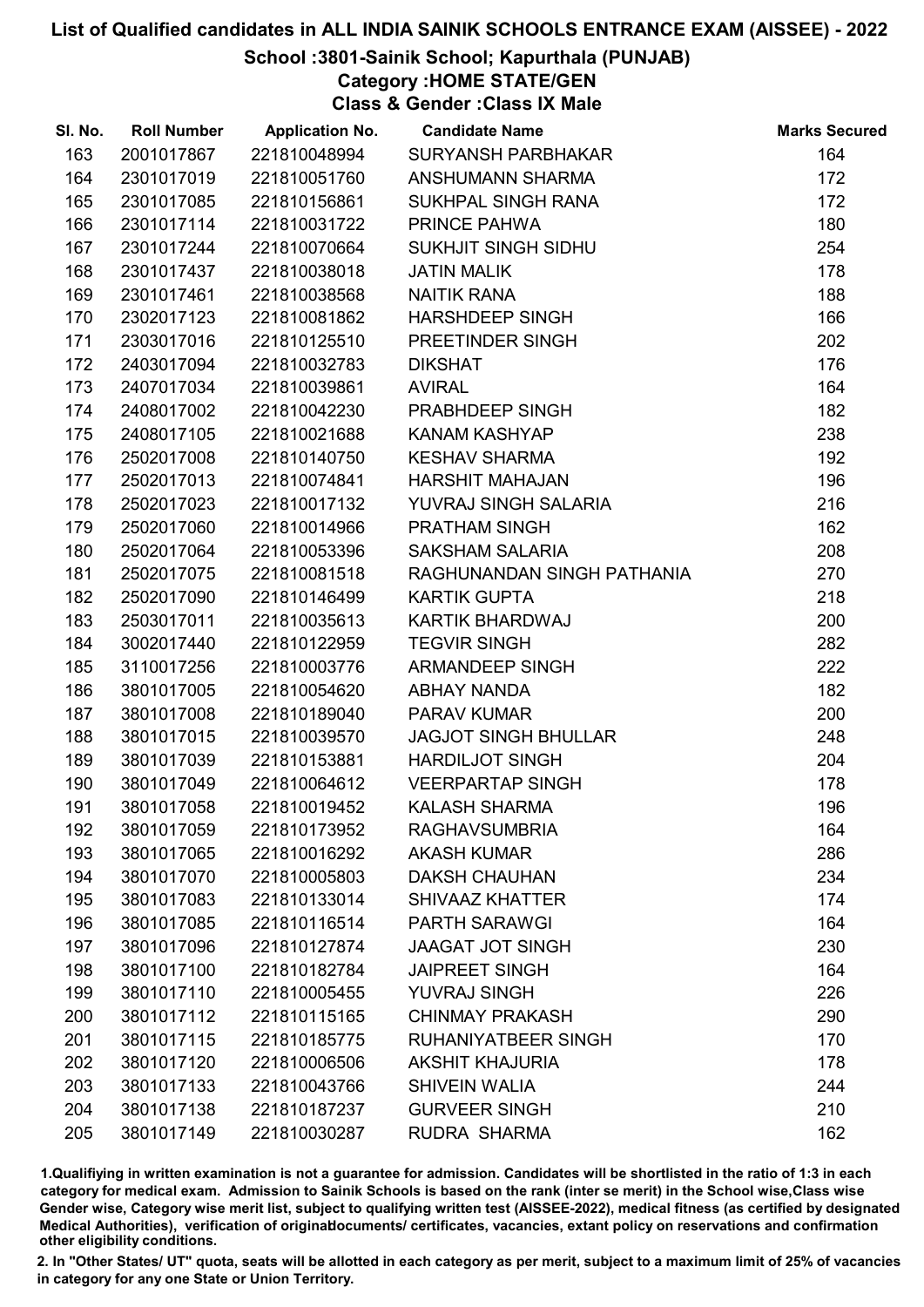# List of Qualified candidates in ALL INDIA SAINIK SCHOOLS ENTRANCE EXAM (AISSEE) - 2022

## School :3801-Sainik School; Kapurthala (PUNJAB)

### Category :HOME STATE/GEN

### Class & Gender :Class IX Male

| Sl. No. | Roll Number | Application No. | Candidate Name | Marks Secured |
|---|---|---|---|---|
| 163 | 2001017867 | 221810048994 | SURYANSH PARBHAKAR | 164 |
| 164 | 2301017019 | 221810051760 | ANSHUMANN SHARMA | 172 |
| 165 | 2301017085 | 221810156861 | SUKHPAL SINGH RANA | 172 |
| 166 | 2301017114 | 221810031722 | PRINCE PAHWA | 180 |
| 167 | 2301017244 | 221810070664 | SUKHJIT SINGH SIDHU | 254 |
| 168 | 2301017437 | 221810038018 | JATIN MALIK | 178 |
| 169 | 2301017461 | 221810038568 | NAITIK RANA | 188 |
| 170 | 2302017123 | 221810081862 | HARSHDEEP SINGH | 166 |
| 171 | 2303017016 | 221810125510 | PREETINDER SINGH | 202 |
| 172 | 2403017094 | 221810032783 | DIKSHAT | 176 |
| 173 | 2407017034 | 221810039861 | AVIRAL | 164 |
| 174 | 2408017002 | 221810042230 | PRABHDEEP SINGH | 182 |
| 175 | 2408017105 | 221810021688 | KANAM KASHYAP | 238 |
| 176 | 2502017008 | 221810140750 | KESHAV SHARMA | 192 |
| 177 | 2502017013 | 221810074841 | HARSHIT MAHAJAN | 196 |
| 178 | 2502017023 | 221810017132 | YUVRAJ SINGH SALARIA | 216 |
| 179 | 2502017060 | 221810014966 | PRATHAM SINGH | 162 |
| 180 | 2502017064 | 221810053396 | SAKSHAM SALARIA | 208 |
| 181 | 2502017075 | 221810081518 | RAGHUNANDAN SINGH PATHANIA | 270 |
| 182 | 2502017090 | 221810146499 | KARTIK GUPTA | 218 |
| 183 | 2503017011 | 221810035613 | KARTIK BHARDWAJ | 200 |
| 184 | 3002017440 | 221810122959 | TEGVIR SINGH | 282 |
| 185 | 3110017256 | 221810003776 | ARMANDEEP SINGH | 222 |
| 186 | 3801017005 | 221810054620 | ABHAY NANDA | 182 |
| 187 | 3801017008 | 221810189040 | PARAV KUMAR | 200 |
| 188 | 3801017015 | 221810039570 | JAGJOT SINGH BHULLAR | 248 |
| 189 | 3801017039 | 221810153881 | HARDILJOT SINGH | 204 |
| 190 | 3801017049 | 221810064612 | VEERPARTAP SINGH | 178 |
| 191 | 3801017058 | 221810019452 | KALASH SHARMA | 196 |
| 192 | 3801017059 | 221810173952 | RAGHAVSUMBRIA | 164 |
| 193 | 3801017065 | 221810016292 | AKASH KUMAR | 286 |
| 194 | 3801017070 | 221810005803 | DAKSH CHAUHAN | 234 |
| 195 | 3801017083 | 221810133014 | SHIVAAZ KHATTER | 174 |
| 196 | 3801017085 | 221810116514 | PARTH SARAWGI | 164 |
| 197 | 3801017096 | 221810127874 | JAAGAT JOT SINGH | 230 |
| 198 | 3801017100 | 221810182784 | JAIPREET SINGH | 164 |
| 199 | 3801017110 | 221810005455 | YUVRAJ SINGH | 226 |
| 200 | 3801017112 | 221810115165 | CHINMAY PRAKASH | 290 |
| 201 | 3801017115 | 221810185775 | RUHANIYATBEER SINGH | 170 |
| 202 | 3801017120 | 221810006506 | AKSHIT KHAJURIA | 178 |
| 203 | 3801017133 | 221810043766 | SHIVEIN WALIA | 244 |
| 204 | 3801017138 | 221810187237 | GURVEER SINGH | 210 |
| 205 | 3801017149 | 221810030287 | RUDRA SHARMA | 162 |

1.Qualifying in written examination is not a guarantee for admission. Candidates will be shortlisted in the ratio of 1:3 in each category for medical exam. Admission to Sainik Schools is based on the rank (inter se merit) in the School wise,Class wise Gender wise, Category wise merit list, subject to qualifying written test (AISSEE-2022), medical fitness (as certified by designated Medical Authorities), verification of originaldocuments/ certificates, vacancies, extant policy on reservations and confirmation other eligibility conditions.

2. In "Other States/ UT" quota, seats will be allotted in each category as per merit, subject to a maximum limit of 25% of vacancies in category for any one State or Union Territory.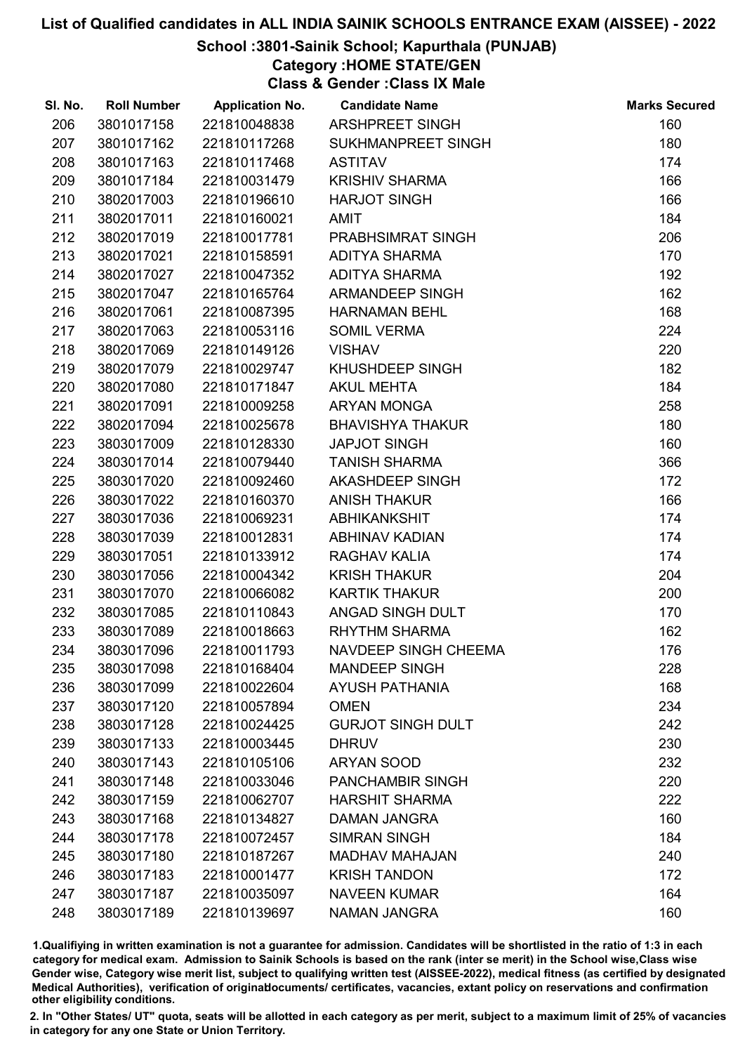# List of Qualified candidates in ALL INDIA SAINIK SCHOOLS ENTRANCE EXAM (AISSEE) - 2022

## School :3801-Sainik School; Kapurthala (PUNJAB)

### Category :HOME STATE/GEN

### Class & Gender :Class IX Male

| Sl. No. | Roll Number | Application No. | Candidate Name | Marks Secured |
|---|---|---|---|---|
| 206 | 3801017158 | 221810048838 | ARSHPREET SINGH | 160 |
| 207 | 3801017162 | 221810117268 | SUKHMANPREET SINGH | 180 |
| 208 | 3801017163 | 221810117468 | ASTITAV | 174 |
| 209 | 3801017184 | 221810031479 | KRISHIV SHARMA | 166 |
| 210 | 3802017003 | 221810196610 | HARJOT SINGH | 166 |
| 211 | 3802017011 | 221810160021 | AMIT | 184 |
| 212 | 3802017019 | 221810017781 | PRABHSIMRAT SINGH | 206 |
| 213 | 3802017021 | 221810158591 | ADITYA SHARMA | 170 |
| 214 | 3802017027 | 221810047352 | ADITYA SHARMA | 192 |
| 215 | 3802017047 | 221810165764 | ARMANDEEP SINGH | 162 |
| 216 | 3802017061 | 221810087395 | HARNAMAN BEHL | 168 |
| 217 | 3802017063 | 221810053116 | SOMIL VERMA | 224 |
| 218 | 3802017069 | 221810149126 | VISHAV | 220 |
| 219 | 3802017079 | 221810029747 | KHUSHDEEP SINGH | 182 |
| 220 | 3802017080 | 221810171847 | AKUL MEHTA | 184 |
| 221 | 3802017091 | 221810009258 | ARYAN MONGA | 258 |
| 222 | 3802017094 | 221810025678 | BHAVISHYA THAKUR | 180 |
| 223 | 3803017009 | 221810128330 | JAPJOT SINGH | 160 |
| 224 | 3803017014 | 221810079440 | TANISH SHARMA | 366 |
| 225 | 3803017020 | 221810092460 | AKASHDEEP SINGH | 172 |
| 226 | 3803017022 | 221810160370 | ANISH THAKUR | 166 |
| 227 | 3803017036 | 221810069231 | ABHIKANKSHIT | 174 |
| 228 | 3803017039 | 221810012831 | ABHINAV KADIAN | 174 |
| 229 | 3803017051 | 221810133912 | RAGHAV KALIA | 174 |
| 230 | 3803017056 | 221810004342 | KRISH THAKUR | 204 |
| 231 | 3803017070 | 221810066082 | KARTIK THAKUR | 200 |
| 232 | 3803017085 | 221810110843 | ANGAD SINGH DULT | 170 |
| 233 | 3803017089 | 221810018663 | RHYTHM SHARMA | 162 |
| 234 | 3803017096 | 221810011793 | NAVDEEP SINGH CHEEMA | 176 |
| 235 | 3803017098 | 221810168404 | MANDEEP SINGH | 228 |
| 236 | 3803017099 | 221810022604 | AYUSH PATHANIA | 168 |
| 237 | 3803017120 | 221810057894 | OMEN | 234 |
| 238 | 3803017128 | 221810024425 | GURJOT SINGH DULT | 242 |
| 239 | 3803017133 | 221810003445 | DHRUV | 230 |
| 240 | 3803017143 | 221810105106 | ARYAN SOOD | 232 |
| 241 | 3803017148 | 221810033046 | PANCHAMBIR SINGH | 220 |
| 242 | 3803017159 | 221810062707 | HARSHIT SHARMA | 222 |
| 243 | 3803017168 | 221810134827 | DAMAN JANGRA | 160 |
| 244 | 3803017178 | 221810072457 | SIMRAN SINGH | 184 |
| 245 | 3803017180 | 221810187267 | MADHAV MAHAJAN | 240 |
| 246 | 3803017183 | 221810001477 | KRISH TANDON | 172 |
| 247 | 3803017187 | 221810035097 | NAVEEN KUMAR | 164 |
| 248 | 3803017189 | 221810139697 | NAMAN JANGRA | 160 |

1.Qualifiying in written examination is not a guarantee for admission. Candidates will be shortlisted in the ratio of 1:3 in each category for medical exam. Admission to Sainik Schools is based on the rank (inter se merit) in the School wise,Class wise Gender wise, Category wise merit list, subject to qualifying written test (AISSEE-2022), medical fitness (as certified by designated Medical Authorities), verification of originaldocuments/ certificates, vacancies, extant policy on reservations and confirmation other eligibility conditions.

2. In "Other States/ UT" quota, seats will be allotted in each category as per merit, subject to a maximum limit of 25% of vacancies in category for any one State or Union Territory.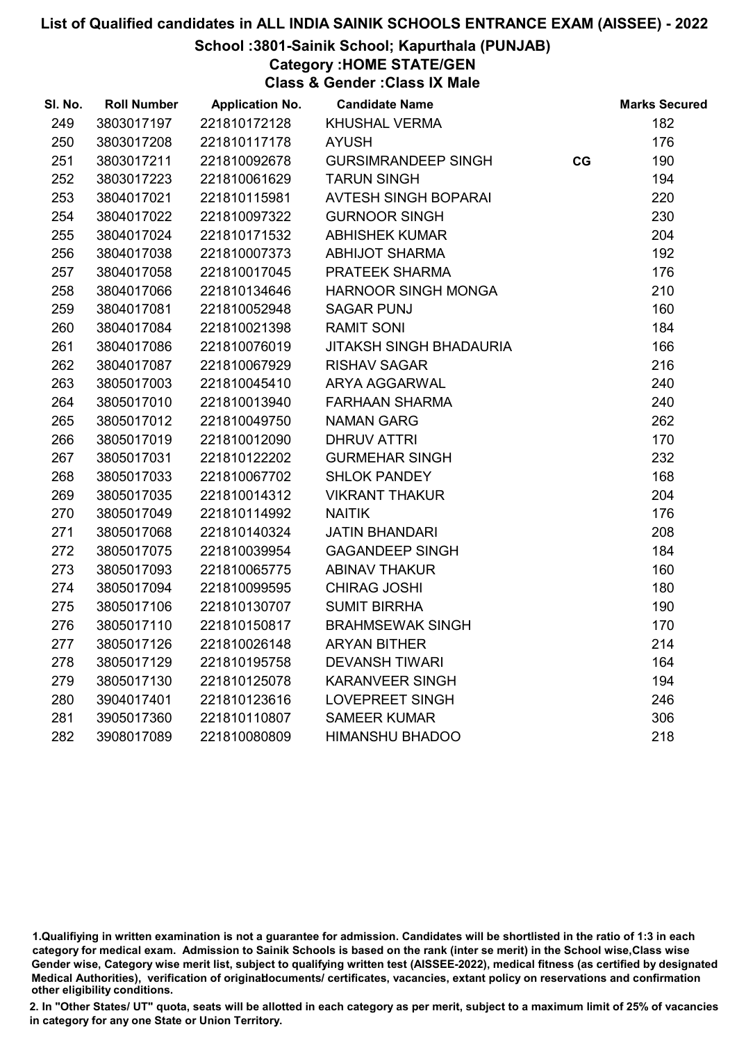# List of Qualified candidates in ALL INDIA SAINIK SCHOOLS ENTRANCE EXAM (AISSEE) - 2022

## School :3801-Sainik School; Kapurthala (PUNJAB)

### Category :HOME STATE/GEN

### Class & Gender :Class IX Male

| Sl. No. | Roll Number | Application No. | Candidate Name | | Marks Secured |
|---|---|---|---|---|---|
| 249 | 3803017197 | 221810172128 | KHUSHAL VERMA | | 182 |
| 250 | 3803017208 | 221810117178 | AYUSH | | 176 |
| 251 | 3803017211 | 221810092678 | GURSIMRANDEEP SINGH | CG | 190 |
| 252 | 3803017223 | 221810061629 | TARUN SINGH | | 194 |
| 253 | 3804017021 | 221810115981 | AVTESH SINGH BOPARAI | | 220 |
| 254 | 3804017022 | 221810097322 | GURNOOR SINGH | | 230 |
| 255 | 3804017024 | 221810171532 | ABHISHEK KUMAR | | 204 |
| 256 | 3804017038 | 221810007373 | ABHIJOT SHARMA | | 192 |
| 257 | 3804017058 | 221810017045 | PRATEEK SHARMA | | 176 |
| 258 | 3804017066 | 221810134646 | HARNOOR SINGH MONGA | | 210 |
| 259 | 3804017081 | 221810052948 | SAGAR PUNJ | | 160 |
| 260 | 3804017084 | 221810021398 | RAMIT SONI | | 184 |
| 261 | 3804017086 | 221810076019 | JITAKSH SINGH BHADAURIA | | 166 |
| 262 | 3804017087 | 221810067929 | RISHAV SAGAR | | 216 |
| 263 | 3805017003 | 221810045410 | ARYA AGGARWAL | | 240 |
| 264 | 3805017010 | 221810013940 | FARHAAN SHARMA | | 240 |
| 265 | 3805017012 | 221810049750 | NAMAN GARG | | 262 |
| 266 | 3805017019 | 221810012090 | DHRUV ATTRI | | 170 |
| 267 | 3805017031 | 221810122202 | GURMEHAR SINGH | | 232 |
| 268 | 3805017033 | 221810067702 | SHLOK PANDEY | | 168 |
| 269 | 3805017035 | 221810014312 | VIKRANT THAKUR | | 204 |
| 270 | 3805017049 | 221810114992 | NAITIK | | 176 |
| 271 | 3805017068 | 221810140324 | JATIN BHANDARI | | 208 |
| 272 | 3805017075 | 221810039954 | GAGANDEEP SINGH | | 184 |
| 273 | 3805017093 | 221810065775 | ABINAV THAKUR | | 160 |
| 274 | 3805017094 | 221810099595 | CHIRAG JOSHI | | 180 |
| 275 | 3805017106 | 221810130707 | SUMIT BIRRHA | | 190 |
| 276 | 3805017110 | 221810150817 | BRAHMSEWAK SINGH | | 170 |
| 277 | 3805017126 | 221810026148 | ARYAN BITHER | | 214 |
| 278 | 3805017129 | 221810195758 | DEVANSH TIWARI | | 164 |
| 279 | 3805017130 | 221810125078 | KARANVEER SINGH | | 194 |
| 280 | 3904017401 | 221810123616 | LOVEPREET SINGH | | 246 |
| 281 | 3905017360 | 221810110807 | SAMEER KUMAR | | 306 |
| 282 | 3908017089 | 221810080809 | HIMANSHU BHADOO | | 218 |

1.Qualifiying in written examination is not a guarantee for admission. Candidates will be shortlisted in the ratio of 1:3 in each category for medical exam. Admission to Sainik Schools is based on the rank (inter se merit) in the School wise,Class wise Gender wise, Category wise merit list, subject to qualifying written test (AISSEE-2022), medical fitness (as certified by designated Medical Authorities), verification of originaldocuments/ certificates, vacancies, extant policy on reservations and confirmation other eligibility conditions.

2. In "Other States/ UT" quota, seats will be allotted in each category as per merit, subject to a maximum limit of 25% of vacancies in category for any one State or Union Territory.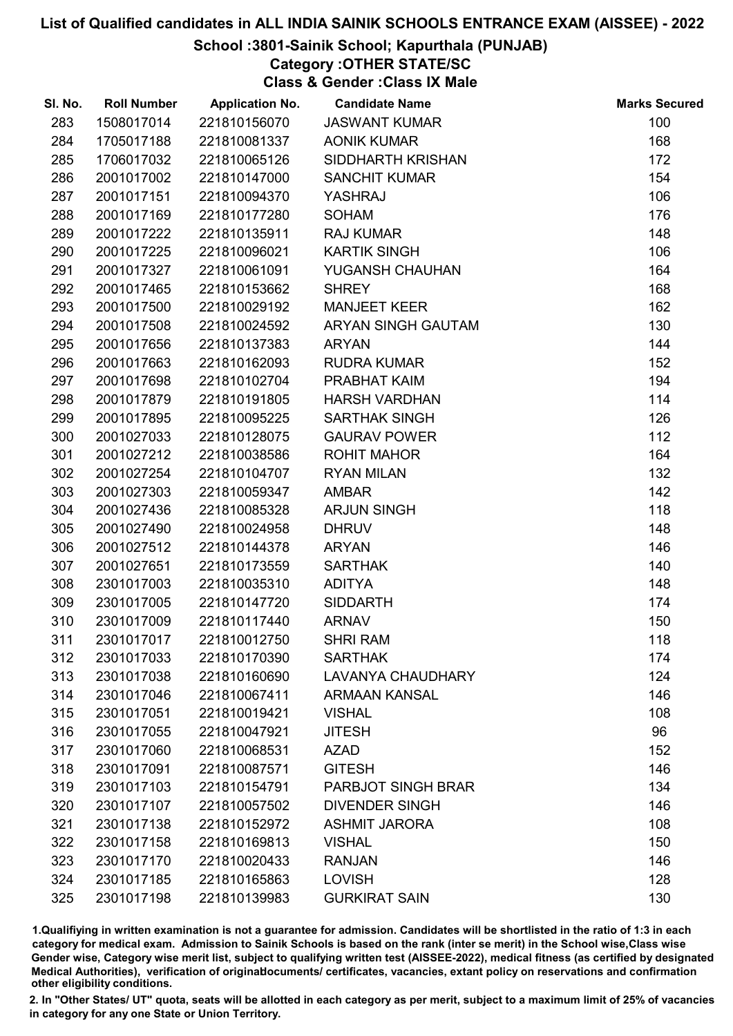# List of Qualified candidates in ALL INDIA SAINIK SCHOOLS ENTRANCE EXAM (AISSEE) - 2022

## School :3801-Sainik School; Kapurthala (PUNJAB)

### Category :OTHER STATE/SC

### Class & Gender :Class IX Male

| Sl. No. | Roll Number | Application No. | Candidate Name | Marks Secured |
|---|---|---|---|---|
| 283 | 1508017014 | 221810156070 | JASWANT KUMAR | 100 |
| 284 | 1705017188 | 221810081337 | AONIK KUMAR | 168 |
| 285 | 1706017032 | 221810065126 | SIDDHARTH KRISHAN | 172 |
| 286 | 2001017002 | 221810147000 | SANCHIT KUMAR | 154 |
| 287 | 2001017151 | 221810094370 | YASHRAJ | 106 |
| 288 | 2001017169 | 221810177280 | SOHAM | 176 |
| 289 | 2001017222 | 221810135911 | RAJ KUMAR | 148 |
| 290 | 2001017225 | 221810096021 | KARTIK SINGH | 106 |
| 291 | 2001017327 | 221810061091 | YUGANSH CHAUHAN | 164 |
| 292 | 2001017465 | 221810153662 | SHREY | 168 |
| 293 | 2001017500 | 221810029192 | MANJEET KEER | 162 |
| 294 | 2001017508 | 221810024592 | ARYAN SINGH GAUTAM | 130 |
| 295 | 2001017656 | 221810137383 | ARYAN | 144 |
| 296 | 2001017663 | 221810162093 | RUDRA KUMAR | 152 |
| 297 | 2001017698 | 221810102704 | PRABHAT KAIM | 194 |
| 298 | 2001017879 | 221810191805 | HARSH VARDHAN | 114 |
| 299 | 2001017895 | 221810095225 | SARTHAK SINGH | 126 |
| 300 | 2001027033 | 221810128075 | GAURAV POWER | 112 |
| 301 | 2001027212 | 221810038586 | ROHIT MAHOR | 164 |
| 302 | 2001027254 | 221810104707 | RYAN MILAN | 132 |
| 303 | 2001027303 | 221810059347 | AMBAR | 142 |
| 304 | 2001027436 | 221810085328 | ARJUN SINGH | 118 |
| 305 | 2001027490 | 221810024958 | DHRUV | 148 |
| 306 | 2001027512 | 221810144378 | ARYAN | 146 |
| 307 | 2001027651 | 221810173559 | SARTHAK | 140 |
| 308 | 2301017003 | 221810035310 | ADITYA | 148 |
| 309 | 2301017005 | 221810147720 | SIDDARTH | 174 |
| 310 | 2301017009 | 221810117440 | ARNAV | 150 |
| 311 | 2301017017 | 221810012750 | SHRI RAM | 118 |
| 312 | 2301017033 | 221810170390 | SARTHAK | 174 |
| 313 | 2301017038 | 221810160690 | LAVANYA CHAUDHARY | 124 |
| 314 | 2301017046 | 221810067411 | ARMAAN KANSAL | 146 |
| 315 | 2301017051 | 221810019421 | VISHAL | 108 |
| 316 | 2301017055 | 221810047921 | JITESH | 96 |
| 317 | 2301017060 | 221810068531 | AZAD | 152 |
| 318 | 2301017091 | 221810087571 | GITESH | 146 |
| 319 | 2301017103 | 221810154791 | PARBJOT SINGH BRAR | 134 |
| 320 | 2301017107 | 221810057502 | DIVENDER SINGH | 146 |
| 321 | 2301017138 | 221810152972 | ASHMIT JARORA | 108 |
| 322 | 2301017158 | 221810169813 | VISHAL | 150 |
| 323 | 2301017170 | 221810020433 | RANJAN | 146 |
| 324 | 2301017185 | 221810165863 | LOVISH | 128 |
| 325 | 2301017198 | 221810139983 | GURKIRAT SAIN | 130 |

1.Qualifying in written examination is not a guarantee for admission. Candidates will be shortlisted in the ratio of 1:3 in each category for medical exam. Admission to Sainik Schools is based on the rank (inter se merit) in the School wise,Class wise Gender wise, Category wise merit list, subject to qualifying written test (AISSEE-2022), medical fitness (as certified by designated Medical Authorities), verification of originaldocuments/ certificates, vacancies, extant policy on reservations and confirmation other eligibility conditions.

2. In "Other States/ UT" quota, seats will be allotted in each category as per merit, subject to a maximum limit of 25% of vacancies in category for any one State or Union Territory.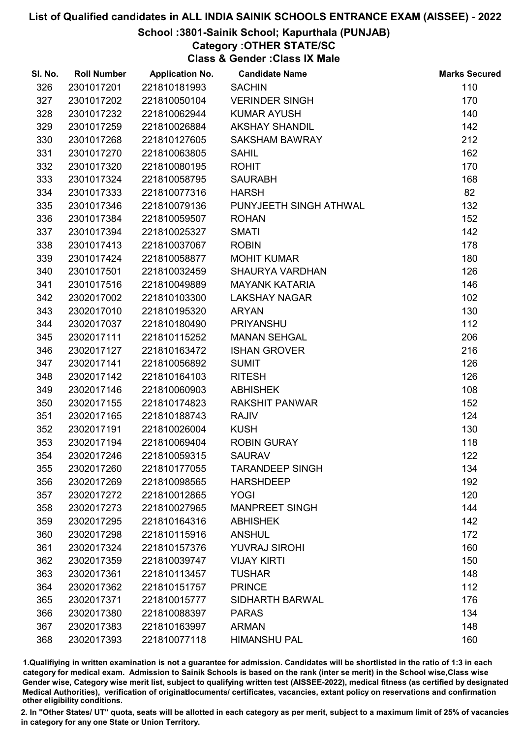# List of Qualified candidates in ALL INDIA SAINIK SCHOOLS ENTRANCE EXAM (AISSEE) - 2022

## School :3801-Sainik School; Kapurthala (PUNJAB)

### Category :OTHER STATE/SC

### Class & Gender :Class IX Male

| Sl. No. | Roll Number | Application No. | Candidate Name | Marks Secured |
|---|---|---|---|---|
| 326 | 2301017201 | 221810181993 | SACHIN | 110 |
| 327 | 2301017202 | 221810050104 | VERINDER SINGH | 170 |
| 328 | 2301017232 | 221810062944 | KUMAR AYUSH | 140 |
| 329 | 2301017259 | 221810026884 | AKSHAY SHANDIL | 142 |
| 330 | 2301017268 | 221810127605 | SAKSHAM BAWRAY | 212 |
| 331 | 2301017270 | 221810063805 | SAHIL | 162 |
| 332 | 2301017320 | 221810080195 | ROHIT | 170 |
| 333 | 2301017324 | 221810058795 | SAURABH | 168 |
| 334 | 2301017333 | 221810077316 | HARSH | 82 |
| 335 | 2301017346 | 221810079136 | PUNYJEETH SINGH ATHWAL | 132 |
| 336 | 2301017384 | 221810059507 | ROHAN | 152 |
| 337 | 2301017394 | 221810025327 | SMATI | 142 |
| 338 | 2301017413 | 221810037067 | ROBIN | 178 |
| 339 | 2301017424 | 221810058877 | MOHIT KUMAR | 180 |
| 340 | 2301017501 | 221810032459 | SHAURYA VARDHAN | 126 |
| 341 | 2301017516 | 221810049889 | MAYANK KATARIA | 146 |
| 342 | 2302017002 | 221810103300 | LAKSHAY NAGAR | 102 |
| 343 | 2302017010 | 221810195320 | ARYAN | 130 |
| 344 | 2302017037 | 221810180490 | PRIYANSHU | 112 |
| 345 | 2302017111 | 221810115252 | MANAN SEHGAL | 206 |
| 346 | 2302017127 | 221810163472 | ISHAN GROVER | 216 |
| 347 | 2302017141 | 221810056892 | SUMIT | 126 |
| 348 | 2302017142 | 221810164103 | RITESH | 126 |
| 349 | 2302017146 | 221810060903 | ABHISHEK | 108 |
| 350 | 2302017155 | 221810174823 | RAKSHIT PANWAR | 152 |
| 351 | 2302017165 | 221810188743 | RAJIV | 124 |
| 352 | 2302017191 | 221810026004 | KUSH | 130 |
| 353 | 2302017194 | 221810069404 | ROBIN GURAY | 118 |
| 354 | 2302017246 | 221810059315 | SAURAV | 122 |
| 355 | 2302017260 | 221810177055 | TARANDEEP SINGH | 134 |
| 356 | 2302017269 | 221810098565 | HARSHDEEP | 192 |
| 357 | 2302017272 | 221810012865 | YOGI | 120 |
| 358 | 2302017273 | 221810027965 | MANPREET SINGH | 144 |
| 359 | 2302017295 | 221810164316 | ABHISHEK | 142 |
| 360 | 2302017298 | 221810115916 | ANSHUL | 172 |
| 361 | 2302017324 | 221810157376 | YUVRAJ SIROHI | 160 |
| 362 | 2302017359 | 221810039747 | VIJAY KIRTI | 150 |
| 363 | 2302017361 | 221810113457 | TUSHAR | 148 |
| 364 | 2302017362 | 221810151757 | PRINCE | 112 |
| 365 | 2302017371 | 221810015777 | SIDHARTH BARWAL | 176 |
| 366 | 2302017380 | 221810088397 | PARAS | 134 |
| 367 | 2302017383 | 221810163997 | ARMAN | 148 |
| 368 | 2302017393 | 221810077118 | HIMANSHU PAL | 160 |

1.Qualifiying in written examination is not a guarantee for admission. Candidates will be shortlisted in the ratio of 1:3 in each category for medical exam. Admission to Sainik Schools is based on the rank (inter se merit) in the School wise,Class wise Gender wise, Category wise merit list, subject to qualifying written test (AISSEE-2022), medical fitness (as certified by designated Medical Authorities), verification of originaldocuments/ certificates, vacancies, extant policy on reservations and confirmation other eligibility conditions.

2. In "Other States/ UT" quota, seats will be allotted in each category as per merit, subject to a maximum limit of 25% of vacancies in category for any one State or Union Territory.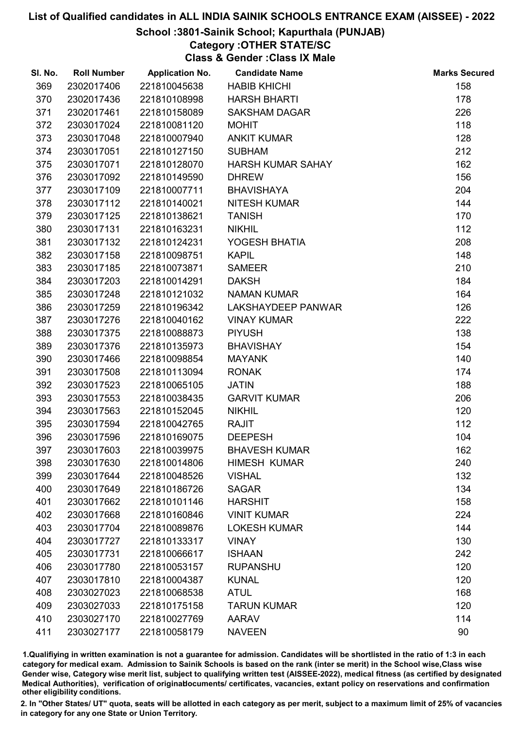# List of Qualified candidates in ALL INDIA SAINIK SCHOOLS ENTRANCE EXAM (AISSEE) - 2022

## School :3801-Sainik School; Kapurthala (PUNJAB)

### Category :OTHER STATE/SC

### Class & Gender :Class IX Male

| Sl. No. | Roll Number | Application No. | Candidate Name | Marks Secured |
|---|---|---|---|---|
| 369 | 2302017406 | 221810045638 | HABIB KHICHI | 158 |
| 370 | 2302017436 | 221810108998 | HARSH BHARTI | 178 |
| 371 | 2302017461 | 221810158089 | SAKSHAM DAGAR | 226 |
| 372 | 2303017024 | 221810081120 | MOHIT | 118 |
| 373 | 2303017048 | 221810007940 | ANKIT KUMAR | 128 |
| 374 | 2303017051 | 221810127150 | SUBHAM | 212 |
| 375 | 2303017071 | 221810128070 | HARSH KUMAR SAHAY | 162 |
| 376 | 2303017092 | 221810149590 | DHREW | 156 |
| 377 | 2303017109 | 221810007711 | BHAVISHAYA | 204 |
| 378 | 2303017112 | 221810140021 | NITESH KUMAR | 144 |
| 379 | 2303017125 | 221810138621 | TANISH | 170 |
| 380 | 2303017131 | 221810163231 | NIKHIL | 112 |
| 381 | 2303017132 | 221810124231 | YOGESH BHATIA | 208 |
| 382 | 2303017158 | 221810098751 | KAPIL | 148 |
| 383 | 2303017185 | 221810073871 | SAMEER | 210 |
| 384 | 2303017203 | 221810014291 | DAKSH | 184 |
| 385 | 2303017248 | 221810121032 | NAMAN KUMAR | 164 |
| 386 | 2303017259 | 221810196342 | LAKSHAYDEEP PANWAR | 126 |
| 387 | 2303017276 | 221810040162 | VINAY KUMAR | 222 |
| 388 | 2303017375 | 221810088873 | PIYUSH | 138 |
| 389 | 2303017376 | 221810135973 | BHAVISHAY | 154 |
| 390 | 2303017466 | 221810098854 | MAYANK | 140 |
| 391 | 2303017508 | 221810113094 | RONAK | 174 |
| 392 | 2303017523 | 221810065105 | JATIN | 188 |
| 393 | 2303017553 | 221810038435 | GARVIT KUMAR | 206 |
| 394 | 2303017563 | 221810152045 | NIKHIL | 120 |
| 395 | 2303017594 | 221810042765 | RAJIT | 112 |
| 396 | 2303017596 | 221810169075 | DEEPESH | 104 |
| 397 | 2303017603 | 221810039975 | BHAVESH KUMAR | 162 |
| 398 | 2303017630 | 221810014806 | HIMESH KUMAR | 240 |
| 399 | 2303017644 | 221810048526 | VISHAL | 132 |
| 400 | 2303017649 | 221810186726 | SAGAR | 134 |
| 401 | 2303017662 | 221810101146 | HARSHIT | 158 |
| 402 | 2303017668 | 221810160846 | VINIT KUMAR | 224 |
| 403 | 2303017704 | 221810089876 | LOKESH KUMAR | 144 |
| 404 | 2303017727 | 221810133317 | VINAY | 130 |
| 405 | 2303017731 | 221810066617 | ISHAAN | 242 |
| 406 | 2303017780 | 221810053157 | RUPANSHU | 120 |
| 407 | 2303017810 | 221810004387 | KUNAL | 120 |
| 408 | 2303027023 | 221810068538 | ATUL | 168 |
| 409 | 2303027033 | 221810175158 | TARUN KUMAR | 120 |
| 410 | 2303027170 | 221810027769 | AARAV | 114 |
| 411 | 2303027177 | 221810058179 | NAVEEN | 90 |

1.Qualifying in written examination is not a guarantee for admission. Candidates will be shortlisted in the ratio of 1:3 in each category for medical exam. Admission to Sainik Schools is based on the rank (inter se merit) in the School wise,Class wise Gender wise, Category wise merit list, subject to qualifying written test (AISSEE-2022), medical fitness (as certified by designated Medical Authorities), verification of originaldocuments/ certificates, vacancies, extant policy on reservations and confirmation other eligibility conditions.

2. In "Other States/ UT" quota, seats will be allotted in each category as per merit, subject to a maximum limit of 25% of vacancies in category for any one State or Union Territory.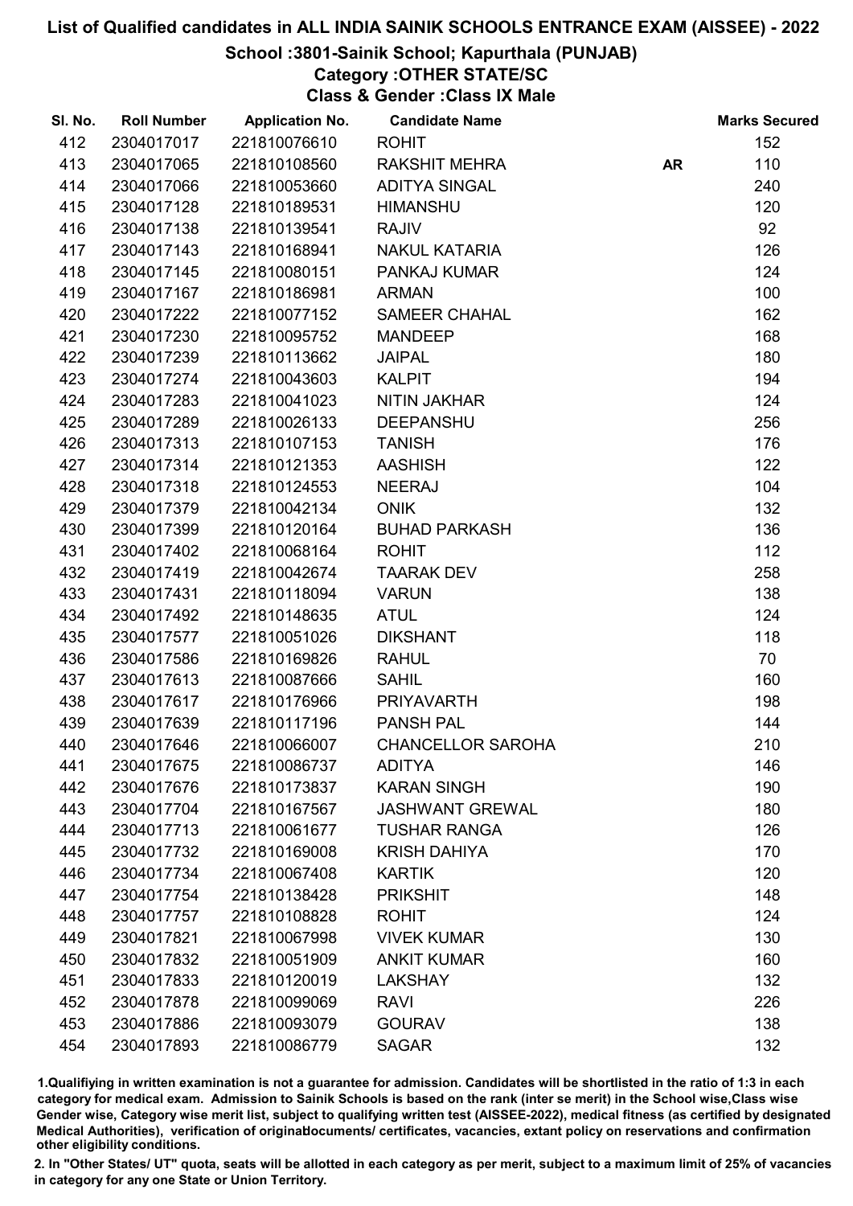# List of Qualified candidates in ALL INDIA SAINIK SCHOOLS ENTRANCE EXAM (AISSEE) - 2022

## School :3801-Sainik School; Kapurthala (PUNJAB)

### Category :OTHER STATE/SC

### Class & Gender :Class IX Male

| Sl. No. | Roll Number | Application No. | Candidate Name | | Marks Secured |
|---|---|---|---|---|---|
| 412 | 2304017017 | 221810076610 | ROHIT | | 152 |
| 413 | 2304017065 | 221810108560 | RAKSHIT MEHRA | AR | 110 |
| 414 | 2304017066 | 221810053660 | ADITYA SINGAL | | 240 |
| 415 | 2304017128 | 221810189531 | HIMANSHU | | 120 |
| 416 | 2304017138 | 221810139541 | RAJIV | | 92 |
| 417 | 2304017143 | 221810168941 | NAKUL KATARIA | | 126 |
| 418 | 2304017145 | 221810080151 | PANKAJ KUMAR | | 124 |
| 419 | 2304017167 | 221810186981 | ARMAN | | 100 |
| 420 | 2304017222 | 221810077152 | SAMEER CHAHAL | | 162 |
| 421 | 2304017230 | 221810095752 | MANDEEP | | 168 |
| 422 | 2304017239 | 221810113662 | JAIPAL | | 180 |
| 423 | 2304017274 | 221810043603 | KALPIT | | 194 |
| 424 | 2304017283 | 221810041023 | NITIN JAKHAR | | 124 |
| 425 | 2304017289 | 221810026133 | DEEPANSHU | | 256 |
| 426 | 2304017313 | 221810107153 | TANISH | | 176 |
| 427 | 2304017314 | 221810121353 | AASHISH | | 122 |
| 428 | 2304017318 | 221810124553 | NEERAJ | | 104 |
| 429 | 2304017379 | 221810042134 | ONIK | | 132 |
| 430 | 2304017399 | 221810120164 | BUHAD PARKASH | | 136 |
| 431 | 2304017402 | 221810068164 | ROHIT | | 112 |
| 432 | 2304017419 | 221810042674 | TAARAK DEV | | 258 |
| 433 | 2304017431 | 221810118094 | VARUN | | 138 |
| 434 | 2304017492 | 221810148635 | ATUL | | 124 |
| 435 | 2304017577 | 221810051026 | DIKSHANT | | 118 |
| 436 | 2304017586 | 221810169826 | RAHUL | | 70 |
| 437 | 2304017613 | 221810087666 | SAHIL | | 160 |
| 438 | 2304017617 | 221810176966 | PRIYAVARTH | | 198 |
| 439 | 2304017639 | 221810117196 | PANSH PAL | | 144 |
| 440 | 2304017646 | 221810066007 | CHANCELLOR SAROHA | | 210 |
| 441 | 2304017675 | 221810086737 | ADITYA | | 146 |
| 442 | 2304017676 | 221810173837 | KARAN SINGH | | 190 |
| 443 | 2304017704 | 221810167567 | JASHWANT GREWAL | | 180 |
| 444 | 2304017713 | 221810061677 | TUSHAR RANGA | | 126 |
| 445 | 2304017732 | 221810169008 | KRISH DAHIYA | | 170 |
| 446 | 2304017734 | 221810067408 | KARTIK | | 120 |
| 447 | 2304017754 | 221810138428 | PRIKSHIT | | 148 |
| 448 | 2304017757 | 221810108828 | ROHIT | | 124 |
| 449 | 2304017821 | 221810067998 | VIVEK KUMAR | | 130 |
| 450 | 2304017832 | 221810051909 | ANKIT KUMAR | | 160 |
| 451 | 2304017833 | 221810120019 | LAKSHAY | | 132 |
| 452 | 2304017878 | 221810099069 | RAVI | | 226 |
| 453 | 2304017886 | 221810093079 | GOURAV | | 138 |
| 454 | 2304017893 | 221810086779 | SAGAR | | 132 |

1.Qualifiying in written examination is not a guarantee for admission. Candidates will be shortlisted in the ratio of 1:3 in each category for medical exam. Admission to Sainik Schools is based on the rank (inter se merit) in the School wise,Class wise Gender wise, Category wise merit list, subject to qualifying written test (AISSEE-2022), medical fitness (as certified by designated Medical Authorities), verification of originaldocuments/ certificates, vacancies, extant policy on reservations and confirmation other eligibility conditions.

2. In "Other States/ UT" quota, seats will be allotted in each category as per merit, subject to a maximum limit of 25% of vacancies in category for any one State or Union Territory.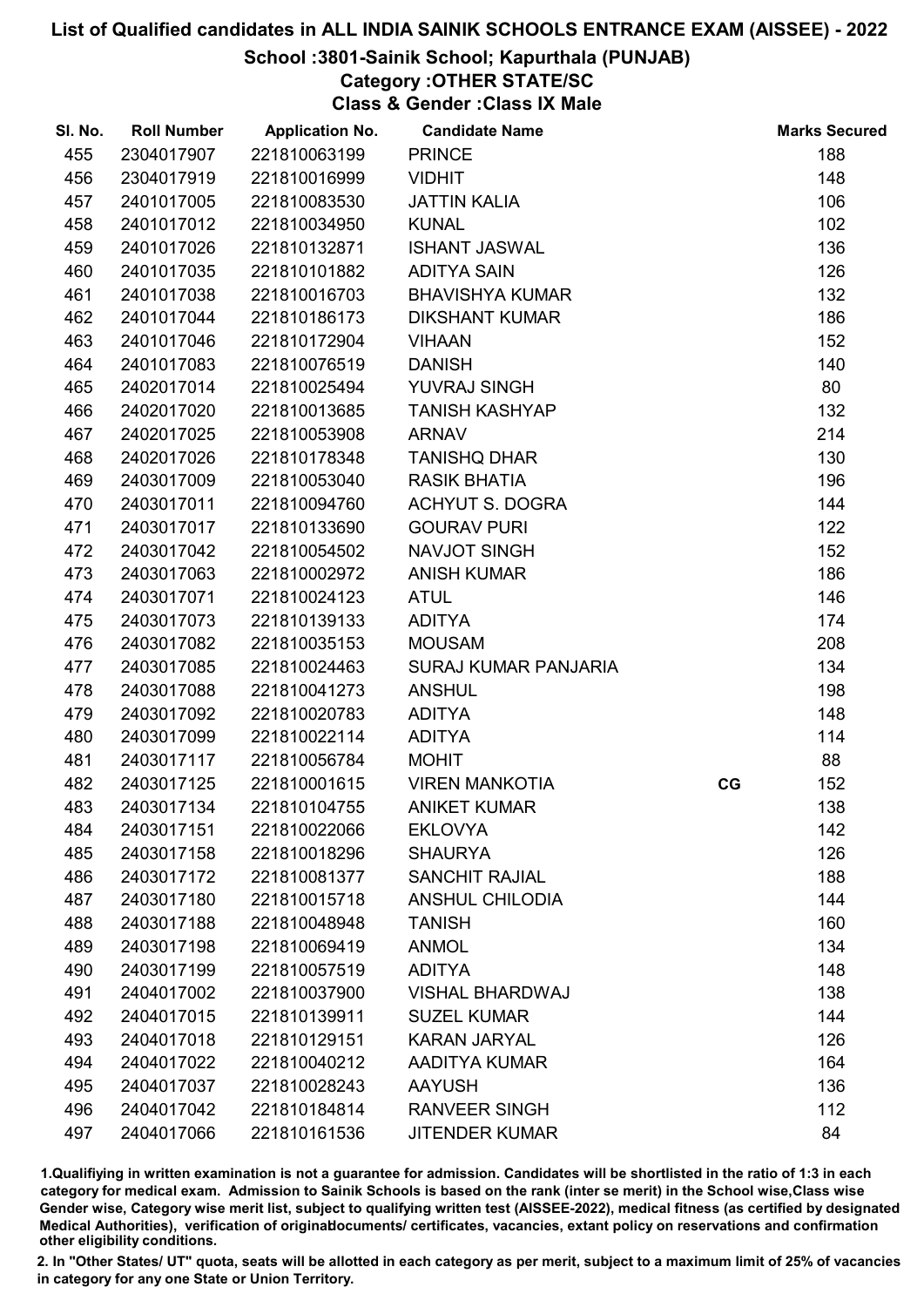# List of Qualified candidates in ALL INDIA SAINIK SCHOOLS ENTRANCE EXAM (AISSEE) - 2022

## School :3801-Sainik School; Kapurthala (PUNJAB)

### Category :OTHER STATE/SC

### Class & Gender :Class IX Male

| Sl. No. | Roll Number | Application No. | Candidate Name | | Marks Secured |
|---|---|---|---|---|---|
| 455 | 2304017907 | 221810063199 | PRINCE | | 188 |
| 456 | 2304017919 | 221810016999 | VIDHIT | | 148 |
| 457 | 2401017005 | 221810083530 | JATTIN KALIA | | 106 |
| 458 | 2401017012 | 221810034950 | KUNAL | | 102 |
| 459 | 2401017026 | 221810132871 | ISHANT JASWAL | | 136 |
| 460 | 2401017035 | 221810101882 | ADITYA SAIN | | 126 |
| 461 | 2401017038 | 221810016703 | BHAVISHYA KUMAR | | 132 |
| 462 | 2401017044 | 221810186173 | DIKSHANT KUMAR | | 186 |
| 463 | 2401017046 | 221810172904 | VIHAAN | | 152 |
| 464 | 2401017083 | 221810076519 | DANISH | | 140 |
| 465 | 2402017014 | 221810025494 | YUVRAJ SINGH | | 80 |
| 466 | 2402017020 | 221810013685 | TANISH KASHYAP | | 132 |
| 467 | 2402017025 | 221810053908 | ARNAV | | 214 |
| 468 | 2402017026 | 221810178348 | TANISHQ DHAR | | 130 |
| 469 | 2403017009 | 221810053040 | RASIK BHATIA | | 196 |
| 470 | 2403017011 | 221810094760 | ACHYUT S. DOGRA | | 144 |
| 471 | 2403017017 | 221810133690 | GOURAV PURI | | 122 |
| 472 | 2403017042 | 221810054502 | NAVJOT SINGH | | 152 |
| 473 | 2403017063 | 221810002972 | ANISH KUMAR | | 186 |
| 474 | 2403017071 | 221810024123 | ATUL | | 146 |
| 475 | 2403017073 | 221810139133 | ADITYA | | 174 |
| 476 | 2403017082 | 221810035153 | MOUSAM | | 208 |
| 477 | 2403017085 | 221810024463 | SURAJ KUMAR PANJARIA | | 134 |
| 478 | 2403017088 | 221810041273 | ANSHUL | | 198 |
| 479 | 2403017092 | 221810020783 | ADITYA | | 148 |
| 480 | 2403017099 | 221810022114 | ADITYA | | 114 |
| 481 | 2403017117 | 221810056784 | MOHIT | | 88 |
| 482 | 2403017125 | 221810001615 | VIREN MANKOTIA | CG | 152 |
| 483 | 2403017134 | 221810104755 | ANIKET KUMAR | | 138 |
| 484 | 2403017151 | 221810022066 | EKLOVYA | | 142 |
| 485 | 2403017158 | 221810018296 | SHAURYA | | 126 |
| 486 | 2403017172 | 221810081377 | SANCHIT RAJIAL | | 188 |
| 487 | 2403017180 | 221810015718 | ANSHUL CHILODIA | | 144 |
| 488 | 2403017188 | 221810048948 | TANISH | | 160 |
| 489 | 2403017198 | 221810069419 | ANMOL | | 134 |
| 490 | 2403017199 | 221810057519 | ADITYA | | 148 |
| 491 | 2404017002 | 221810037900 | VISHAL BHARDWAJ | | 138 |
| 492 | 2404017015 | 221810139911 | SUZEL KUMAR | | 144 |
| 493 | 2404017018 | 221810129151 | KARAN JARYAL | | 126 |
| 494 | 2404017022 | 221810040212 | AADITYA KUMAR | | 164 |
| 495 | 2404017037 | 221810028243 | AAYUSH | | 136 |
| 496 | 2404017042 | 221810184814 | RANVEER SINGH | | 112 |
| 497 | 2404017066 | 221810161536 | JITENDER KUMAR | | 84 |

1.Qualifiying in written examination is not a guarantee for admission. Candidates will be shortlisted in the ratio of 1:3 in each category for medical exam. Admission to Sainik Schools is based on the rank (inter se merit) in the School wise,Class wise Gender wise, Category wise merit list, subject to qualifying written test (AISSEE-2022), medical fitness (as certified by designated Medical Authorities), verification of originaldocuments/ certificates, vacancies, extant policy on reservations and confirmation other eligibility conditions.

2. In "Other States/ UT" quota, seats will be allotted in each category as per merit, subject to a maximum limit of 25% of vacancies in category for any one State or Union Territory.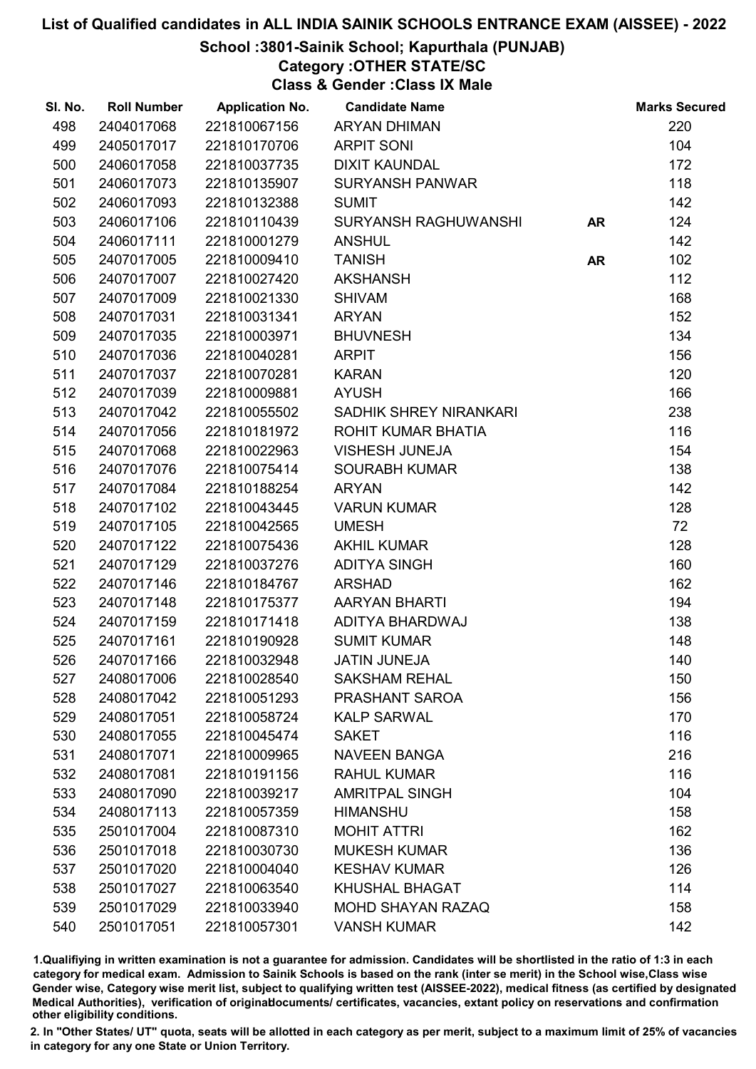# List of Qualified candidates in ALL INDIA SAINIK SCHOOLS ENTRANCE EXAM (AISSEE) - 2022

## School :3801-Sainik School; Kapurthala (PUNJAB)

### Category :OTHER STATE/SC

### Class & Gender :Class IX Male

| Sl. No. | Roll Number | Application No. | Candidate Name | | Marks Secured |
|---|---|---|---|---|---|
| 498 | 2404017068 | 221810067156 | ARYAN DHIMAN | | 220 |
| 499 | 2405017017 | 221810170706 | ARPIT SONI | | 104 |
| 500 | 2406017058 | 221810037735 | DIXIT KAUNDAL | | 172 |
| 501 | 2406017073 | 221810135907 | SURYANSH PANWAR | | 118 |
| 502 | 2406017093 | 221810132388 | SUMIT | | 142 |
| 503 | 2406017106 | 221810110439 | SURYANSH RAGHUWANSHI | AR | 124 |
| 504 | 2406017111 | 221810001279 | ANSHUL | | 142 |
| 505 | 2407017005 | 221810009410 | TANISH | AR | 102 |
| 506 | 2407017007 | 221810027420 | AKSHANSH | | 112 |
| 507 | 2407017009 | 221810021330 | SHIVAM | | 168 |
| 508 | 2407017031 | 221810031341 | ARYAN | | 152 |
| 509 | 2407017035 | 221810003971 | BHUVNESH | | 134 |
| 510 | 2407017036 | 221810040281 | ARPIT | | 156 |
| 511 | 2407017037 | 221810070281 | KARAN | | 120 |
| 512 | 2407017039 | 221810009881 | AYUSH | | 166 |
| 513 | 2407017042 | 221810055502 | SADHIK SHREY NIRANKARI | | 238 |
| 514 | 2407017056 | 221810181972 | ROHIT KUMAR BHATIA | | 116 |
| 515 | 2407017068 | 221810022963 | VISHESH JUNEJA | | 154 |
| 516 | 2407017076 | 221810075414 | SOURABH KUMAR | | 138 |
| 517 | 2407017084 | 221810188254 | ARYAN | | 142 |
| 518 | 2407017102 | 221810043445 | VARUN KUMAR | | 128 |
| 519 | 2407017105 | 221810042565 | UMESH | | 72 |
| 520 | 2407017122 | 221810075436 | AKHIL KUMAR | | 128 |
| 521 | 2407017129 | 221810037276 | ADITYA SINGH | | 160 |
| 522 | 2407017146 | 221810184767 | ARSHAD | | 162 |
| 523 | 2407017148 | 221810175377 | AARYAN BHARTI | | 194 |
| 524 | 2407017159 | 221810171418 | ADITYA BHARDWAJ | | 138 |
| 525 | 2407017161 | 221810190928 | SUMIT KUMAR | | 148 |
| 526 | 2407017166 | 221810032948 | JATIN JUNEJA | | 140 |
| 527 | 2408017006 | 221810028540 | SAKSHAM REHAL | | 150 |
| 528 | 2408017042 | 221810051293 | PRASHANT SAROA | | 156 |
| 529 | 2408017051 | 221810058724 | KALP SARWAL | | 170 |
| 530 | 2408017055 | 221810045474 | SAKET | | 116 |
| 531 | 2408017071 | 221810009965 | NAVEEN BANGA | | 216 |
| 532 | 2408017081 | 221810191156 | RAHUL KUMAR | | 116 |
| 533 | 2408017090 | 221810039217 | AMRITPAL SINGH | | 104 |
| 534 | 2408017113 | 221810057359 | HIMANSHU | | 158 |
| 535 | 2501017004 | 221810087310 | MOHIT ATTRI | | 162 |
| 536 | 2501017018 | 221810030730 | MUKESH KUMAR | | 136 |
| 537 | 2501017020 | 221810004040 | KESHAV KUMAR | | 126 |
| 538 | 2501017027 | 221810063540 | KHUSHAL BHAGAT | | 114 |
| 539 | 2501017029 | 221810033940 | MOHD SHAYAN RAZAQ | | 158 |
| 540 | 2501017051 | 221810057301 | VANSH KUMAR | | 142 |

1.Qualifiying in written examination is not a guarantee for admission. Candidates will be shortlisted in the ratio of 1:3 in each category for medical exam. Admission to Sainik Schools is based on the rank (inter se merit) in the School wise,Class wise Gender wise, Category wise merit list, subject to qualifying written test (AISSEE-2022), medical fitness (as certified by designated Medical Authorities), verification of originaldocuments/ certificates, vacancies, extant policy on reservations and confirmation other eligibility conditions.

2. In "Other States/ UT" quota, seats will be allotted in each category as per merit, subject to a maximum limit of 25% of vacancies in category for any one State or Union Territory.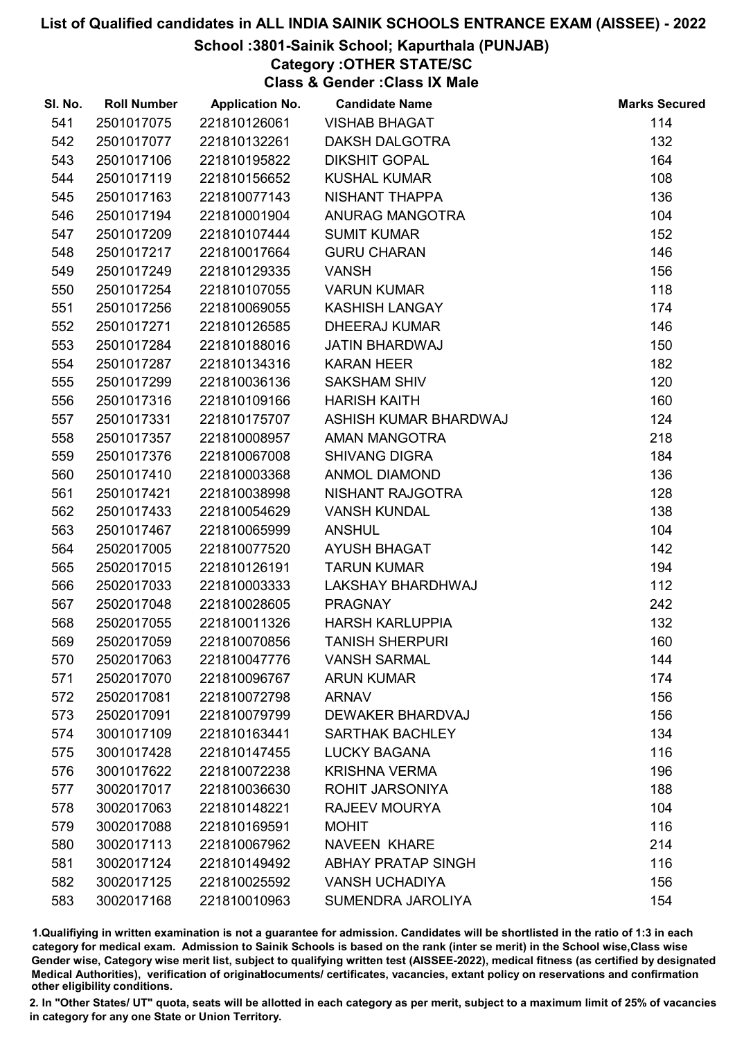# List of Qualified candidates in ALL INDIA SAINIK SCHOOLS ENTRANCE EXAM (AISSEE) - 2022

## School :3801-Sainik School; Kapurthala (PUNJAB)

### Category :OTHER STATE/SC

### Class & Gender :Class IX Male

| Sl. No. | Roll Number | Application No. | Candidate Name | Marks Secured |
|---|---|---|---|---|
| 541 | 2501017075 | 221810126061 | VISHAB BHAGAT | 114 |
| 542 | 2501017077 | 221810132261 | DAKSH DALGOTRA | 132 |
| 543 | 2501017106 | 221810195822 | DIKSHIT GOPAL | 164 |
| 544 | 2501017119 | 221810156652 | KUSHAL KUMAR | 108 |
| 545 | 2501017163 | 221810077143 | NISHANT THAPPA | 136 |
| 546 | 2501017194 | 221810001904 | ANURAG MANGOTRA | 104 |
| 547 | 2501017209 | 221810107444 | SUMIT KUMAR | 152 |
| 548 | 2501017217 | 221810017664 | GURU CHARAN | 146 |
| 549 | 2501017249 | 221810129335 | VANSH | 156 |
| 550 | 2501017254 | 221810107055 | VARUN KUMAR | 118 |
| 551 | 2501017256 | 221810069055 | KASHISH LANGAY | 174 |
| 552 | 2501017271 | 221810126585 | DHEERAJ KUMAR | 146 |
| 553 | 2501017284 | 221810188016 | JATIN BHARDWAJ | 150 |
| 554 | 2501017287 | 221810134316 | KARAN HEER | 182 |
| 555 | 2501017299 | 221810036136 | SAKSHAM SHIV | 120 |
| 556 | 2501017316 | 221810109166 | HARISH KAITH | 160 |
| 557 | 2501017331 | 221810175707 | ASHISH KUMAR BHARDWAJ | 124 |
| 558 | 2501017357 | 221810008957 | AMAN MANGOTRA | 218 |
| 559 | 2501017376 | 221810067008 | SHIVANG DIGRA | 184 |
| 560 | 2501017410 | 221810003368 | ANMOL DIAMOND | 136 |
| 561 | 2501017421 | 221810038998 | NISHANT RAJGOTRA | 128 |
| 562 | 2501017433 | 221810054629 | VANSH KUNDAL | 138 |
| 563 | 2501017467 | 221810065999 | ANSHUL | 104 |
| 564 | 2502017005 | 221810077520 | AYUSH BHAGAT | 142 |
| 565 | 2502017015 | 221810126191 | TARUN KUMAR | 194 |
| 566 | 2502017033 | 221810003333 | LAKSHAY BHARDHWAJ | 112 |
| 567 | 2502017048 | 221810028605 | PRAGNAY | 242 |
| 568 | 2502017055 | 221810011326 | HARSH KARLUPPIA | 132 |
| 569 | 2502017059 | 221810070856 | TANISH SHERPURI | 160 |
| 570 | 2502017063 | 221810047776 | VANSH SARMAL | 144 |
| 571 | 2502017070 | 221810096767 | ARUN KUMAR | 174 |
| 572 | 2502017081 | 221810072798 | ARNAV | 156 |
| 573 | 2502017091 | 221810079799 | DEWAKER BHARDVAJ | 156 |
| 574 | 3001017109 | 221810163441 | SARTHAK BACHLEY | 134 |
| 575 | 3001017428 | 221810147455 | LUCKY BAGANA | 116 |
| 576 | 3001017622 | 221810072238 | KRISHNA VERMA | 196 |
| 577 | 3002017017 | 221810036630 | ROHIT JARSONIYA | 188 |
| 578 | 3002017063 | 221810148221 | RAJEEV MOURYA | 104 |
| 579 | 3002017088 | 221810169591 | MOHIT | 116 |
| 580 | 3002017113 | 221810067962 | NAVEEN KHARE | 214 |
| 581 | 3002017124 | 221810149492 | ABHAY PRATAP SINGH | 116 |
| 582 | 3002017125 | 221810025592 | VANSH UCHADIYA | 156 |
| 583 | 3002017168 | 221810010963 | SUMENDRA JAROLIYA | 154 |

1.Qualifiying in written examination is not a guarantee for admission. Candidates will be shortlisted in the ratio of 1:3 in each category for medical exam. Admission to Sainik Schools is based on the rank (inter se merit) in the School wise,Class wise Gender wise, Category wise merit list, subject to qualifying written test (AISSEE-2022), medical fitness (as certified by designated Medical Authorities), verification of originaldocuments/ certificates, vacancies, extant policy on reservations and confirmation other eligibility conditions.

2. In "Other States/ UT" quota, seats will be allotted in each category as per merit, subject to a maximum limit of 25% of vacancies in category for any one State or Union Territory.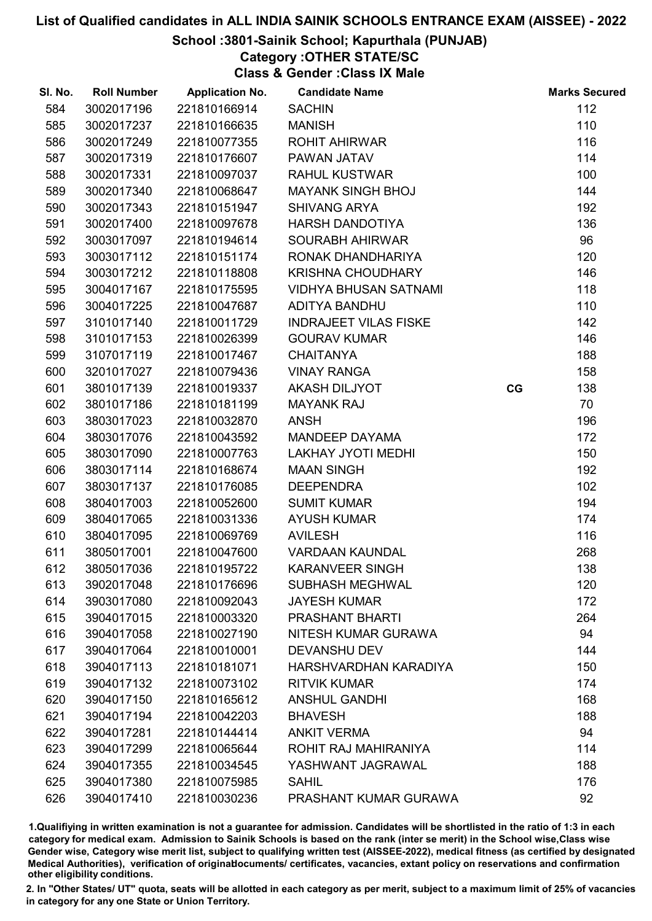# List of Qualified candidates in ALL INDIA SAINIK SCHOOLS ENTRANCE EXAM (AISSEE) - 2022

## School :3801-Sainik School; Kapurthala (PUNJAB)

### Category :OTHER STATE/SC

### Class & Gender :Class IX Male

| Sl. No. | Roll Number | Application No. | Candidate Name | | Marks Secured |
|---|---|---|---|---|---|
| 584 | 3002017196 | 221810166914 | SACHIN | | 112 |
| 585 | 3002017237 | 221810166635 | MANISH | | 110 |
| 586 | 3002017249 | 221810077355 | ROHIT AHIRWAR | | 116 |
| 587 | 3002017319 | 221810176607 | PAWAN JATAV | | 114 |
| 588 | 3002017331 | 221810097037 | RAHUL KUSTWAR | | 100 |
| 589 | 3002017340 | 221810068647 | MAYANK SINGH BHOJ | | 144 |
| 590 | 3002017343 | 221810151947 | SHIVANG ARYA | | 192 |
| 591 | 3002017400 | 221810097678 | HARSH DANDOTIYA | | 136 |
| 592 | 3003017097 | 221810194614 | SOURABH AHIRWAR | | 96 |
| 593 | 3003017112 | 221810151174 | RONAK DHANDHARIYA | | 120 |
| 594 | 3003017212 | 221810118808 | KRISHNA CHOUDHARY | | 146 |
| 595 | 3004017167 | 221810175595 | VIDHYA BHUSAN SATNAMI | | 118 |
| 596 | 3004017225 | 221810047687 | ADITYA BANDHU | | 110 |
| 597 | 3101017140 | 221810011729 | INDRAJEET VILAS FISKE | | 142 |
| 598 | 3101017153 | 221810026399 | GOURAV KUMAR | | 146 |
| 599 | 3107017119 | 221810017467 | CHAITANYA | | 188 |
| 600 | 3201017027 | 221810079436 | VINAY RANGA | | 158 |
| 601 | 3801017139 | 221810019337 | AKASH DILJYOT | CG | 138 |
| 602 | 3801017186 | 221810181199 | MAYANK RAJ | | 70 |
| 603 | 3803017023 | 221810032870 | ANSH | | 196 |
| 604 | 3803017076 | 221810043592 | MANDEEP DAYAMA | | 172 |
| 605 | 3803017090 | 221810007763 | LAKHAY JYOTI MEDHI | | 150 |
| 606 | 3803017114 | 221810168674 | MAAN SINGH | | 192 |
| 607 | 3803017137 | 221810176085 | DEEPENDRA | | 102 |
| 608 | 3804017003 | 221810052600 | SUMIT KUMAR | | 194 |
| 609 | 3804017065 | 221810031336 | AYUSH KUMAR | | 174 |
| 610 | 3804017095 | 221810069769 | AVILESH | | 116 |
| 611 | 3805017001 | 221810047600 | VARDAAN KAUNDAL | | 268 |
| 612 | 3805017036 | 221810195722 | KARANVEER SINGH | | 138 |
| 613 | 3902017048 | 221810176696 | SUBHASH MEGHWAL | | 120 |
| 614 | 3903017080 | 221810092043 | JAYESH KUMAR | | 172 |
| 615 | 3904017015 | 221810003320 | PRASHANT BHARTI | | 264 |
| 616 | 3904017058 | 221810027190 | NITESH KUMAR GURAWA | | 94 |
| 617 | 3904017064 | 221810010001 | DEVANSHU DEV | | 144 |
| 618 | 3904017113 | 221810181071 | HARSHVARDHAN KARADIYA | | 150 |
| 619 | 3904017132 | 221810073102 | RITVIK KUMAR | | 174 |
| 620 | 3904017150 | 221810165612 | ANSHUL GANDHI | | 168 |
| 621 | 3904017194 | 221810042203 | BHAVESH | | 188 |
| 622 | 3904017281 | 221810144414 | ANKIT VERMA | | 94 |
| 623 | 3904017299 | 221810065644 | ROHIT RAJ MAHIRANIYA | | 114 |
| 624 | 3904017355 | 221810034545 | YASHWANT JAGRAWAL | | 188 |
| 625 | 3904017380 | 221810075985 | SAHIL | | 176 |
| 626 | 3904017410 | 221810030236 | PRASHANT KUMAR GURAWA | | 92 |

1.Qualifiying in written examination is not a guarantee for admission. Candidates will be shortlisted in the ratio of 1:3 in each category for medical exam. Admission to Sainik Schools is based on the rank (inter se merit) in the School wise,Class wise Gender wise, Category wise merit list, subject to qualifying written test (AISSEE-2022), medical fitness (as certified by designated Medical Authorities), verification of originaldocuments/ certificates, vacancies, extant policy on reservations and confirmation other eligibility conditions.

2. In "Other States/ UT" quota, seats will be allotted in each category as per merit, subject to a maximum limit of 25% of vacancies in category for any one State or Union Territory.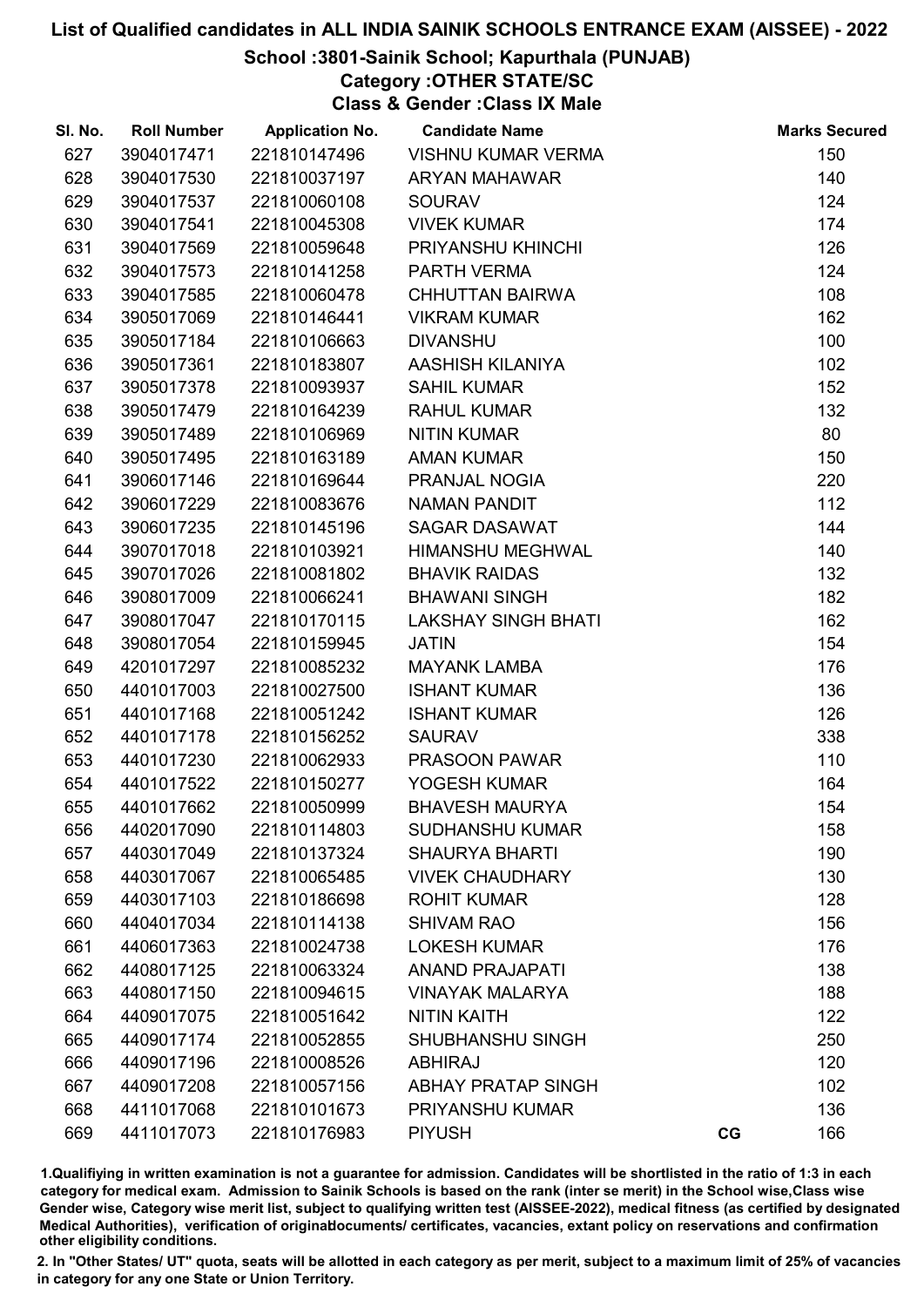# List of Qualified candidates in ALL INDIA SAINIK SCHOOLS ENTRANCE EXAM (AISSEE) - 2022

## School :3801-Sainik School; Kapurthala (PUNJAB)

### Category :OTHER STATE/SC

### Class & Gender :Class IX Male

| Sl. No. | Roll Number | Application No. | Candidate Name | | Marks Secured |
|---|---|---|---|---|---|
| 627 | 3904017471 | 221810147496 | VISHNU KUMAR VERMA | | 150 |
| 628 | 3904017530 | 221810037197 | ARYAN MAHAWAR | | 140 |
| 629 | 3904017537 | 221810060108 | SOURAV | | 124 |
| 630 | 3904017541 | 221810045308 | VIVEK KUMAR | | 174 |
| 631 | 3904017569 | 221810059648 | PRIYANSHU KHINCHI | | 126 |
| 632 | 3904017573 | 221810141258 | PARTH VERMA | | 124 |
| 633 | 3904017585 | 221810060478 | CHHUTTAN BAIRWA | | 108 |
| 634 | 3905017069 | 221810146441 | VIKRAM KUMAR | | 162 |
| 635 | 3905017184 | 221810106663 | DIVANSHU | | 100 |
| 636 | 3905017361 | 221810183807 | AASHISH KILANIYA | | 102 |
| 637 | 3905017378 | 221810093937 | SAHIL KUMAR | | 152 |
| 638 | 3905017479 | 221810164239 | RAHUL KUMAR | | 132 |
| 639 | 3905017489 | 221810106969 | NITIN KUMAR | | 80 |
| 640 | 3905017495 | 221810163189 | AMAN KUMAR | | 150 |
| 641 | 3906017146 | 221810169644 | PRANJAL NOGIA | | 220 |
| 642 | 3906017229 | 221810083676 | NAMAN PANDIT | | 112 |
| 643 | 3906017235 | 221810145196 | SAGAR DASAWAT | | 144 |
| 644 | 3907017018 | 221810103921 | HIMANSHU MEGHWAL | | 140 |
| 645 | 3907017026 | 221810081802 | BHAVIK RAIDAS | | 132 |
| 646 | 3908017009 | 221810066241 | BHAWANI SINGH | | 182 |
| 647 | 3908017047 | 221810170115 | LAKSHAY SINGH BHATI | | 162 |
| 648 | 3908017054 | 221810159945 | JATIN | | 154 |
| 649 | 4201017297 | 221810085232 | MAYANK LAMBA | | 176 |
| 650 | 4401017003 | 221810027500 | ISHANT KUMAR | | 136 |
| 651 | 4401017168 | 221810051242 | ISHANT KUMAR | | 126 |
| 652 | 4401017178 | 221810156252 | SAURAV | | 338 |
| 653 | 4401017230 | 221810062933 | PRASOON PAWAR | | 110 |
| 654 | 4401017522 | 221810150277 | YOGESH KUMAR | | 164 |
| 655 | 4401017662 | 221810050999 | BHAVESH MAURYA | | 154 |
| 656 | 4402017090 | 221810114803 | SUDHANSHU KUMAR | | 158 |
| 657 | 4403017049 | 221810137324 | SHAURYA BHARTI | | 190 |
| 658 | 4403017067 | 221810065485 | VIVEK CHAUDHARY | | 130 |
| 659 | 4403017103 | 221810186698 | ROHIT KUMAR | | 128 |
| 660 | 4404017034 | 221810114138 | SHIVAM RAO | | 156 |
| 661 | 4406017363 | 221810024738 | LOKESH KUMAR | | 176 |
| 662 | 4408017125 | 221810063324 | ANAND PRAJAPATI | | 138 |
| 663 | 4408017150 | 221810094615 | VINAYAK MALARYA | | 188 |
| 664 | 4409017075 | 221810051642 | NITIN KAITH | | 122 |
| 665 | 4409017174 | 221810052855 | SHUBHANSHU SINGH | | 250 |
| 666 | 4409017196 | 221810008526 | ABHIRAJ | | 120 |
| 667 | 4409017208 | 221810057156 | ABHAY PRATAP SINGH | | 102 |
| 668 | 4411017068 | 221810101673 | PRIYANSHU KUMAR | | 136 |
| 669 | 4411017073 | 221810176983 | PIYUSH | CG | 166 |

1.Qualifiying in written examination is not a guarantee for admission. Candidates will be shortlisted in the ratio of 1:3 in each category for medical exam. Admission to Sainik Schools is based on the rank (inter se merit) in the School wise,Class wise Gender wise, Category wise merit list, subject to qualifying written test (AISSEE-2022), medical fitness (as certified by designated Medical Authorities), verification of originaldocuments/ certificates, vacancies, extant policy on reservations and confirmation other eligibility conditions.

2. In "Other States/ UT" quota, seats will be allotted in each category as per merit, subject to a maximum limit of 25% of vacancies in category for any one State or Union Territory.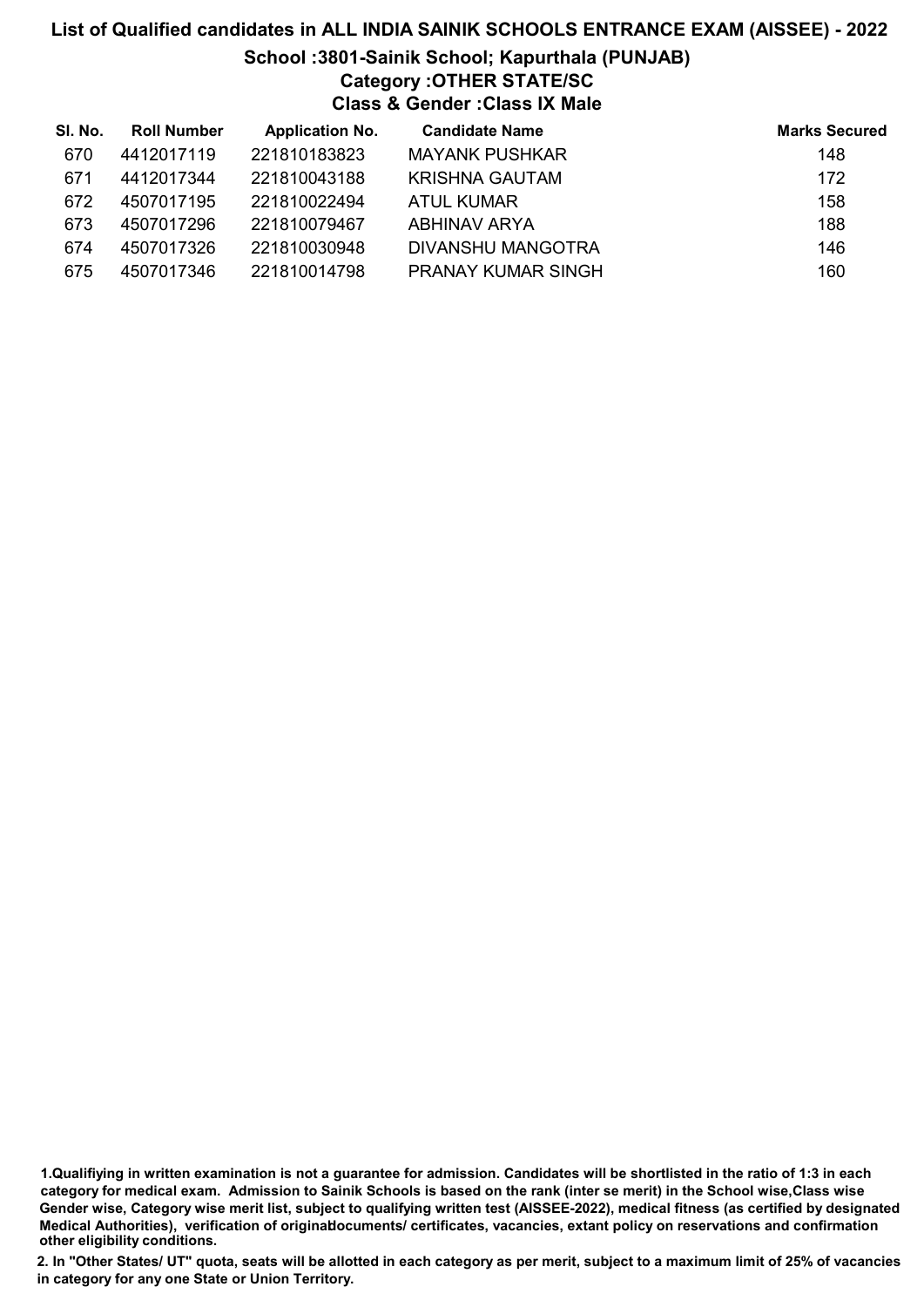# List of Qualified candidates in ALL INDIA SAINIK SCHOOLS ENTRANCE EXAM (AISSEE) - 2022

## School :3801-Sainik School; Kapurthala (PUNJAB)

### Category :OTHER STATE/SC

### Class & Gender :Class IX Male

| Sl. No. | Roll Number | Application No. | Candidate Name | Marks Secured |
|---|---|---|---|---|
| 670 | 4412017119 | 221810183823 | MAYANK PUSHKAR | 148 |
| 671 | 4412017344 | 221810043188 | KRISHNA GAUTAM | 172 |
| 672 | 4507017195 | 221810022494 | ATUL KUMAR | 158 |
| 673 | 4507017296 | 221810079467 | ABHINAV ARYA | 188 |
| 674 | 4507017326 | 221810030948 | DIVANSHU MANGOTRA | 146 |
| 675 | 4507017346 | 221810014798 | PRANAY KUMAR SINGH | 160 |

1.Qualifiying in written examination is not a guarantee for admission. Candidates will be shortlisted in the ratio of 1:3 in each category for medical exam. Admission to Sainik Schools is based on the rank (inter se merit) in the School wise,Class wise Gender wise, Category wise merit list, subject to qualifying written test (AISSEE-2022), medical fitness (as certified by designated Medical Authorities), verification of originaldocuments/ certificates, vacancies, extant policy on reservations and confirmation other eligibility conditions.

2. In "Other States/ UT" quota, seats will be allotted in each category as per merit, subject to a maximum limit of 25% of vacancies in category for any one State or Union Territory.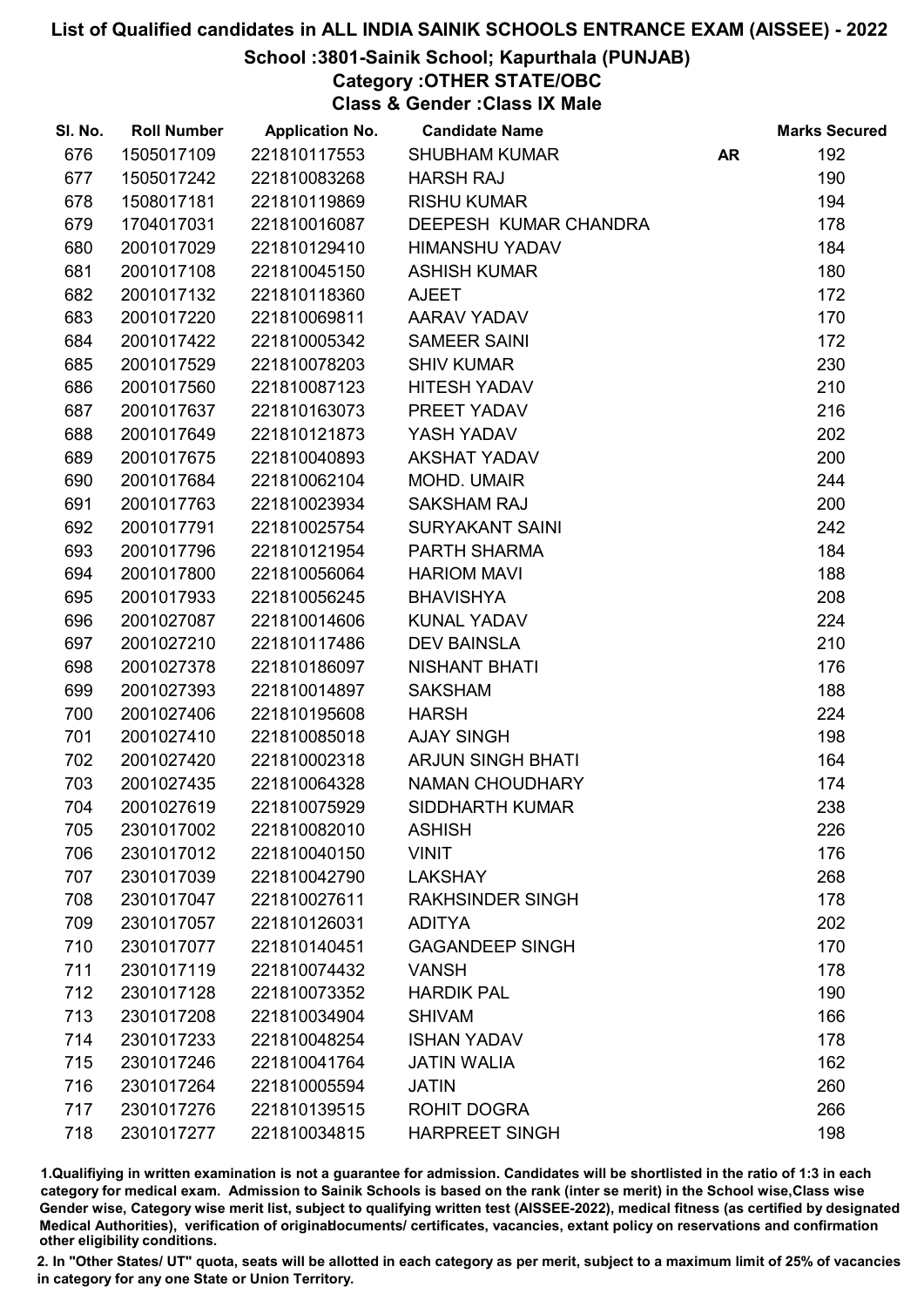# List of Qualified candidates in ALL INDIA SAINIK SCHOOLS ENTRANCE EXAM (AISSEE) - 2022

## School :3801-Sainik School; Kapurthala (PUNJAB)

### Category :OTHER STATE/OBC

### Class & Gender :Class IX Male

| Sl. No. | Roll Number | Application No. | Candidate Name | | Marks Secured |
|---|---|---|---|---|---|
| 676 | 1505017109 | 221810117553 | SHUBHAM KUMAR | AR | 192 |
| 677 | 1505017242 | 221810083268 | HARSH RAJ | | 190 |
| 678 | 1508017181 | 221810119869 | RISHU KUMAR | | 194 |
| 679 | 1704017031 | 221810016087 | DEEPESH KUMAR CHANDRA | | 178 |
| 680 | 2001017029 | 221810129410 | HIMANSHU YADAV | | 184 |
| 681 | 2001017108 | 221810045150 | ASHISH KUMAR | | 180 |
| 682 | 2001017132 | 221810118360 | AJEET | | 172 |
| 683 | 2001017220 | 221810069811 | AARAV YADAV | | 170 |
| 684 | 2001017422 | 221810005342 | SAMEER SAINI | | 172 |
| 685 | 2001017529 | 221810078203 | SHIV KUMAR | | 230 |
| 686 | 2001017560 | 221810087123 | HITESH YADAV | | 210 |
| 687 | 2001017637 | 221810163073 | PREET YADAV | | 216 |
| 688 | 2001017649 | 221810121873 | YASH YADAV | | 202 |
| 689 | 2001017675 | 221810040893 | AKSHAT YADAV | | 200 |
| 690 | 2001017684 | 221810062104 | MOHD. UMAIR | | 244 |
| 691 | 2001017763 | 221810023934 | SAKSHAM RAJ | | 200 |
| 692 | 2001017791 | 221810025754 | SURYAKANT SAINI | | 242 |
| 693 | 2001017796 | 221810121954 | PARTH SHARMA | | 184 |
| 694 | 2001017800 | 221810056064 | HARIOM MAVI | | 188 |
| 695 | 2001017933 | 221810056245 | BHAVISHYA | | 208 |
| 696 | 2001027087 | 221810014606 | KUNAL YADAV | | 224 |
| 697 | 2001027210 | 221810117486 | DEV BAINSLA | | 210 |
| 698 | 2001027378 | 221810186097 | NISHANT BHATI | | 176 |
| 699 | 2001027393 | 221810014897 | SAKSHAM | | 188 |
| 700 | 2001027406 | 221810195608 | HARSH | | 224 |
| 701 | 2001027410 | 221810085018 | AJAY SINGH | | 198 |
| 702 | 2001027420 | 221810002318 | ARJUN SINGH BHATI | | 164 |
| 703 | 2001027435 | 221810064328 | NAMAN CHOUDHARY | | 174 |
| 704 | 2001027619 | 221810075929 | SIDDHARTH KUMAR | | 238 |
| 705 | 2301017002 | 221810082010 | ASHISH | | 226 |
| 706 | 2301017012 | 221810040150 | VINIT | | 176 |
| 707 | 2301017039 | 221810042790 | LAKSHAY | | 268 |
| 708 | 2301017047 | 221810027611 | RAKHSINDER SINGH | | 178 |
| 709 | 2301017057 | 221810126031 | ADITYA | | 202 |
| 710 | 2301017077 | 221810140451 | GAGANDEEP SINGH | | 170 |
| 711 | 2301017119 | 221810074432 | VANSH | | 178 |
| 712 | 2301017128 | 221810073352 | HARDIK PAL | | 190 |
| 713 | 2301017208 | 221810034904 | SHIVAM | | 166 |
| 714 | 2301017233 | 221810048254 | ISHAN YADAV | | 178 |
| 715 | 2301017246 | 221810041764 | JATIN WALIA | | 162 |
| 716 | 2301017264 | 221810005594 | JATIN | | 260 |
| 717 | 2301017276 | 221810139515 | ROHIT DOGRA | | 266 |
| 718 | 2301017277 | 221810034815 | HARPREET SINGH | | 198 |

1.Qualifiying in written examination is not a guarantee for admission. Candidates will be shortlisted in the ratio of 1:3 in each category for medical exam. Admission to Sainik Schools is based on the rank (inter se merit) in the School wise,Class wise Gender wise, Category wise merit list, subject to qualifying written test (AISSEE-2022), medical fitness (as certified by designated Medical Authorities), verification of originaldocuments/ certificates, vacancies, extant policy on reservations and confirmation other eligibility conditions.

2. In "Other States/ UT" quota, seats will be allotted in each category as per merit, subject to a maximum limit of 25% of vacancies in category for any one State or Union Territory.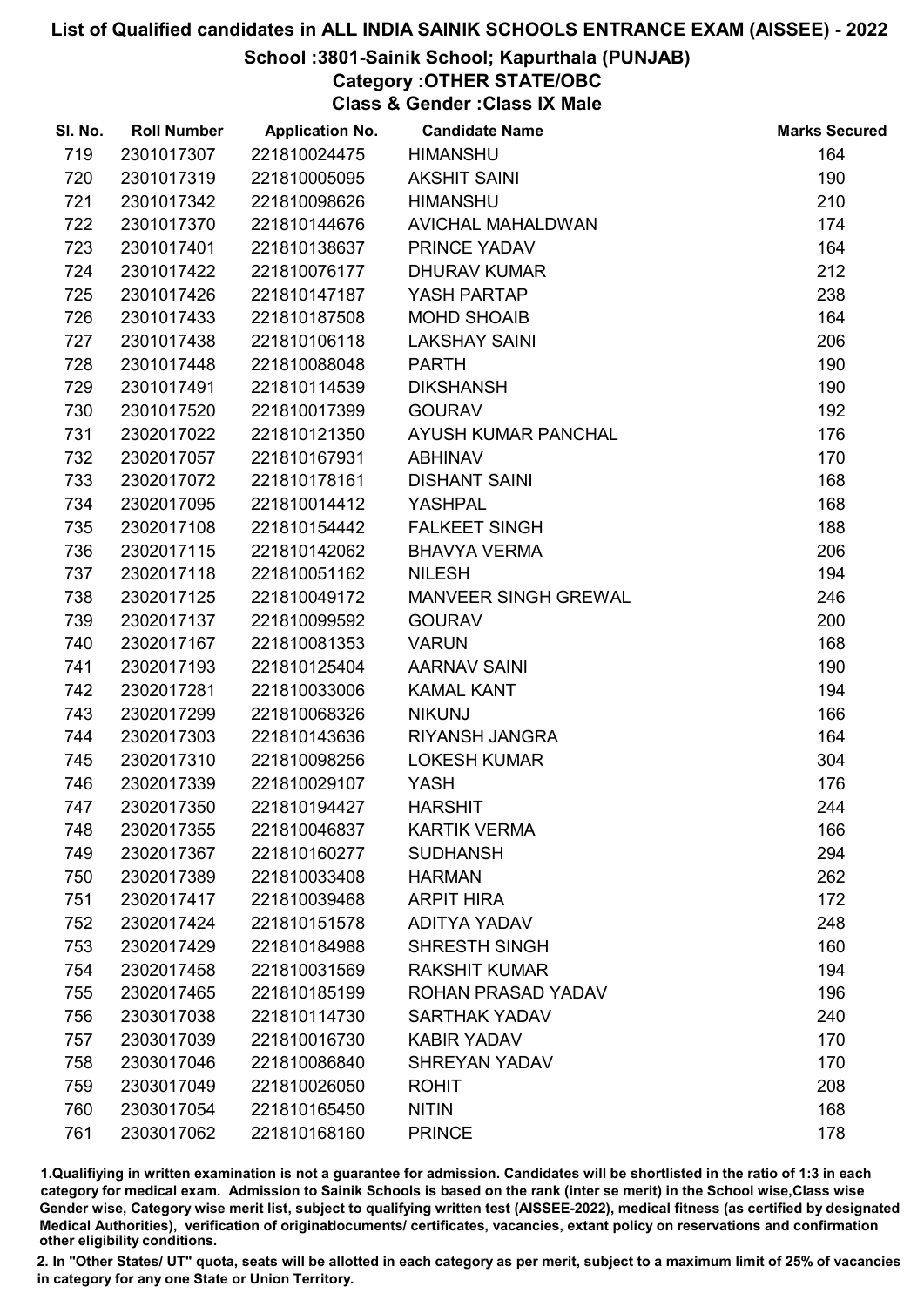# List of Qualified candidates in ALL INDIA SAINIK SCHOOLS ENTRANCE EXAM (AISSEE) - 2022

## School :3801-Sainik School; Kapurthala (PUNJAB)

### Category :OTHER STATE/OBC

### Class & Gender :Class IX Male

| Sl. No. | Roll Number | Application No. | Candidate Name | Marks Secured |
|---|---|---|---|---|
| 719 | 2301017307 | 221810024475 | HIMANSHU | 164 |
| 720 | 2301017319 | 221810005095 | AKSHIT SAINI | 190 |
| 721 | 2301017342 | 221810098626 | HIMANSHU | 210 |
| 722 | 2301017370 | 221810144676 | AVICHAL MAHALDWAN | 174 |
| 723 | 2301017401 | 221810138637 | PRINCE YADAV | 164 |
| 724 | 2301017422 | 221810076177 | DHURAV KUMAR | 212 |
| 725 | 2301017426 | 221810147187 | YASH PARTAP | 238 |
| 726 | 2301017433 | 221810187508 | MOHD SHOAIB | 164 |
| 727 | 2301017438 | 221810106118 | LAKSHAY SAINI | 206 |
| 728 | 2301017448 | 221810088048 | PARTH | 190 |
| 729 | 2301017491 | 221810114539 | DIKSHANSH | 190 |
| 730 | 2301017520 | 221810017399 | GOURAV | 192 |
| 731 | 2302017022 | 221810121350 | AYUSH KUMAR PANCHAL | 176 |
| 732 | 2302017057 | 221810167931 | ABHINAV | 170 |
| 733 | 2302017072 | 221810178161 | DISHANT SAINI | 168 |
| 734 | 2302017095 | 221810014412 | YASHPAL | 168 |
| 735 | 2302017108 | 221810154442 | FALKEET SINGH | 188 |
| 736 | 2302017115 | 221810142062 | BHAVYA VERMA | 206 |
| 737 | 2302017118 | 221810051162 | NILESH | 194 |
| 738 | 2302017125 | 221810049172 | MANVEER SINGH GREWAL | 246 |
| 739 | 2302017137 | 221810099592 | GOURAV | 200 |
| 740 | 2302017167 | 221810081353 | VARUN | 168 |
| 741 | 2302017193 | 221810125404 | AARNAV SAINI | 190 |
| 742 | 2302017281 | 221810033006 | KAMAL KANT | 194 |
| 743 | 2302017299 | 221810068326 | NIKUNJ | 166 |
| 744 | 2302017303 | 221810143636 | RIYANSH JANGRA | 164 |
| 745 | 2302017310 | 221810098256 | LOKESH KUMAR | 304 |
| 746 | 2302017339 | 221810029107 | YASH | 176 |
| 747 | 2302017350 | 221810194427 | HARSHIT | 244 |
| 748 | 2302017355 | 221810046837 | KARTIK VERMA | 166 |
| 749 | 2302017367 | 221810160277 | SUDHANSH | 294 |
| 750 | 2302017389 | 221810033408 | HARMAN | 262 |
| 751 | 2302017417 | 221810039468 | ARPIT HIRA | 172 |
| 752 | 2302017424 | 221810151578 | ADITYA YADAV | 248 |
| 753 | 2302017429 | 221810184988 | SHRESTH SINGH | 160 |
| 754 | 2302017458 | 221810031569 | RAKSHIT KUMAR | 194 |
| 755 | 2302017465 | 221810185199 | ROHAN PRASAD YADAV | 196 |
| 756 | 2303017038 | 221810114730 | SARTHAK YADAV | 240 |
| 757 | 2303017039 | 221810016730 | KABIR YADAV | 170 |
| 758 | 2303017046 | 221810086840 | SHREYAN YADAV | 170 |
| 759 | 2303017049 | 221810026050 | ROHIT | 208 |
| 760 | 2303017054 | 221810165450 | NITIN | 168 |
| 761 | 2303017062 | 221810168160 | PRINCE | 178 |

1.Qualifiying in written examination is not a guarantee for admission. Candidates will be shortlisted in the ratio of 1:3 in each category for medical exam. Admission to Sainik Schools is based on the rank (inter se merit) in the School wise,Class wise Gender wise, Category wise merit list, subject to qualifying written test (AISSEE-2022), medical fitness (as certified by designated Medical Authorities), verification of originaldocuments/ certificates, vacancies, extant policy on reservations and confirmation other eligibility conditions.

2. In "Other States/ UT" quota, seats will be allotted in each category as per merit, subject to a maximum limit of 25% of vacancies in category for any one State or Union Territory.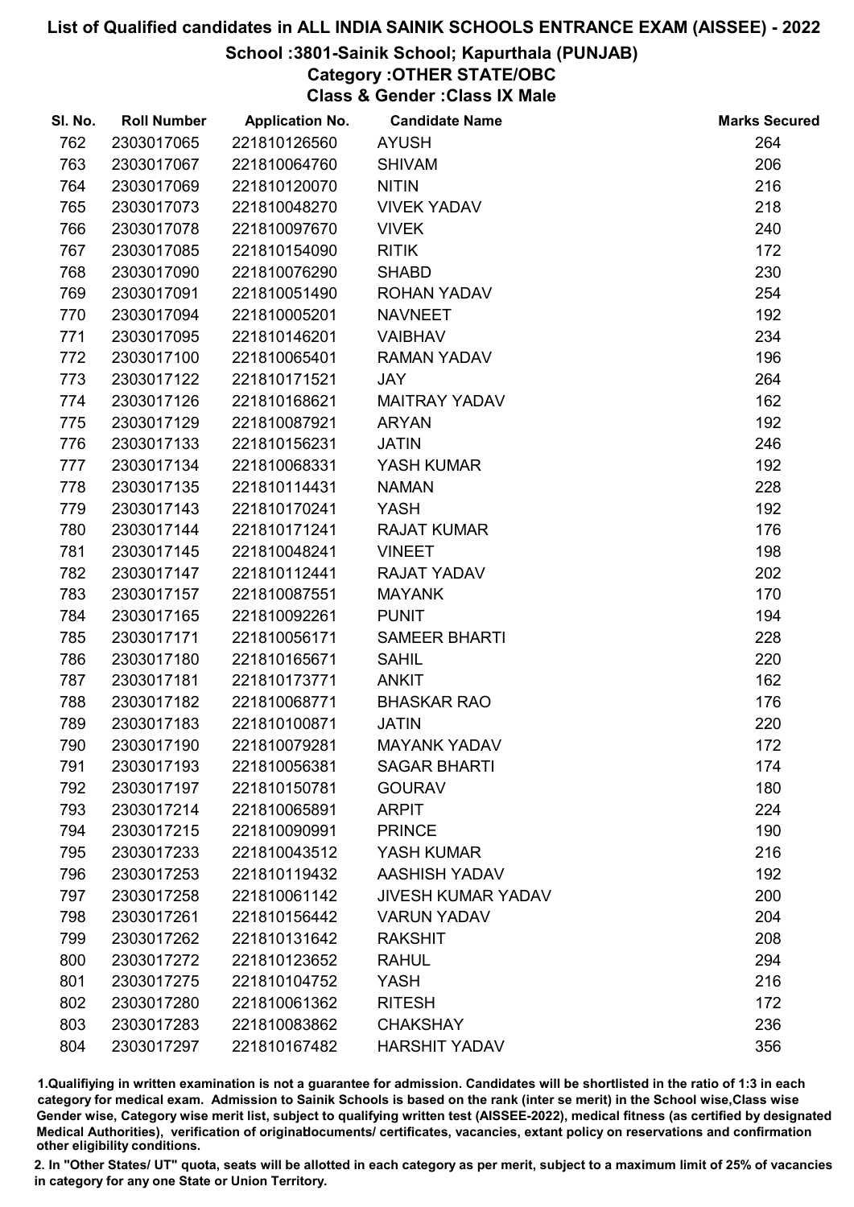# List of Qualified candidates in ALL INDIA SAINIK SCHOOLS ENTRANCE EXAM (AISSEE) - 2022

## School :3801-Sainik School; Kapurthala (PUNJAB)

### Category :OTHER STATE/OBC

### Class & Gender :Class IX Male

| Sl. No. | Roll Number | Application No. | Candidate Name | Marks Secured |
|---|---|---|---|---|
| 762 | 2303017065 | 221810126560 | AYUSH | 264 |
| 763 | 2303017067 | 221810064760 | SHIVAM | 206 |
| 764 | 2303017069 | 221810120070 | NITIN | 216 |
| 765 | 2303017073 | 221810048270 | VIVEK YADAV | 218 |
| 766 | 2303017078 | 221810097670 | VIVEK | 240 |
| 767 | 2303017085 | 221810154090 | RITIK | 172 |
| 768 | 2303017090 | 221810076290 | SHABD | 230 |
| 769 | 2303017091 | 221810051490 | ROHAN YADAV | 254 |
| 770 | 2303017094 | 221810005201 | NAVNEET | 192 |
| 771 | 2303017095 | 221810146201 | VAIBHAV | 234 |
| 772 | 2303017100 | 221810065401 | RAMAN YADAV | 196 |
| 773 | 2303017122 | 221810171521 | JAY | 264 |
| 774 | 2303017126 | 221810168621 | MAITRAY YADAV | 162 |
| 775 | 2303017129 | 221810087921 | ARYAN | 192 |
| 776 | 2303017133 | 221810156231 | JATIN | 246 |
| 777 | 2303017134 | 221810068331 | YASH KUMAR | 192 |
| 778 | 2303017135 | 221810114431 | NAMAN | 228 |
| 779 | 2303017143 | 221810170241 | YASH | 192 |
| 780 | 2303017144 | 221810171241 | RAJAT KUMAR | 176 |
| 781 | 2303017145 | 221810048241 | VINEET | 198 |
| 782 | 2303017147 | 221810112441 | RAJAT YADAV | 202 |
| 783 | 2303017157 | 221810087551 | MAYANK | 170 |
| 784 | 2303017165 | 221810092261 | PUNIT | 194 |
| 785 | 2303017171 | 221810056171 | SAMEER BHARTI | 228 |
| 786 | 2303017180 | 221810165671 | SAHIL | 220 |
| 787 | 2303017181 | 221810173771 | ANKIT | 162 |
| 788 | 2303017182 | 221810068771 | BHASKAR RAO | 176 |
| 789 | 2303017183 | 221810100871 | JATIN | 220 |
| 790 | 2303017190 | 221810079281 | MAYANK YADAV | 172 |
| 791 | 2303017193 | 221810056381 | SAGAR BHARTI | 174 |
| 792 | 2303017197 | 221810150781 | GOURAV | 180 |
| 793 | 2303017214 | 221810065891 | ARPIT | 224 |
| 794 | 2303017215 | 221810090991 | PRINCE | 190 |
| 795 | 2303017233 | 221810043512 | YASH KUMAR | 216 |
| 796 | 2303017253 | 221810119432 | AASHISH YADAV | 192 |
| 797 | 2303017258 | 221810061142 | JIVESH KUMAR YADAV | 200 |
| 798 | 2303017261 | 221810156442 | VARUN YADAV | 204 |
| 799 | 2303017262 | 221810131642 | RAKSHIT | 208 |
| 800 | 2303017272 | 221810123652 | RAHUL | 294 |
| 801 | 2303017275 | 221810104752 | YASH | 216 |
| 802 | 2303017280 | 221810061362 | RITESH | 172 |
| 803 | 2303017283 | 221810083862 | CHAKSHAY | 236 |
| 804 | 2303017297 | 221810167482 | HARSHIT YADAV | 356 |

1.Qualifiying in written examination is not a guarantee for admission. Candidates will be shortlisted in the ratio of 1:3 in each category for medical exam. Admission to Sainik Schools is based on the rank (inter se merit) in the School wise,Class wise Gender wise, Category wise merit list, subject to qualifying written test (AISSEE-2022), medical fitness (as certified by designated Medical Authorities), verification of originaldocuments/ certificates, vacancies, extant policy on reservations and confirmation other eligibility conditions.

2. In "Other States/ UT" quota, seats will be allotted in each category as per merit, subject to a maximum limit of 25% of vacancies in category for any one State or Union Territory.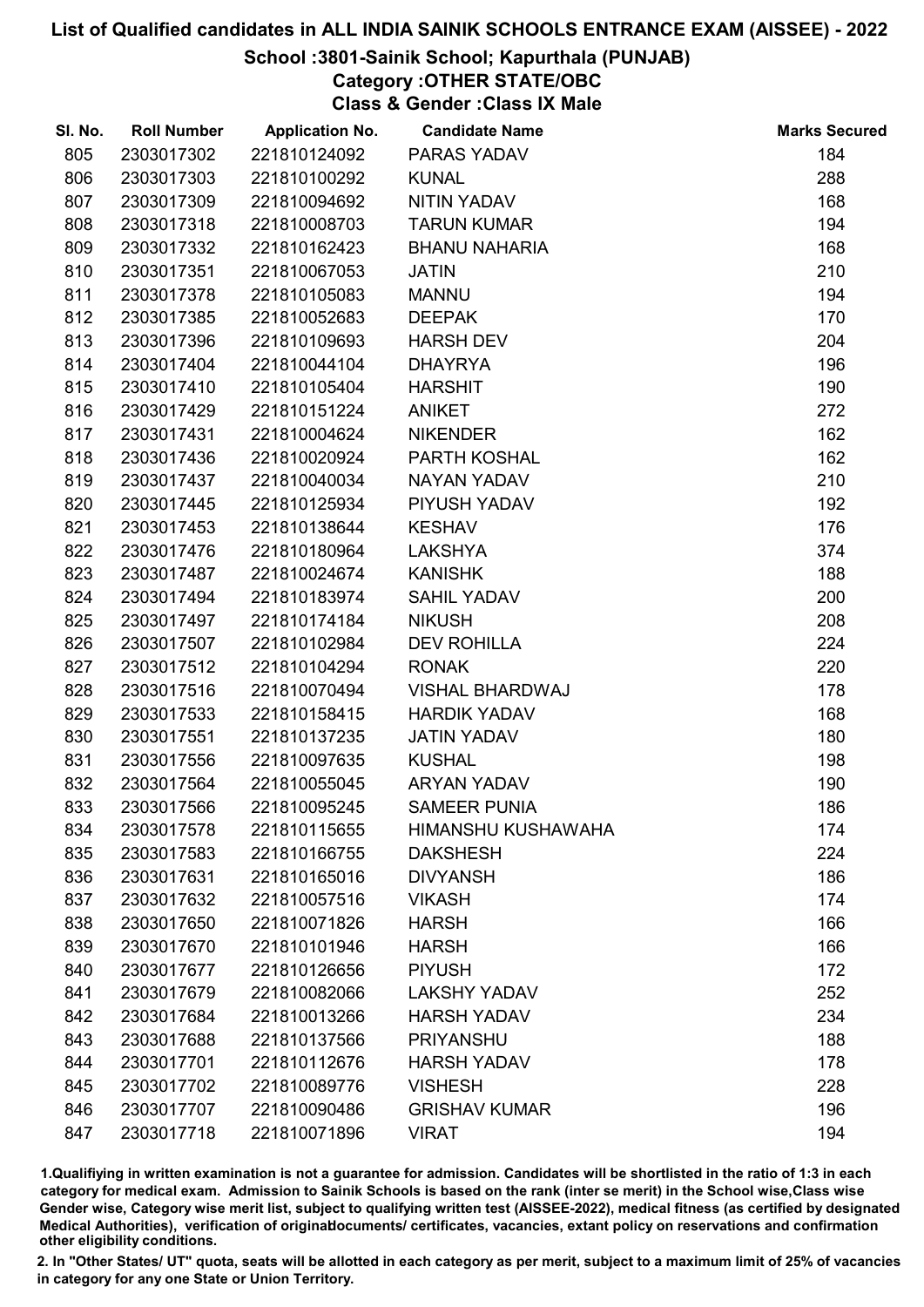# List of Qualified candidates in ALL INDIA SAINIK SCHOOLS ENTRANCE EXAM (AISSEE) - 2022

## School :3801-Sainik School; Kapurthala (PUNJAB)

### Category :OTHER STATE/OBC

### Class & Gender :Class IX Male

| Sl. No. | Roll Number | Application No. | Candidate Name | Marks Secured |
|---|---|---|---|---|
| 805 | 2303017302 | 221810124092 | PARAS YADAV | 184 |
| 806 | 2303017303 | 221810100292 | KUNAL | 288 |
| 807 | 2303017309 | 221810094692 | NITIN YADAV | 168 |
| 808 | 2303017318 | 221810008703 | TARUN KUMAR | 194 |
| 809 | 2303017332 | 221810162423 | BHANU NAHARIA | 168 |
| 810 | 2303017351 | 221810067053 | JATIN | 210 |
| 811 | 2303017378 | 221810105083 | MANNU | 194 |
| 812 | 2303017385 | 221810052683 | DEEPAK | 170 |
| 813 | 2303017396 | 221810109693 | HARSH DEV | 204 |
| 814 | 2303017404 | 221810044104 | DHAYRYA | 196 |
| 815 | 2303017410 | 221810105404 | HARSHIT | 190 |
| 816 | 2303017429 | 221810151224 | ANIKET | 272 |
| 817 | 2303017431 | 221810004624 | NIKENDER | 162 |
| 818 | 2303017436 | 221810020924 | PARTH KOSHAL | 162 |
| 819 | 2303017437 | 221810040034 | NAYAN YADAV | 210 |
| 820 | 2303017445 | 221810125934 | PIYUSH YADAV | 192 |
| 821 | 2303017453 | 221810138644 | KESHAV | 176 |
| 822 | 2303017476 | 221810180964 | LAKSHYA | 374 |
| 823 | 2303017487 | 221810024674 | KANISHK | 188 |
| 824 | 2303017494 | 221810183974 | SAHIL YADAV | 200 |
| 825 | 2303017497 | 221810174184 | NIKUSH | 208 |
| 826 | 2303017507 | 221810102984 | DEV ROHILLA | 224 |
| 827 | 2303017512 | 221810104294 | RONAK | 220 |
| 828 | 2303017516 | 221810070494 | VISHAL BHARDWAJ | 178 |
| 829 | 2303017533 | 221810158415 | HARDIK YADAV | 168 |
| 830 | 2303017551 | 221810137235 | JATIN YADAV | 180 |
| 831 | 2303017556 | 221810097635 | KUSHAL | 198 |
| 832 | 2303017564 | 221810055045 | ARYAN YADAV | 190 |
| 833 | 2303017566 | 221810095245 | SAMEER PUNIA | 186 |
| 834 | 2303017578 | 221810115655 | HIMANSHU KUSHAWAHA | 174 |
| 835 | 2303017583 | 221810166755 | DAKSHESH | 224 |
| 836 | 2303017631 | 221810165016 | DIVYANSH | 186 |
| 837 | 2303017632 | 221810057516 | VIKASH | 174 |
| 838 | 2303017650 | 221810071826 | HARSH | 166 |
| 839 | 2303017670 | 221810101946 | HARSH | 166 |
| 840 | 2303017677 | 221810126656 | PIYUSH | 172 |
| 841 | 2303017679 | 221810082066 | LAKSHY YADAV | 252 |
| 842 | 2303017684 | 221810013266 | HARSH YADAV | 234 |
| 843 | 2303017688 | 221810137566 | PRIYANSHU | 188 |
| 844 | 2303017701 | 221810112676 | HARSH YADAV | 178 |
| 845 | 2303017702 | 221810089776 | VISHESH | 228 |
| 846 | 2303017707 | 221810090486 | GRISHAV KUMAR | 196 |
| 847 | 2303017718 | 221810071896 | VIRAT | 194 |

1.Qualifying in written examination is not a guarantee for admission. Candidates will be shortlisted in the ratio of 1:3 in each category for medical exam. Admission to Sainik Schools is based on the rank (inter se merit) in the School wise,Class wise Gender wise, Category wise merit list, subject to qualifying written test (AISSEE-2022), medical fitness (as certified by designated Medical Authorities), verification of originaldocuments/ certificates, vacancies, extant policy on reservations and confirmation other eligibility conditions.

2. In "Other States/ UT" quota, seats will be allotted in each category as per merit, subject to a maximum limit of 25% of vacancies in category for any one State or Union Territory.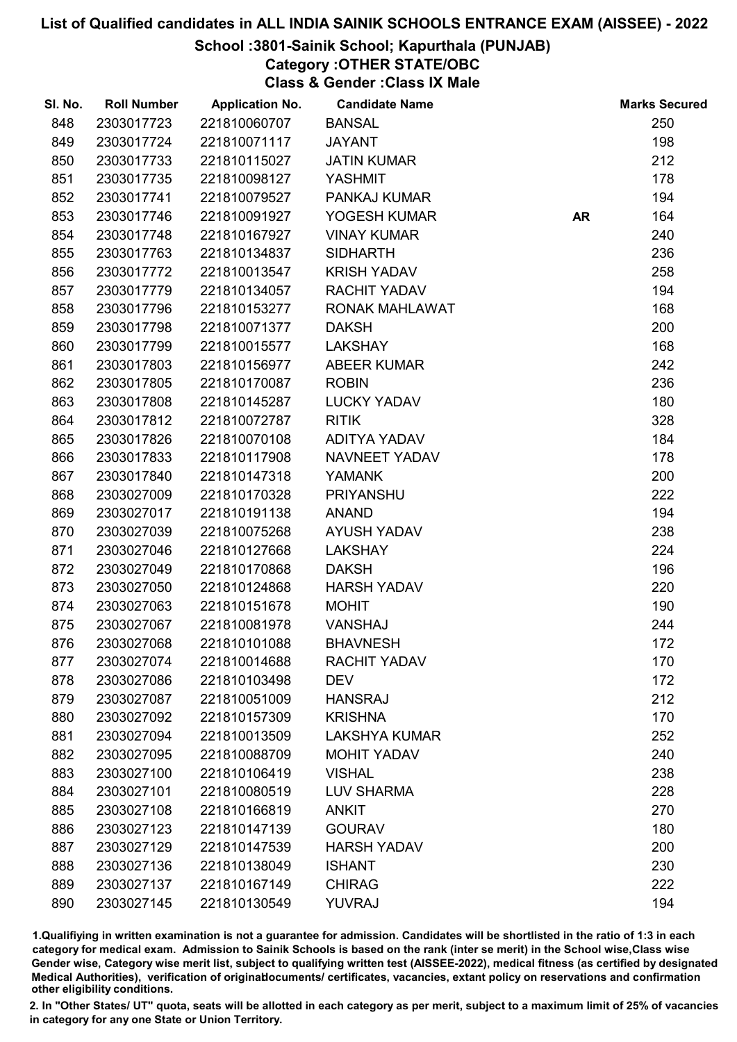# List of Qualified candidates in ALL INDIA SAINIK SCHOOLS ENTRANCE EXAM (AISSEE) - 2022

## School :3801-Sainik School; Kapurthala (PUNJAB)

### Category :OTHER STATE/OBC

### Class & Gender :Class IX Male

| Sl. No. | Roll Number | Application No. | Candidate Name | | Marks Secured |
|---|---|---|---|---|---|
| 848 | 2303017723 | 221810060707 | BANSAL | | 250 |
| 849 | 2303017724 | 221810071117 | JAYANT | | 198 |
| 850 | 2303017733 | 221810115027 | JATIN KUMAR | | 212 |
| 851 | 2303017735 | 221810098127 | YASHMIT | | 178 |
| 852 | 2303017741 | 221810079527 | PANKAJ KUMAR | | 194 |
| 853 | 2303017746 | 221810091927 | YOGESH KUMAR | AR | 164 |
| 854 | 2303017748 | 221810167927 | VINAY KUMAR | | 240 |
| 855 | 2303017763 | 221810134837 | SIDHARTH | | 236 |
| 856 | 2303017772 | 221810013547 | KRISH YADAV | | 258 |
| 857 | 2303017779 | 221810134057 | RACHIT YADAV | | 194 |
| 858 | 2303017796 | 221810153277 | RONAK MAHLAWAT | | 168 |
| 859 | 2303017798 | 221810071377 | DAKSH | | 200 |
| 860 | 2303017799 | 221810015577 | LAKSHAY | | 168 |
| 861 | 2303017803 | 221810156977 | ABEER KUMAR | | 242 |
| 862 | 2303017805 | 221810170087 | ROBIN | | 236 |
| 863 | 2303017808 | 221810145287 | LUCKY YADAV | | 180 |
| 864 | 2303017812 | 221810072787 | RITIK | | 328 |
| 865 | 2303017826 | 221810070108 | ADITYA YADAV | | 184 |
| 866 | 2303017833 | 221810117908 | NAVNEET YADAV | | 178 |
| 867 | 2303017840 | 221810147318 | YAMANK | | 200 |
| 868 | 2303027009 | 221810170328 | PRIYANSHU | | 222 |
| 869 | 2303027017 | 221810191138 | ANAND | | 194 |
| 870 | 2303027039 | 221810075268 | AYUSH YADAV | | 238 |
| 871 | 2303027046 | 221810127668 | LAKSHAY | | 224 |
| 872 | 2303027049 | 221810170868 | DAKSH | | 196 |
| 873 | 2303027050 | 221810124868 | HARSH YADAV | | 220 |
| 874 | 2303027063 | 221810151678 | MOHIT | | 190 |
| 875 | 2303027067 | 221810081978 | VANSHAJ | | 244 |
| 876 | 2303027068 | 221810101088 | BHAVNESH | | 172 |
| 877 | 2303027074 | 221810014688 | RACHIT YADAV | | 170 |
| 878 | 2303027086 | 221810103498 | DEV | | 172 |
| 879 | 2303027087 | 221810051009 | HANSRAJ | | 212 |
| 880 | 2303027092 | 221810157309 | KRISHNA | | 170 |
| 881 | 2303027094 | 221810013509 | LAKSHYA KUMAR | | 252 |
| 882 | 2303027095 | 221810088709 | MOHIT YADAV | | 240 |
| 883 | 2303027100 | 221810106419 | VISHAL | | 238 |
| 884 | 2303027101 | 221810080519 | LUV SHARMA | | 228 |
| 885 | 2303027108 | 221810166819 | ANKIT | | 270 |
| 886 | 2303027123 | 221810147139 | GOURAV | | 180 |
| 887 | 2303027129 | 221810147539 | HARSH YADAV | | 200 |
| 888 | 2303027136 | 221810138049 | ISHANT | | 230 |
| 889 | 2303027137 | 221810167149 | CHIRAG | | 222 |
| 890 | 2303027145 | 221810130549 | YUVRAJ | | 194 |

1.Qualifiying in written examination is not a guarantee for admission. Candidates will be shortlisted in the ratio of 1:3 in each category for medical exam. Admission to Sainik Schools is based on the rank (inter se merit) in the School wise,Class wise Gender wise, Category wise merit list, subject to qualifying written test (AISSEE-2022), medical fitness (as certified by designated Medical Authorities), verification of originaldocuments/ certificates, vacancies, extant policy on reservations and confirmation other eligibility conditions.

2. In "Other States/ UT" quota, seats will be allotted in each category as per merit, subject to a maximum limit of 25% of vacancies in category for any one State or Union Territory.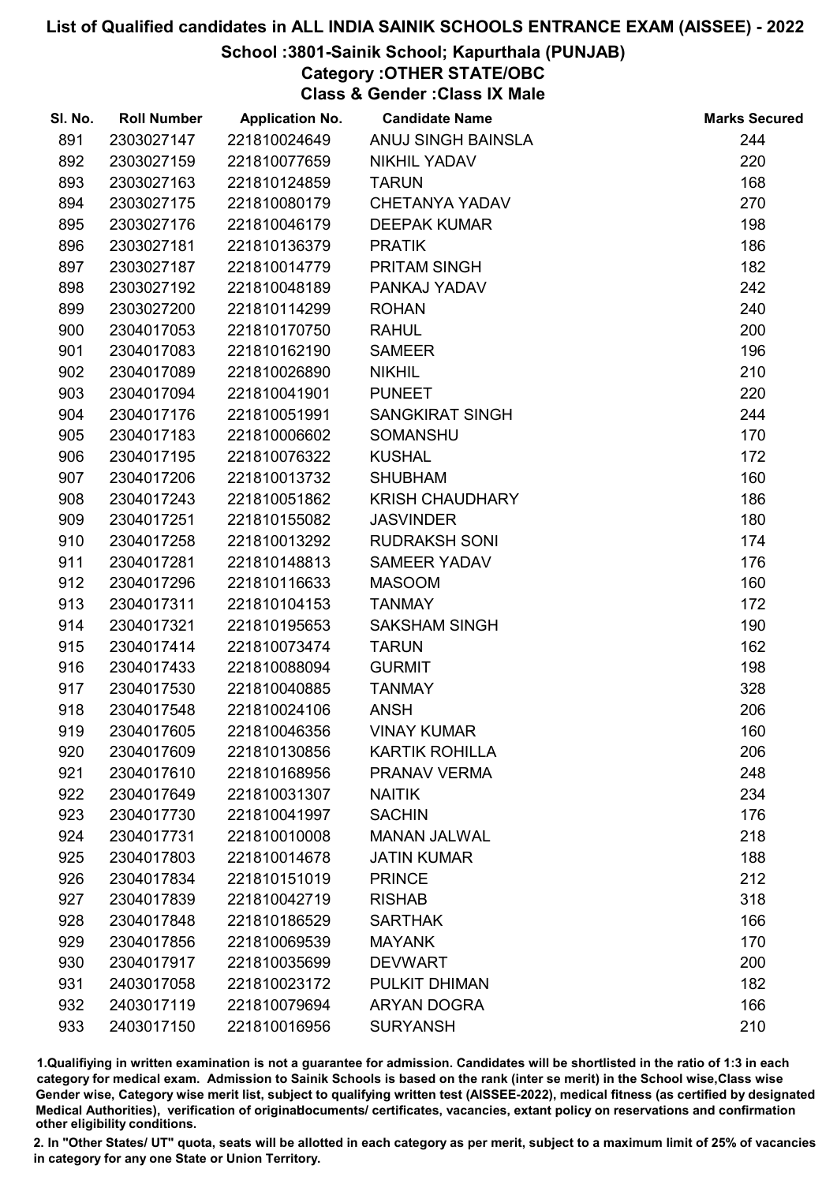# List of Qualified candidates in ALL INDIA SAINIK SCHOOLS ENTRANCE EXAM (AISSEE) - 2022

## School :3801-Sainik School; Kapurthala (PUNJAB)

### Category :OTHER STATE/OBC

### Class & Gender :Class IX Male

| Sl. No. | Roll Number | Application No. | Candidate Name | Marks Secured |
|---|---|---|---|---|
| 891 | 2303027147 | 221810024649 | ANUJ SINGH BAINSLA | 244 |
| 892 | 2303027159 | 221810077659 | NIKHIL YADAV | 220 |
| 893 | 2303027163 | 221810124859 | TARUN | 168 |
| 894 | 2303027175 | 221810080179 | CHETANYA YADAV | 270 |
| 895 | 2303027176 | 221810046179 | DEEPAK KUMAR | 198 |
| 896 | 2303027181 | 221810136379 | PRATIK | 186 |
| 897 | 2303027187 | 221810014779 | PRITAM SINGH | 182 |
| 898 | 2303027192 | 221810048189 | PANKAJ YADAV | 242 |
| 899 | 2303027200 | 221810114299 | ROHAN | 240 |
| 900 | 2304017053 | 221810170750 | RAHUL | 200 |
| 901 | 2304017083 | 221810162190 | SAMEER | 196 |
| 902 | 2304017089 | 221810026890 | NIKHIL | 210 |
| 903 | 2304017094 | 221810041901 | PUNEET | 220 |
| 904 | 2304017176 | 221810051991 | SANGKIRAT SINGH | 244 |
| 905 | 2304017183 | 221810006602 | SOMANSHU | 170 |
| 906 | 2304017195 | 221810076322 | KUSHAL | 172 |
| 907 | 2304017206 | 221810013732 | SHUBHAM | 160 |
| 908 | 2304017243 | 221810051862 | KRISH CHAUDHARY | 186 |
| 909 | 2304017251 | 221810155082 | JASVINDER | 180 |
| 910 | 2304017258 | 221810013292 | RUDRAKSH SONI | 174 |
| 911 | 2304017281 | 221810148813 | SAMEER YADAV | 176 |
| 912 | 2304017296 | 221810116633 | MASOOM | 160 |
| 913 | 2304017311 | 221810104153 | TANMAY | 172 |
| 914 | 2304017321 | 221810195653 | SAKSHAM SINGH | 190 |
| 915 | 2304017414 | 221810073474 | TARUN | 162 |
| 916 | 2304017433 | 221810088094 | GURMIT | 198 |
| 917 | 2304017530 | 221810040885 | TANMAY | 328 |
| 918 | 2304017548 | 221810024106 | ANSH | 206 |
| 919 | 2304017605 | 221810046356 | VINAY KUMAR | 160 |
| 920 | 2304017609 | 221810130856 | KARTIK ROHILLA | 206 |
| 921 | 2304017610 | 221810168956 | PRANAV VERMA | 248 |
| 922 | 2304017649 | 221810031307 | NAITIK | 234 |
| 923 | 2304017730 | 221810041997 | SACHIN | 176 |
| 924 | 2304017731 | 221810010008 | MANAN JALWAL | 218 |
| 925 | 2304017803 | 221810014678 | JATIN KUMAR | 188 |
| 926 | 2304017834 | 221810151019 | PRINCE | 212 |
| 927 | 2304017839 | 221810042719 | RISHAB | 318 |
| 928 | 2304017848 | 221810186529 | SARTHAK | 166 |
| 929 | 2304017856 | 221810069539 | MAYANK | 170 |
| 930 | 2304017917 | 221810035699 | DEVWART | 200 |
| 931 | 2403017058 | 221810023172 | PULKIT DHIMAN | 182 |
| 932 | 2403017119 | 221810079694 | ARYAN DOGRA | 166 |
| 933 | 2403017150 | 221810016956 | SURYANSH | 210 |

1.Qualifiying in written examination is not a guarantee for admission. Candidates will be shortlisted in the ratio of 1:3 in each category for medical exam. Admission to Sainik Schools is based on the rank (inter se merit) in the School wise,Class wise Gender wise, Category wise merit list, subject to qualifying written test (AISSEE-2022), medical fitness (as certified by designated Medical Authorities), verification of originaldocuments/ certificates, vacancies, extant policy on reservations and confirmation other eligibility conditions.

2. In "Other States/ UT" quota, seats will be allotted in each category as per merit, subject to a maximum limit of 25% of vacancies in category for any one State or Union Territory.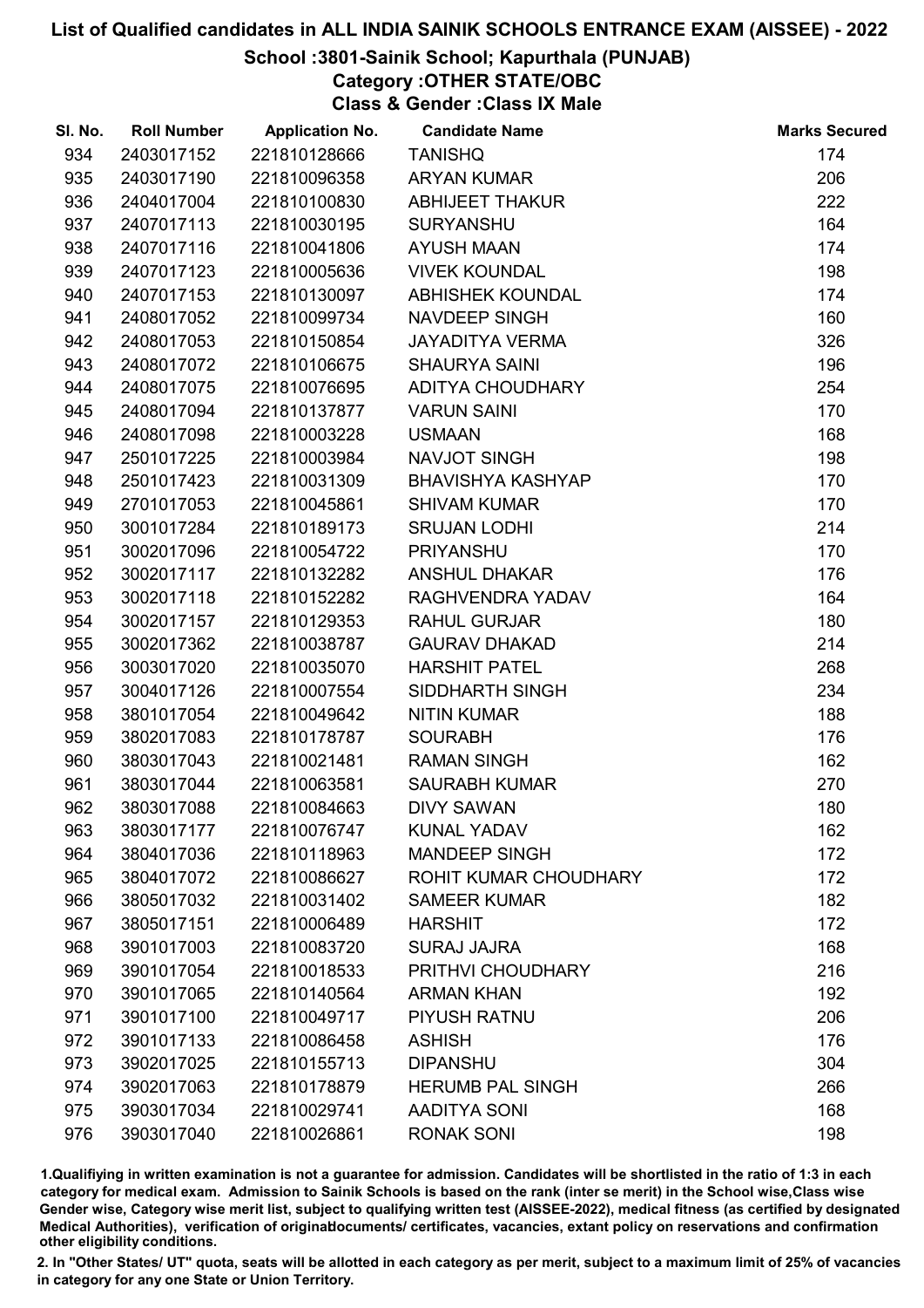# List of Qualified candidates in ALL INDIA SAINIK SCHOOLS ENTRANCE EXAM (AISSEE) - 2022

## School :3801-Sainik School; Kapurthala (PUNJAB)

### Category :OTHER STATE/OBC

### Class & Gender :Class IX Male

| Sl. No. | Roll Number | Application No. | Candidate Name | Marks Secured |
|---|---|---|---|---|
| 934 | 2403017152 | 221810128666 | TANISHQ | 174 |
| 935 | 2403017190 | 221810096358 | ARYAN KUMAR | 206 |
| 936 | 2404017004 | 221810100830 | ABHIJEET THAKUR | 222 |
| 937 | 2407017113 | 221810030195 | SURYANSHU | 164 |
| 938 | 2407017116 | 221810041806 | AYUSH MAAN | 174 |
| 939 | 2407017123 | 221810005636 | VIVEK KOUNDAL | 198 |
| 940 | 2407017153 | 221810130097 | ABHISHEK KOUNDAL | 174 |
| 941 | 2408017052 | 221810099734 | NAVDEEP SINGH | 160 |
| 942 | 2408017053 | 221810150854 | JAYADITYA VERMA | 326 |
| 943 | 2408017072 | 221810106675 | SHAURYA SAINI | 196 |
| 944 | 2408017075 | 221810076695 | ADITYA CHOUDHARY | 254 |
| 945 | 2408017094 | 221810137877 | VARUN SAINI | 170 |
| 946 | 2408017098 | 221810003228 | USMAAN | 168 |
| 947 | 2501017225 | 221810003984 | NAVJOT SINGH | 198 |
| 948 | 2501017423 | 221810031309 | BHAVISHYA KASHYAP | 170 |
| 949 | 2701017053 | 221810045861 | SHIVAM KUMAR | 170 |
| 950 | 3001017284 | 221810189173 | SRUJAN LODHI | 214 |
| 951 | 3002017096 | 221810054722 | PRIYANSHU | 170 |
| 952 | 3002017117 | 221810132282 | ANSHUL DHAKAR | 176 |
| 953 | 3002017118 | 221810152282 | RAGHVENDRA YADAV | 164 |
| 954 | 3002017157 | 221810129353 | RAHUL GURJAR | 180 |
| 955 | 3002017362 | 221810038787 | GAURAV DHAKAD | 214 |
| 956 | 3003017020 | 221810035070 | HARSHIT PATEL | 268 |
| 957 | 3004017126 | 221810007554 | SIDDHARTH SINGH | 234 |
| 958 | 3801017054 | 221810049642 | NITIN KUMAR | 188 |
| 959 | 3802017083 | 221810178787 | SOURABH | 176 |
| 960 | 3803017043 | 221810021481 | RAMAN SINGH | 162 |
| 961 | 3803017044 | 221810063581 | SAURABH KUMAR | 270 |
| 962 | 3803017088 | 221810084663 | DIVY SAWAN | 180 |
| 963 | 3803017177 | 221810076747 | KUNAL YADAV | 162 |
| 964 | 3804017036 | 221810118963 | MANDEEP SINGH | 172 |
| 965 | 3804017072 | 221810086627 | ROHIT KUMAR CHOUDHARY | 172 |
| 966 | 3805017032 | 221810031402 | SAMEER KUMAR | 182 |
| 967 | 3805017151 | 221810006489 | HARSHIT | 172 |
| 968 | 3901017003 | 221810083720 | SURAJ JAJRA | 168 |
| 969 | 3901017054 | 221810018533 | PRITHVI CHOUDHARY | 216 |
| 970 | 3901017065 | 221810140564 | ARMAN KHAN | 192 |
| 971 | 3901017100 | 221810049717 | PIYUSH RATNU | 206 |
| 972 | 3901017133 | 221810086458 | ASHISH | 176 |
| 973 | 3902017025 | 221810155713 | DIPANSHU | 304 |
| 974 | 3902017063 | 221810178879 | HERUMB PAL SINGH | 266 |
| 975 | 3903017034 | 221810029741 | AADITYA SONI | 168 |
| 976 | 3903017040 | 221810026861 | RONAK SONI | 198 |

1.Qualifiying in written examination is not a guarantee for admission. Candidates will be shortlisted in the ratio of 1:3 in each category for medical exam. Admission to Sainik Schools is based on the rank (inter se merit) in the School wise,Class wise Gender wise, Category wise merit list, subject to qualifying written test (AISSEE-2022), medical fitness (as certified by designated Medical Authorities), verification of originaldocuments/ certificates, vacancies, extant policy on reservations and confirmation other eligibility conditions.

2. In "Other States/ UT" quota, seats will be allotted in each category as per merit, subject to a maximum limit of 25% of vacancies in category for any one State or Union Territory.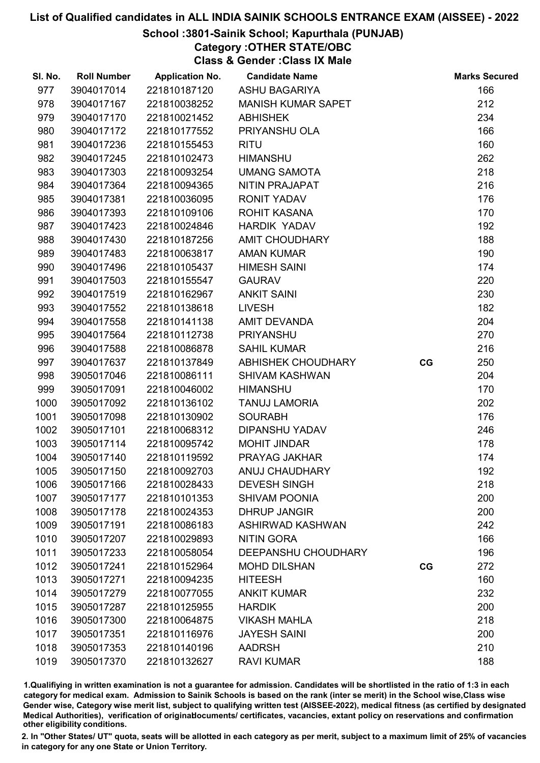# List of Qualified candidates in ALL INDIA SAINIK SCHOOLS ENTRANCE EXAM (AISSEE) - 2022

## School :3801-Sainik School; Kapurthala (PUNJAB)

### Category :OTHER STATE/OBC

### Class & Gender :Class IX Male

| Sl. No. | Roll Number | Application No. | Candidate Name | | Marks Secured |
|---|---|---|---|---|---|
| 977 | 3904017014 | 221810187120 | ASHU BAGARIYA | | 166 |
| 978 | 3904017167 | 221810038252 | MANISH KUMAR SAPET | | 212 |
| 979 | 3904017170 | 221810021452 | ABHISHEK | | 234 |
| 980 | 3904017172 | 221810177552 | PRIYANSHU OLA | | 166 |
| 981 | 3904017236 | 221810155453 | RITU | | 160 |
| 982 | 3904017245 | 221810102473 | HIMANSHU | | 262 |
| 983 | 3904017303 | 221810093254 | UMANG SAMOTA | | 218 |
| 984 | 3904017364 | 221810094365 | NITIN PRAJAPAT | | 216 |
| 985 | 3904017381 | 221810036095 | RONIT YADAV | | 176 |
| 986 | 3904017393 | 221810109106 | ROHIT KASANA | | 170 |
| 987 | 3904017423 | 221810024846 | HARDIK YADAV | | 192 |
| 988 | 3904017430 | 221810187256 | AMIT CHOUDHARY | | 188 |
| 989 | 3904017483 | 221810063817 | AMAN KUMAR | | 190 |
| 990 | 3904017496 | 221810105437 | HIMESH SAINI | | 174 |
| 991 | 3904017503 | 221810155547 | GAURAV | | 220 |
| 992 | 3904017519 | 221810162967 | ANKIT SAINI | | 230 |
| 993 | 3904017552 | 221810138618 | LIVESH | | 182 |
| 994 | 3904017558 | 221810141138 | AMIT DEVANDA | | 204 |
| 995 | 3904017564 | 221810112738 | PRIYANSHU | | 270 |
| 996 | 3904017588 | 221810086878 | SAHIL KUMAR | | 216 |
| 997 | 3904017637 | 221810137849 | ABHISHEK CHOUDHARY | CG | 250 |
| 998 | 3905017046 | 221810086111 | SHIVAM KASHWAN | | 204 |
| 999 | 3905017091 | 221810046002 | HIMANSHU | | 170 |
| 1000 | 3905017092 | 221810136102 | TANUJ LAMORIA | | 202 |
| 1001 | 3905017098 | 221810130902 | SOURABH | | 176 |
| 1002 | 3905017101 | 221810068312 | DIPANSHU YADAV | | 246 |
| 1003 | 3905017114 | 221810095742 | MOHIT JINDAR | | 178 |
| 1004 | 3905017140 | 221810119592 | PRAYAG JAKHAR | | 174 |
| 1005 | 3905017150 | 221810092703 | ANUJ CHAUDHARY | | 192 |
| 1006 | 3905017166 | 221810028433 | DEVESH SINGH | | 218 |
| 1007 | 3905017177 | 221810101353 | SHIVAM POONIA | | 200 |
| 1008 | 3905017178 | 221810024353 | DHRUP JANGIR | | 200 |
| 1009 | 3905017191 | 221810086183 | ASHIRWAD KASHWAN | | 242 |
| 1010 | 3905017207 | 221810029893 | NITIN GORA | | 166 |
| 1011 | 3905017233 | 221810058054 | DEEPANSHU CHOUDHARY | | 196 |
| 1012 | 3905017241 | 221810152964 | MOHD DILSHAN | CG | 272 |
| 1013 | 3905017271 | 221810094235 | HITEESH | | 160 |
| 1014 | 3905017279 | 221810077055 | ANKIT KUMAR | | 232 |
| 1015 | 3905017287 | 221810125955 | HARDIK | | 200 |
| 1016 | 3905017300 | 221810064875 | VIKASH MAHLA | | 218 |
| 1017 | 3905017351 | 221810116976 | JAYESH SAINI | | 200 |
| 1018 | 3905017353 | 221810140196 | AADRSH | | 210 |
| 1019 | 3905017370 | 221810132627 | RAVI KUMAR | | 188 |

1.Qualifiying in written examination is not a guarantee for admission. Candidates will be shortlisted in the ratio of 1:3 in each category for medical exam. Admission to Sainik Schools is based on the rank (inter se merit) in the School wise,Class wise Gender wise, Category wise merit list, subject to qualifying written test (AISSEE-2022), medical fitness (as certified by designated Medical Authorities), verification of originaldocuments/ certificates, vacancies, extant policy on reservations and confirmation other eligibility conditions.

2. In "Other States/ UT" quota, seats will be allotted in each category as per merit, subject to a maximum limit of 25% of vacancies in category for any one State or Union Territory.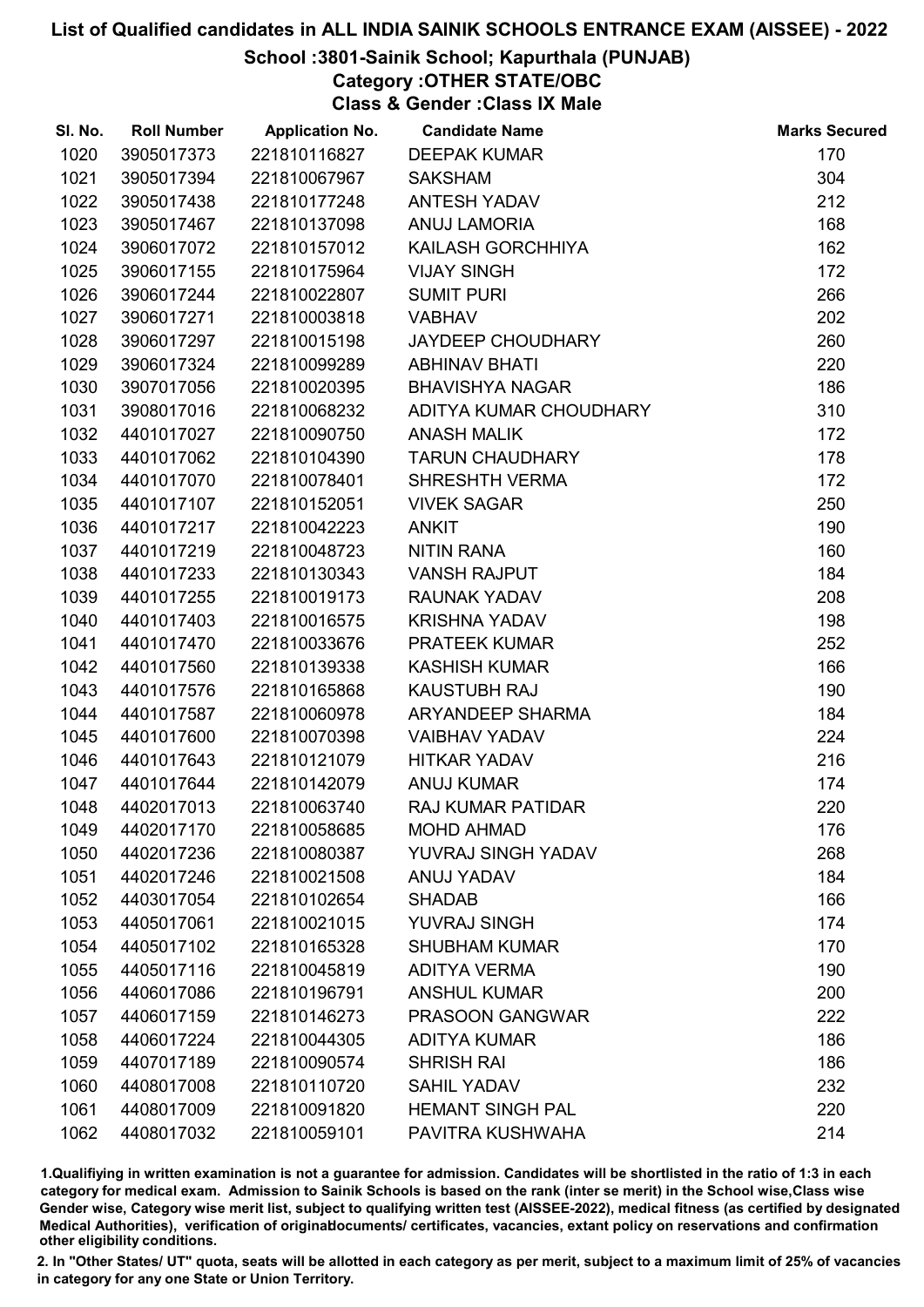# List of Qualified candidates in ALL INDIA SAINIK SCHOOLS ENTRANCE EXAM (AISSEE) - 2022

## School :3801-Sainik School; Kapurthala (PUNJAB)

### Category :OTHER STATE/OBC

### Class & Gender :Class IX Male

| Sl. No. | Roll Number | Application No. | Candidate Name | Marks Secured |
|---|---|---|---|---|
| 1020 | 3905017373 | 221810116827 | DEEPAK KUMAR | 170 |
| 1021 | 3905017394 | 221810067967 | SAKSHAM | 304 |
| 1022 | 3905017438 | 221810177248 | ANTESH YADAV | 212 |
| 1023 | 3905017467 | 221810137098 | ANUJ LAMORIA | 168 |
| 1024 | 3906017072 | 221810157012 | KAILASH GORCHHIYA | 162 |
| 1025 | 3906017155 | 221810175964 | VIJAY SINGH | 172 |
| 1026 | 3906017244 | 221810022807 | SUMIT PURI | 266 |
| 1027 | 3906017271 | 221810003818 | VABHAV | 202 |
| 1028 | 3906017297 | 221810015198 | JAYDEEP CHOUDHARY | 260 |
| 1029 | 3906017324 | 221810099289 | ABHINAV BHATI | 220 |
| 1030 | 3907017056 | 221810020395 | BHAVISHYA NAGAR | 186 |
| 1031 | 3908017016 | 221810068232 | ADITYA KUMAR CHOUDHARY | 310 |
| 1032 | 4401017027 | 221810090750 | ANASH MALIK | 172 |
| 1033 | 4401017062 | 221810104390 | TARUN CHAUDHARY | 178 |
| 1034 | 4401017070 | 221810078401 | SHRESHTH VERMA | 172 |
| 1035 | 4401017107 | 221810152051 | VIVEK SAGAR | 250 |
| 1036 | 4401017217 | 221810042223 | ANKIT | 190 |
| 1037 | 4401017219 | 221810048723 | NITIN RANA | 160 |
| 1038 | 4401017233 | 221810130343 | VANSH RAJPUT | 184 |
| 1039 | 4401017255 | 221810019173 | RAUNAK YADAV | 208 |
| 1040 | 4401017403 | 221810016575 | KRISHNA YADAV | 198 |
| 1041 | 4401017470 | 221810033676 | PRATEEK KUMAR | 252 |
| 1042 | 4401017560 | 221810139338 | KASHISH KUMAR | 166 |
| 1043 | 4401017576 | 221810165868 | KAUSTUBH RAJ | 190 |
| 1044 | 4401017587 | 221810060978 | ARYANDEEP SHARMA | 184 |
| 1045 | 4401017600 | 221810070398 | VAIBHAV YADAV | 224 |
| 1046 | 4401017643 | 221810121079 | HITKAR YADAV | 216 |
| 1047 | 4401017644 | 221810142079 | ANUJ KUMAR | 174 |
| 1048 | 4402017013 | 221810063740 | RAJ KUMAR PATIDAR | 220 |
| 1049 | 4402017170 | 221810058685 | MOHD AHMAD | 176 |
| 1050 | 4402017236 | 221810080387 | YUVRAJ SINGH YADAV | 268 |
| 1051 | 4402017246 | 221810021508 | ANUJ YADAV | 184 |
| 1052 | 4403017054 | 221810102654 | SHADAB | 166 |
| 1053 | 4405017061 | 221810021015 | YUVRAJ SINGH | 174 |
| 1054 | 4405017102 | 221810165328 | SHUBHAM KUMAR | 170 |
| 1055 | 4405017116 | 221810045819 | ADITYA VERMA | 190 |
| 1056 | 4406017086 | 221810196791 | ANSHUL KUMAR | 200 |
| 1057 | 4406017159 | 221810146273 | PRASOON GANGWAR | 222 |
| 1058 | 4406017224 | 221810044305 | ADITYA KUMAR | 186 |
| 1059 | 4407017189 | 221810090574 | SHRISH RAI | 186 |
| 1060 | 4408017008 | 221810110720 | SAHIL YADAV | 232 |
| 1061 | 4408017009 | 221810091820 | HEMANT SINGH PAL | 220 |
| 1062 | 4408017032 | 221810059101 | PAVITRA KUSHWAHA | 214 |

1.Qualifiying in written examination is not a guarantee for admission. Candidates will be shortlisted in the ratio of 1:3 in each category for medical exam. Admission to Sainik Schools is based on the rank (inter se merit) in the School wise,Class wise Gender wise, Category wise merit list, subject to qualifying written test (AISSEE-2022), medical fitness (as certified by designated Medical Authorities), verification of originaldocuments/ certificates, vacancies, extant policy on reservations and confirmation other eligibility conditions.

2. In "Other States/ UT" quota, seats will be allotted in each category as per merit, subject to a maximum limit of 25% of vacancies in category for any one State or Union Territory.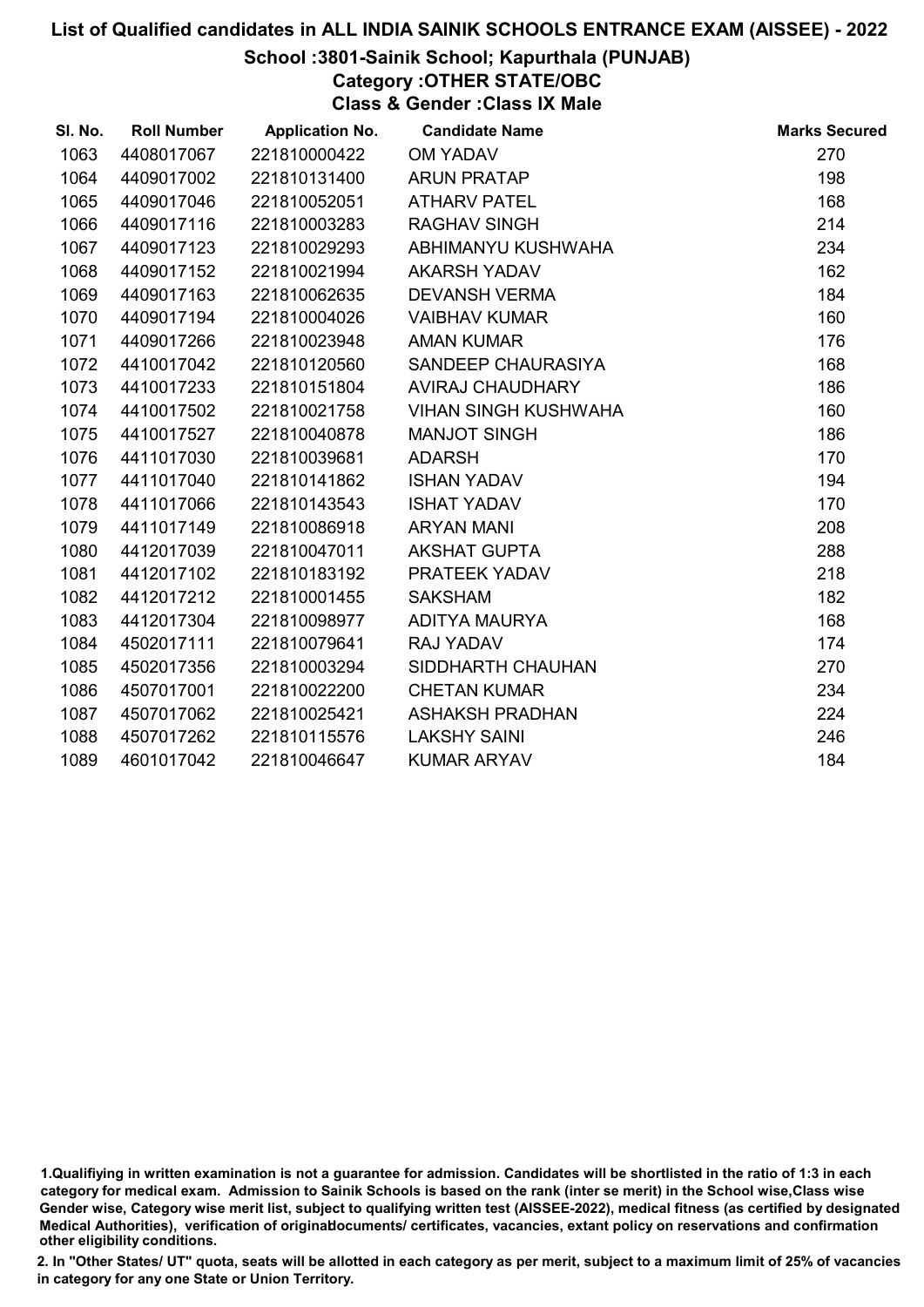# List of Qualified candidates in ALL INDIA SAINIK SCHOOLS ENTRANCE EXAM (AISSEE) - 2022

## School :3801-Sainik School; Kapurthala (PUNJAB)

### Category :OTHER STATE/OBC

### Class & Gender :Class IX Male

| Sl. No. | Roll Number | Application No. | Candidate Name | Marks Secured |
|---|---|---|---|---|
| 1063 | 4408017067 | 221810000422 | OM YADAV | 270 |
| 1064 | 4409017002 | 221810131400 | ARUN PRATAP | 198 |
| 1065 | 4409017046 | 221810052051 | ATHARV PATEL | 168 |
| 1066 | 4409017116 | 221810003283 | RAGHAV SINGH | 214 |
| 1067 | 4409017123 | 221810029293 | ABHIMANYU KUSHWAHA | 234 |
| 1068 | 4409017152 | 221810021994 | AKARSH YADAV | 162 |
| 1069 | 4409017163 | 221810062635 | DEVANSH VERMA | 184 |
| 1070 | 4409017194 | 221810004026 | VAIBHAV KUMAR | 160 |
| 1071 | 4409017266 | 221810023948 | AMAN KUMAR | 176 |
| 1072 | 4410017042 | 221810120560 | SANDEEP CHAURASIYA | 168 |
| 1073 | 4410017233 | 221810151804 | AVIRAJ CHAUDHARY | 186 |
| 1074 | 4410017502 | 221810021758 | VIHAN SINGH KUSHWAHA | 160 |
| 1075 | 4410017527 | 221810040878 | MANJOT SINGH | 186 |
| 1076 | 4411017030 | 221810039681 | ADARSH | 170 |
| 1077 | 4411017040 | 221810141862 | ISHAN YADAV | 194 |
| 1078 | 4411017066 | 221810143543 | ISHAT YADAV | 170 |
| 1079 | 4411017149 | 221810086918 | ARYAN MANI | 208 |
| 1080 | 4412017039 | 221810047011 | AKSHAT GUPTA | 288 |
| 1081 | 4412017102 | 221810183192 | PRATEEK YADAV | 218 |
| 1082 | 4412017212 | 221810001455 | SAKSHAM | 182 |
| 1083 | 4412017304 | 221810098977 | ADITYA MAURYA | 168 |
| 1084 | 4502017111 | 221810079641 | RAJ YADAV | 174 |
| 1085 | 4502017356 | 221810003294 | SIDDHARTH CHAUHAN | 270 |
| 1086 | 4507017001 | 221810022200 | CHETAN KUMAR | 234 |
| 1087 | 4507017062 | 221810025421 | ASHAKSH PRADHAN | 224 |
| 1088 | 4507017262 | 221810115576 | LAKSHY SAINI | 246 |
| 1089 | 4601017042 | 221810046647 | KUMAR ARYAV | 184 |

1.Qualifiying in written examination is not a guarantee for admission. Candidates will be shortlisted in the ratio of 1:3 in each category for medical exam. Admission to Sainik Schools is based on the rank (inter se merit) in the School wise,Class wise Gender wise, Category wise merit list, subject to qualifying written test (AISSEE-2022), medical fitness (as certified by designated Medical Authorities), verification of originaldocuments/ certificates, vacancies, extant policy on reservations and confirmation other eligibility conditions.

2. In "Other States/ UT" quota, seats will be allotted in each category as per merit, subject to a maximum limit of 25% of vacancies in category for any one State or Union Territory.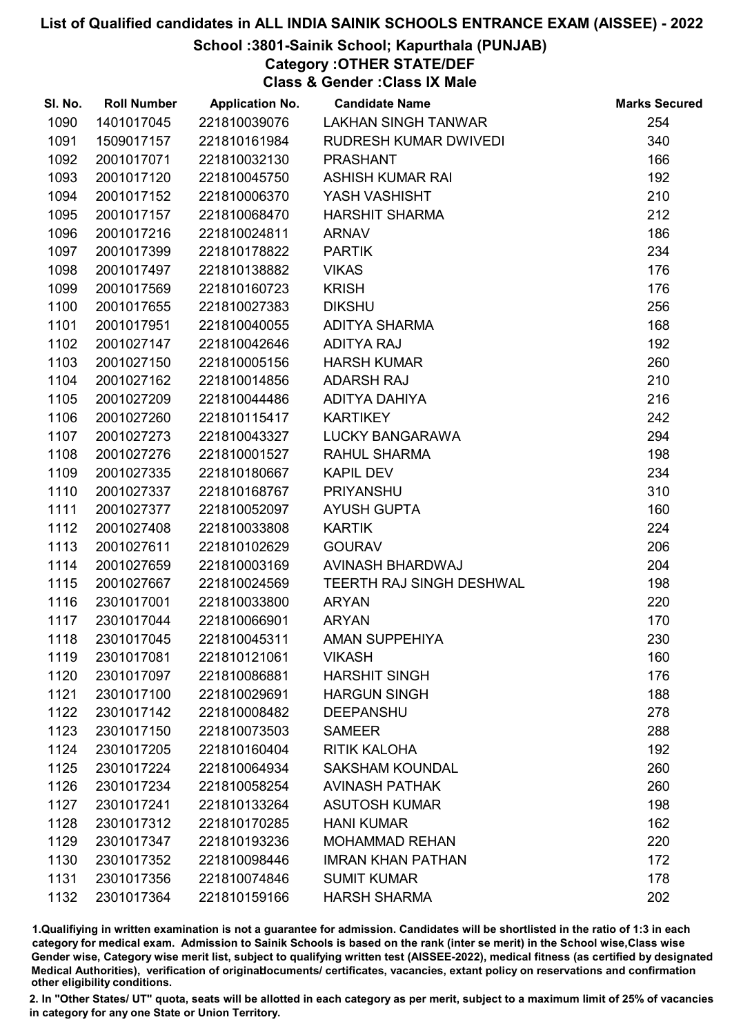# List of Qualified candidates in ALL INDIA SAINIK SCHOOLS ENTRANCE EXAM (AISSEE) - 2022

## School :3801-Sainik School; Kapurthala (PUNJAB)

### Category :OTHER STATE/DEF

### Class & Gender :Class IX Male

| Sl. No. | Roll Number | Application No. | Candidate Name | Marks Secured |
|---|---|---|---|---|
| 1090 | 1401017045 | 221810039076 | LAKHAN SINGH TANWAR | 254 |
| 1091 | 1509017157 | 221810161984 | RUDRESH KUMAR DWIVEDI | 340 |
| 1092 | 2001017071 | 221810032130 | PRASHANT | 166 |
| 1093 | 2001017120 | 221810045750 | ASHISH KUMAR RAI | 192 |
| 1094 | 2001017152 | 221810006370 | YASH VASHISHT | 210 |
| 1095 | 2001017157 | 221810068470 | HARSHIT SHARMA | 212 |
| 1096 | 2001017216 | 221810024811 | ARNAV | 186 |
| 1097 | 2001017399 | 221810178822 | PARTIK | 234 |
| 1098 | 2001017497 | 221810138882 | VIKAS | 176 |
| 1099 | 2001017569 | 221810160723 | KRISH | 176 |
| 1100 | 2001017655 | 221810027383 | DIKSHU | 256 |
| 1101 | 2001017951 | 221810040055 | ADITYA SHARMA | 168 |
| 1102 | 2001027147 | 221810042646 | ADITYA RAJ | 192 |
| 1103 | 2001027150 | 221810005156 | HARSH KUMAR | 260 |
| 1104 | 2001027162 | 221810014856 | ADARSH RAJ | 210 |
| 1105 | 2001027209 | 221810044486 | ADITYA DAHIYA | 216 |
| 1106 | 2001027260 | 221810115417 | KARTIKEY | 242 |
| 1107 | 2001027273 | 221810043327 | LUCKY BANGARAWA | 294 |
| 1108 | 2001027276 | 221810001527 | RAHUL SHARMA | 198 |
| 1109 | 2001027335 | 221810180667 | KAPIL DEV | 234 |
| 1110 | 2001027337 | 221810168767 | PRIYANSHU | 310 |
| 1111 | 2001027377 | 221810052097 | AYUSH GUPTA | 160 |
| 1112 | 2001027408 | 221810033808 | KARTIK | 224 |
| 1113 | 2001027611 | 221810102629 | GOURAV | 206 |
| 1114 | 2001027659 | 221810003169 | AVINASH BHARDWAJ | 204 |
| 1115 | 2001027667 | 221810024569 | TEERTH RAJ SINGH DESHWAL | 198 |
| 1116 | 2301017001 | 221810033800 | ARYAN | 220 |
| 1117 | 2301017044 | 221810066901 | ARYAN | 170 |
| 1118 | 2301017045 | 221810045311 | AMAN SUPPEHIYA | 230 |
| 1119 | 2301017081 | 221810121061 | VIKASH | 160 |
| 1120 | 2301017097 | 221810086881 | HARSHIT SINGH | 176 |
| 1121 | 2301017100 | 221810029691 | HARGUN SINGH | 188 |
| 1122 | 2301017142 | 221810008482 | DEEPANSHU | 278 |
| 1123 | 2301017150 | 221810073503 | SAMEER | 288 |
| 1124 | 2301017205 | 221810160404 | RITIK KALOHA | 192 |
| 1125 | 2301017224 | 221810064934 | SAKSHAM KOUNDAL | 260 |
| 1126 | 2301017234 | 221810058254 | AVINASH PATHAK | 260 |
| 1127 | 2301017241 | 221810133264 | ASUTOSH KUMAR | 198 |
| 1128 | 2301017312 | 221810170285 | HANI KUMAR | 162 |
| 1129 | 2301017347 | 221810193236 | MOHAMMAD REHAN | 220 |
| 1130 | 2301017352 | 221810098446 | IMRAN KHAN PATHAN | 172 |
| 1131 | 2301017356 | 221810074846 | SUMIT KUMAR | 178 |
| 1132 | 2301017364 | 221810159166 | HARSH SHARMA | 202 |

1.Qualifiying in written examination is not a guarantee for admission. Candidates will be shortlisted in the ratio of 1:3 in each category for medical exam. Admission to Sainik Schools is based on the rank (inter se merit) in the School wise,Class wise Gender wise, Category wise merit list, subject to qualifying written test (AISSEE-2022), medical fitness (as certified by designated Medical Authorities), verification of originaldocuments/ certificates, vacancies, extant policy on reservations and confirmation other eligibility conditions.

2. In "Other States/ UT" quota, seats will be allotted in each category as per merit, subject to a maximum limit of 25% of vacancies in category for any one State or Union Territory.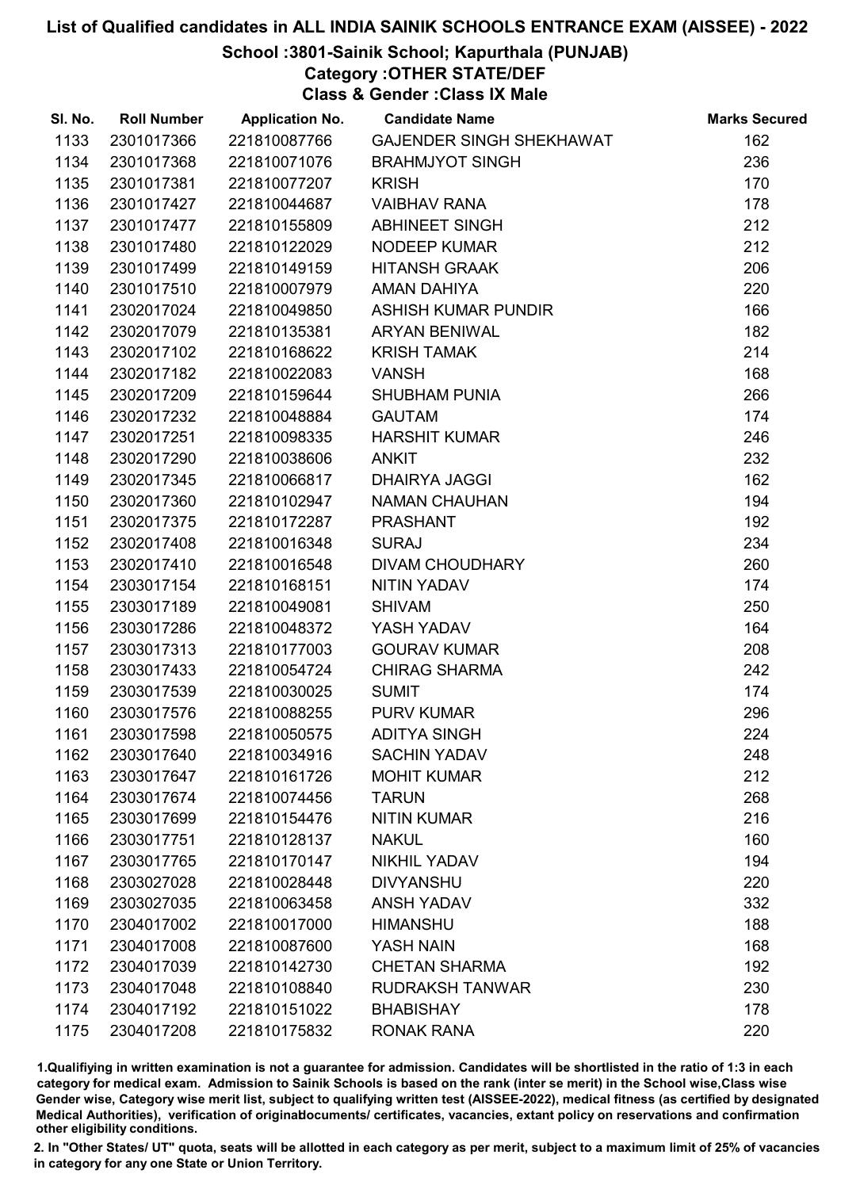# List of Qualified candidates in ALL INDIA SAINIK SCHOOLS ENTRANCE EXAM (AISSEE) - 2022

## School :3801-Sainik School; Kapurthala (PUNJAB)

## Category :OTHER STATE/DEF

## Class & Gender :Class IX Male

| Sl. No. | Roll Number | Application No. | Candidate Name | Marks Secured |
|---|---|---|---|---|
| 1133 | 2301017366 | 221810087766 | GAJENDER SINGH SHEKHAWAT | 162 |
| 1134 | 2301017368 | 221810071076 | BRAHMJYOT SINGH | 236 |
| 1135 | 2301017381 | 221810077207 | KRISH | 170 |
| 1136 | 2301017427 | 221810044687 | VAIBHAV RANA | 178 |
| 1137 | 2301017477 | 221810155809 | ABHINEET SINGH | 212 |
| 1138 | 2301017480 | 221810122029 | NODEEP KUMAR | 212 |
| 1139 | 2301017499 | 221810149159 | HITANSH GRAAK | 206 |
| 1140 | 2301017510 | 221810007979 | AMAN DAHIYA | 220 |
| 1141 | 2302017024 | 221810049850 | ASHISH KUMAR PUNDIR | 166 |
| 1142 | 2302017079 | 221810135381 | ARYAN BENIWAL | 182 |
| 1143 | 2302017102 | 221810168622 | KRISH TAMAK | 214 |
| 1144 | 2302017182 | 221810022083 | VANSH | 168 |
| 1145 | 2302017209 | 221810159644 | SHUBHAM PUNIA | 266 |
| 1146 | 2302017232 | 221810048884 | GAUTAM | 174 |
| 1147 | 2302017251 | 221810098335 | HARSHIT KUMAR | 246 |
| 1148 | 2302017290 | 221810038606 | ANKIT | 232 |
| 1149 | 2302017345 | 221810066817 | DHAIRYA JAGGI | 162 |
| 1150 | 2302017360 | 221810102947 | NAMAN CHAUHAN | 194 |
| 1151 | 2302017375 | 221810172287 | PRASHANT | 192 |
| 1152 | 2302017408 | 221810016348 | SURAJ | 234 |
| 1153 | 2302017410 | 221810016548 | DIVAM CHOUDHARY | 260 |
| 1154 | 2303017154 | 221810168151 | NITIN YADAV | 174 |
| 1155 | 2303017189 | 221810049081 | SHIVAM | 250 |
| 1156 | 2303017286 | 221810048372 | YASH YADAV | 164 |
| 1157 | 2303017313 | 221810177003 | GOURAV KUMAR | 208 |
| 1158 | 2303017433 | 221810054724 | CHIRAG SHARMA | 242 |
| 1159 | 2303017539 | 221810030025 | SUMIT | 174 |
| 1160 | 2303017576 | 221810088255 | PURV KUMAR | 296 |
| 1161 | 2303017598 | 221810050575 | ADITYA SINGH | 224 |
| 1162 | 2303017640 | 221810034916 | SACHIN YADAV | 248 |
| 1163 | 2303017647 | 221810161726 | MOHIT KUMAR | 212 |
| 1164 | 2303017674 | 221810074456 | TARUN | 268 |
| 1165 | 2303017699 | 221810154476 | NITIN KUMAR | 216 |
| 1166 | 2303017751 | 221810128137 | NAKUL | 160 |
| 1167 | 2303017765 | 221810170147 | NIKHIL YADAV | 194 |
| 1168 | 2303027028 | 221810028448 | DIVYANSHU | 220 |
| 1169 | 2303027035 | 221810063458 | ANSH YADAV | 332 |
| 1170 | 2304017002 | 221810017000 | HIMANSHU | 188 |
| 1171 | 2304017008 | 221810087600 | YASH NAIN | 168 |
| 1172 | 2304017039 | 221810142730 | CHETAN SHARMA | 192 |
| 1173 | 2304017048 | 221810108840 | RUDRAKSH TANWAR | 230 |
| 1174 | 2304017192 | 221810151022 | BHABISHAY | 178 |
| 1175 | 2304017208 | 221810175832 | RONAK RANA | 220 |

1.Qualifiying in written examination is not a guarantee for admission. Candidates will be shortlisted in the ratio of 1:3 in each category for medical exam. Admission to Sainik Schools is based on the rank (inter se merit) in the School wise,Class wise Gender wise, Category wise merit list, subject to qualifying written test (AISSEE-2022), medical fitness (as certified by designated Medical Authorities), verification of originaldocuments/ certificates, vacancies, extant policy on reservations and confirmation other eligibility conditions.

2. In "Other States/ UT" quota, seats will be allotted in each category as per merit, subject to a maximum limit of 25% of vacancies in category for any one State or Union Territory.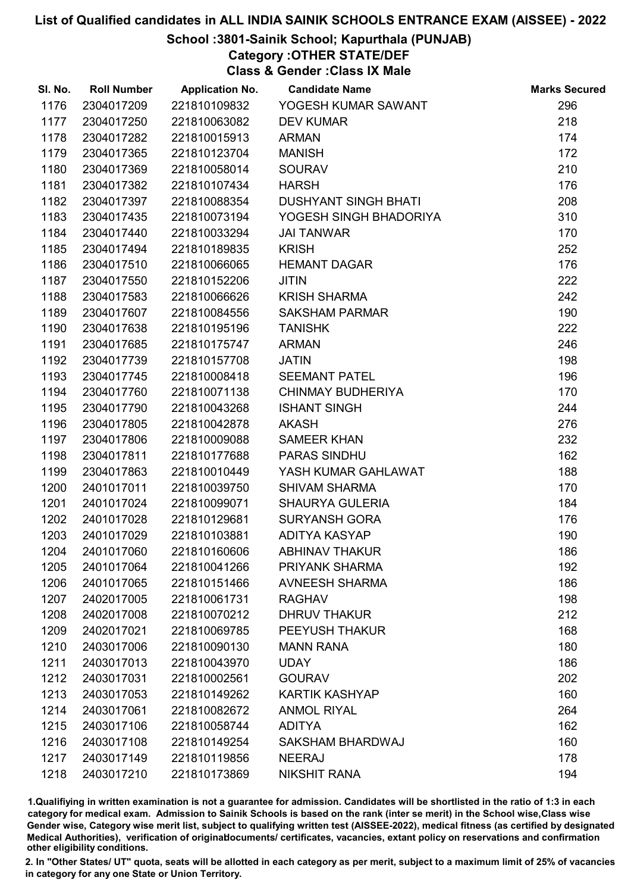# List of Qualified candidates in ALL INDIA SAINIK SCHOOLS ENTRANCE EXAM (AISSEE) - 2022

## School :3801-Sainik School; Kapurthala (PUNJAB)

### Category :OTHER STATE/DEF

### Class & Gender :Class IX Male

| Sl. No. | Roll Number | Application No. | Candidate Name | Marks Secured |
|---|---|---|---|---|
| 1176 | 2304017209 | 221810109832 | YOGESH KUMAR SAWANT | 296 |
| 1177 | 2304017250 | 221810063082 | DEV KUMAR | 218 |
| 1178 | 2304017282 | 221810015913 | ARMAN | 174 |
| 1179 | 2304017365 | 221810123704 | MANISH | 172 |
| 1180 | 2304017369 | 221810058014 | SOURAV | 210 |
| 1181 | 2304017382 | 221810107434 | HARSH | 176 |
| 1182 | 2304017397 | 221810088354 | DUSHYANT SINGH BHATI | 208 |
| 1183 | 2304017435 | 221810073194 | YOGESH SINGH BHADORIYA | 310 |
| 1184 | 2304017440 | 221810033294 | JAI TANWAR | 170 |
| 1185 | 2304017494 | 221810189835 | KRISH | 252 |
| 1186 | 2304017510 | 221810066065 | HEMANT DAGAR | 176 |
| 1187 | 2304017550 | 221810152206 | JITIN | 222 |
| 1188 | 2304017583 | 221810066626 | KRISH SHARMA | 242 |
| 1189 | 2304017607 | 221810084556 | SAKSHAM PARMAR | 190 |
| 1190 | 2304017638 | 221810195196 | TANISHK | 222 |
| 1191 | 2304017685 | 221810175747 | ARMAN | 246 |
| 1192 | 2304017739 | 221810157708 | JATIN | 198 |
| 1193 | 2304017745 | 221810008418 | SEEMANT PATEL | 196 |
| 1194 | 2304017760 | 221810071138 | CHINMAY BUDHERIYA | 170 |
| 1195 | 2304017790 | 221810043268 | ISHANT SINGH | 244 |
| 1196 | 2304017805 | 221810042878 | AKASH | 276 |
| 1197 | 2304017806 | 221810009088 | SAMEER KHAN | 232 |
| 1198 | 2304017811 | 221810177688 | PARAS SINDHU | 162 |
| 1199 | 2304017863 | 221810010449 | YASH KUMAR GAHLAWAT | 188 |
| 1200 | 2401017011 | 221810039750 | SHIVAM SHARMA | 170 |
| 1201 | 2401017024 | 221810099071 | SHAURYA GULERIA | 184 |
| 1202 | 2401017028 | 221810129681 | SURYANSH GORA | 176 |
| 1203 | 2401017029 | 221810103881 | ADITYA KASYAP | 190 |
| 1204 | 2401017060 | 221810160606 | ABHINAV THAKUR | 186 |
| 1205 | 2401017064 | 221810041266 | PRIYANK SHARMA | 192 |
| 1206 | 2401017065 | 221810151466 | AVNEESH SHARMA | 186 |
| 1207 | 2402017005 | 221810061731 | RAGHAV | 198 |
| 1208 | 2402017008 | 221810070212 | DHRUV THAKUR | 212 |
| 1209 | 2402017021 | 221810069785 | PEEYUSH THAKUR | 168 |
| 1210 | 2403017006 | 221810090130 | MANN RANA | 180 |
| 1211 | 2403017013 | 221810043970 | UDAY | 186 |
| 1212 | 2403017031 | 221810002561 | GOURAV | 202 |
| 1213 | 2403017053 | 221810149262 | KARTIK KASHYAP | 160 |
| 1214 | 2403017061 | 221810082672 | ANMOL RIYAL | 264 |
| 1215 | 2403017106 | 221810058744 | ADITYA | 162 |
| 1216 | 2403017108 | 221810149254 | SAKSHAM BHARDWAJ | 160 |
| 1217 | 2403017149 | 221810119856 | NEERAJ | 178 |
| 1218 | 2403017210 | 221810173869 | NIKSHIT RANA | 194 |

1.Qualifying in written examination is not a guarantee for admission. Candidates will be shortlisted in the ratio of 1:3 in each category for medical exam. Admission to Sainik Schools is based on the rank (inter se merit) in the School wise,Class wise Gender wise, Category wise merit list, subject to qualifying written test (AISSEE-2022), medical fitness (as certified by designated Medical Authorities), verification of originaldocuments/ certificates, vacancies, extant policy on reservations and confirmation other eligibility conditions.

2. In "Other States/ UT" quota, seats will be allotted in each category as per merit, subject to a maximum limit of 25% of vacancies in category for any one State or Union Territory.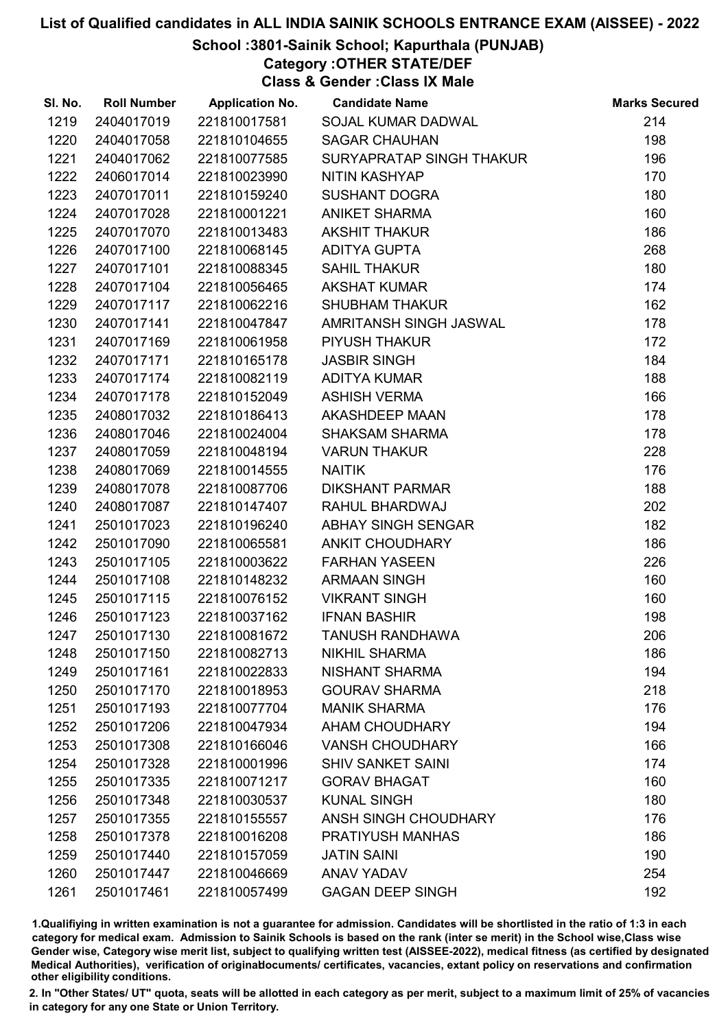# List of Qualified candidates in ALL INDIA SAINIK SCHOOLS ENTRANCE EXAM (AISSEE) - 2022

## School :3801-Sainik School; Kapurthala (PUNJAB)

### Category :OTHER STATE/DEF

### Class & Gender :Class IX Male

| Sl. No. | Roll Number | Application No. | Candidate Name | Marks Secured |
|---|---|---|---|---|
| 1219 | 2404017019 | 221810017581 | SOJAL KUMAR DADWAL | 214 |
| 1220 | 2404017058 | 221810104655 | SAGAR CHAUHAN | 198 |
| 1221 | 2404017062 | 221810077585 | SURYAPRATAP SINGH THAKUR | 196 |
| 1222 | 2406017014 | 221810023990 | NITIN KASHYAP | 170 |
| 1223 | 2407017011 | 221810159240 | SUSHANT DOGRA | 180 |
| 1224 | 2407017028 | 221810001221 | ANIKET SHARMA | 160 |
| 1225 | 2407017070 | 221810013483 | AKSHIT THAKUR | 186 |
| 1226 | 2407017100 | 221810068145 | ADITYA GUPTA | 268 |
| 1227 | 2407017101 | 221810088345 | SAHIL THAKUR | 180 |
| 1228 | 2407017104 | 221810056465 | AKSHAT KUMAR | 174 |
| 1229 | 2407017117 | 221810062216 | SHUBHAM THAKUR | 162 |
| 1230 | 2407017141 | 221810047847 | AMRITANSH SINGH JASWAL | 178 |
| 1231 | 2407017169 | 221810061958 | PIYUSH THAKUR | 172 |
| 1232 | 2407017171 | 221810165178 | JASBIR SINGH | 184 |
| 1233 | 2407017174 | 221810082119 | ADITYA KUMAR | 188 |
| 1234 | 2407017178 | 221810152049 | ASHISH VERMA | 166 |
| 1235 | 2408017032 | 221810186413 | AKASHDEEP MAAN | 178 |
| 1236 | 2408017046 | 221810024004 | SHAKSAM SHARMA | 178 |
| 1237 | 2408017059 | 221810048194 | VARUN THAKUR | 228 |
| 1238 | 2408017069 | 221810014555 | NAITIK | 176 |
| 1239 | 2408017078 | 221810087706 | DIKSHANT PARMAR | 188 |
| 1240 | 2408017087 | 221810147407 | RAHUL BHARDWAJ | 202 |
| 1241 | 2501017023 | 221810196240 | ABHAY SINGH SENGAR | 182 |
| 1242 | 2501017090 | 221810065581 | ANKIT CHOUDHARY | 186 |
| 1243 | 2501017105 | 221810003622 | FARHAN YASEEN | 226 |
| 1244 | 2501017108 | 221810148232 | ARMAAN SINGH | 160 |
| 1245 | 2501017115 | 221810076152 | VIKRANT SINGH | 160 |
| 1246 | 2501017123 | 221810037162 | IFNAN BASHIR | 198 |
| 1247 | 2501017130 | 221810081672 | TANUSH RANDHAWA | 206 |
| 1248 | 2501017150 | 221810082713 | NIKHIL SHARMA | 186 |
| 1249 | 2501017161 | 221810022833 | NISHANT SHARMA | 194 |
| 1250 | 2501017170 | 221810018953 | GOURAV SHARMA | 218 |
| 1251 | 2501017193 | 221810077704 | MANIK SHARMA | 176 |
| 1252 | 2501017206 | 221810047934 | AHAM CHOUDHARY | 194 |
| 1253 | 2501017308 | 221810166046 | VANSH CHOUDHARY | 166 |
| 1254 | 2501017328 | 221810001996 | SHIV SANKET SAINI | 174 |
| 1255 | 2501017335 | 221810071217 | GORAV BHAGAT | 160 |
| 1256 | 2501017348 | 221810030537 | KUNAL SINGH | 180 |
| 1257 | 2501017355 | 221810155557 | ANSH SINGH CHOUDHARY | 176 |
| 1258 | 2501017378 | 221810016208 | PRATIYUSH MANHAS | 186 |
| 1259 | 2501017440 | 221810157059 | JATIN SAINI | 190 |
| 1260 | 2501017447 | 221810046669 | ANAV YADAV | 254 |
| 1261 | 2501017461 | 221810057499 | GAGAN DEEP SINGH | 192 |

1.Qualifiying in written examination is not a guarantee for admission. Candidates will be shortlisted in the ratio of 1:3 in each category for medical exam. Admission to Sainik Schools is based on the rank (inter se merit) in the School wise,Class wise Gender wise, Category wise merit list, subject to qualifying written test (AISSEE-2022), medical fitness (as certified by designated Medical Authorities), verification of originaldocuments/ certificates, vacancies, extant policy on reservations and confirmation other eligibility conditions.

2. In "Other States/ UT" quota, seats will be allotted in each category as per merit, subject to a maximum limit of 25% of vacancies in category for any one State or Union Territory.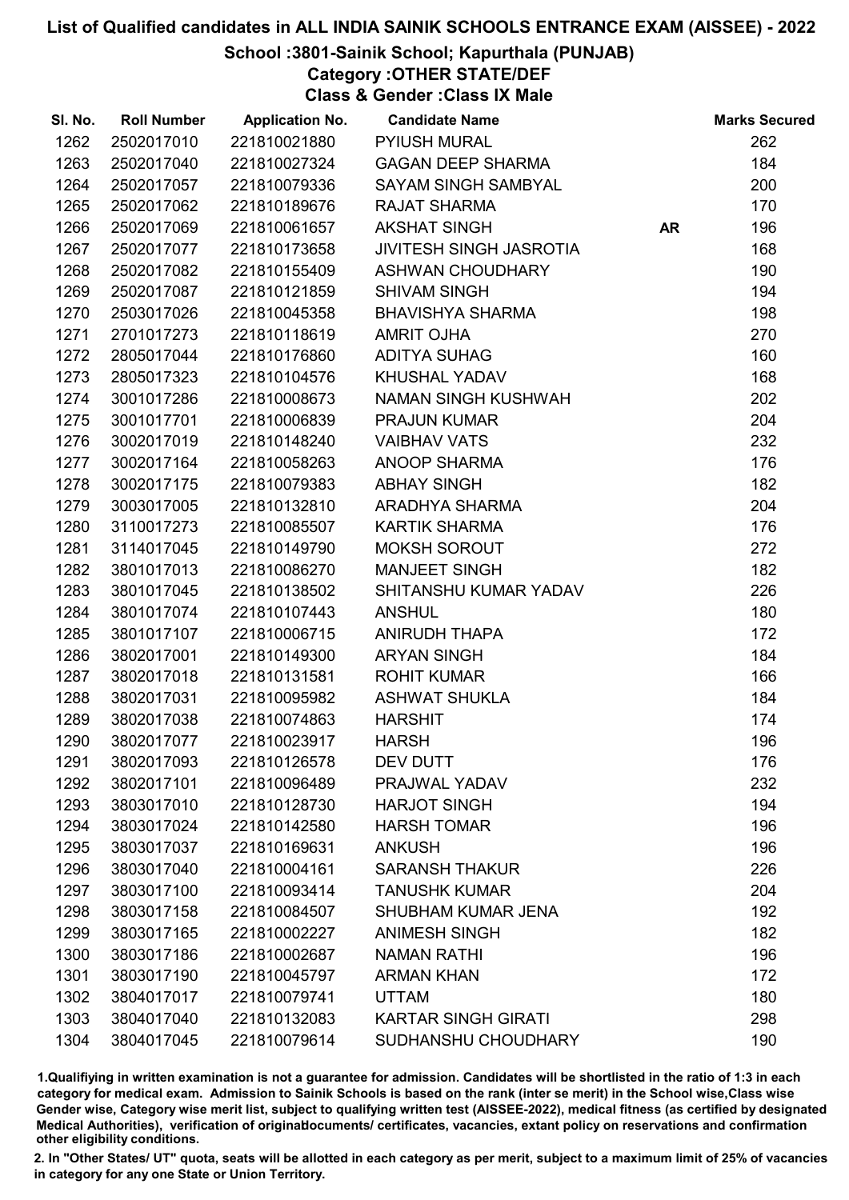# List of Qualified candidates in ALL INDIA SAINIK SCHOOLS ENTRANCE EXAM (AISSEE) - 2022

## School :3801-Sainik School; Kapurthala (PUNJAB)

### Category :OTHER STATE/DEF

### Class & Gender :Class IX Male

| Sl. No. | Roll Number | Application No. | Candidate Name | | Marks Secured |
|---|---|---|---|---|---|
| 1262 | 2502017010 | 221810021880 | PYIUSH MURAL | | 262 |
| 1263 | 2502017040 | 221810027324 | GAGAN DEEP SHARMA | | 184 |
| 1264 | 2502017057 | 221810079336 | SAYAM SINGH SAMBYAL | | 200 |
| 1265 | 2502017062 | 221810189676 | RAJAT SHARMA | | 170 |
| 1266 | 2502017069 | 221810061657 | AKSHAT SINGH | AR | 196 |
| 1267 | 2502017077 | 221810173658 | JIVITESH SINGH JASROTIA | | 168 |
| 1268 | 2502017082 | 221810155409 | ASHWAN CHOUDHARY | | 190 |
| 1269 | 2502017087 | 221810121859 | SHIVAM SINGH | | 194 |
| 1270 | 2503017026 | 221810045358 | BHAVISHYA SHARMA | | 198 |
| 1271 | 2701017273 | 221810118619 | AMRIT OJHA | | 270 |
| 1272 | 2805017044 | 221810176860 | ADITYA SUHAG | | 160 |
| 1273 | 2805017323 | 221810104576 | KHUSHAL YADAV | | 168 |
| 1274 | 3001017286 | 221810008673 | NAMAN SINGH KUSHWAH | | 202 |
| 1275 | 3001017701 | 221810006839 | PRAJUN KUMAR | | 204 |
| 1276 | 3002017019 | 221810148240 | VAIBHAV VATS | | 232 |
| 1277 | 3002017164 | 221810058263 | ANOOP SHARMA | | 176 |
| 1278 | 3002017175 | 221810079383 | ABHAY SINGH | | 182 |
| 1279 | 3003017005 | 221810132810 | ARADHYA SHARMA | | 204 |
| 1280 | 3110017273 | 221810085507 | KARTIK SHARMA | | 176 |
| 1281 | 3114017045 | 221810149790 | MOKSH SOROUT | | 272 |
| 1282 | 3801017013 | 221810086270 | MANJEET SINGH | | 182 |
| 1283 | 3801017045 | 221810138502 | SHITANSHU KUMAR YADAV | | 226 |
| 1284 | 3801017074 | 221810107443 | ANSHUL | | 180 |
| 1285 | 3801017107 | 221810006715 | ANIRUDH THAPA | | 172 |
| 1286 | 3802017001 | 221810149300 | ARYAN SINGH | | 184 |
| 1287 | 3802017018 | 221810131581 | ROHIT KUMAR | | 166 |
| 1288 | 3802017031 | 221810095982 | ASHWAT SHUKLA | | 184 |
| 1289 | 3802017038 | 221810074863 | HARSHIT | | 174 |
| 1290 | 3802017077 | 221810023917 | HARSH | | 196 |
| 1291 | 3802017093 | 221810126578 | DEV DUTT | | 176 |
| 1292 | 3802017101 | 221810096489 | PRAJWAL YADAV | | 232 |
| 1293 | 3803017010 | 221810128730 | HARJOT SINGH | | 194 |
| 1294 | 3803017024 | 221810142580 | HARSH TOMAR | | 196 |
| 1295 | 3803017037 | 221810169631 | ANKUSH | | 196 |
| 1296 | 3803017040 | 221810004161 | SARANSH THAKUR | | 226 |
| 1297 | 3803017100 | 221810093414 | TANUSHK KUMAR | | 204 |
| 1298 | 3803017158 | 221810084507 | SHUBHAM KUMAR JENA | | 192 |
| 1299 | 3803017165 | 221810002227 | ANIMESH SINGH | | 182 |
| 1300 | 3803017186 | 221810002687 | NAMAN RATHI | | 196 |
| 1301 | 3803017190 | 221810045797 | ARMAN KHAN | | 172 |
| 1302 | 3804017017 | 221810079741 | UTTAM | | 180 |
| 1303 | 3804017040 | 221810132083 | KARTAR SINGH GIRATI | | 298 |
| 1304 | 3804017045 | 221810079614 | SUDHANSHU CHOUDHARY | | 190 |

1.Qualifying in written examination is not a guarantee for admission. Candidates will be shortlisted in the ratio of 1:3 in each category for medical exam. Admission to Sainik Schools is based on the rank (inter se merit) in the School wise,Class wise Gender wise, Category wise merit list, subject to qualifying written test (AISSEE-2022), medical fitness (as certified by designated Medical Authorities), verification of originaldocuments/ certificates, vacancies, extant policy on reservations and confirmation other eligibility conditions.

2. In "Other States/ UT" quota, seats will be allotted in each category as per merit, subject to a maximum limit of 25% of vacancies in category for any one State or Union Territory.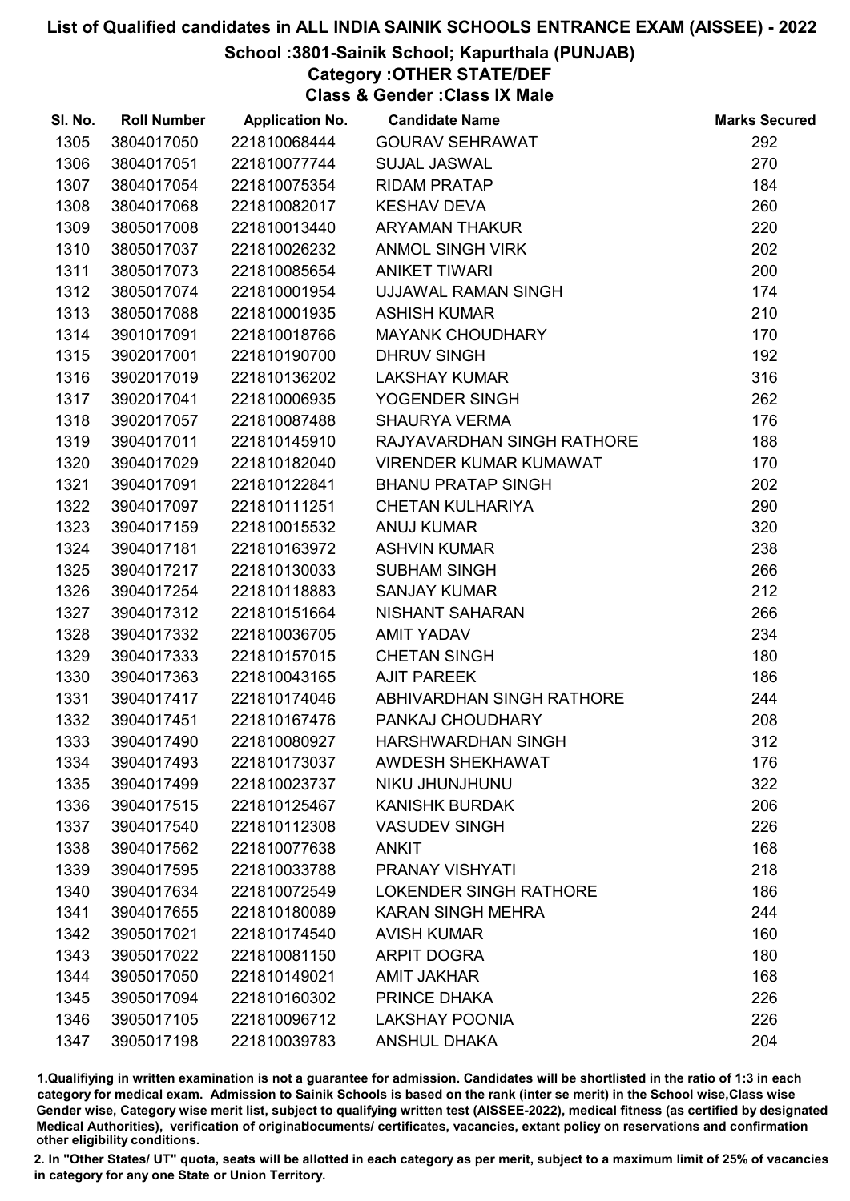# List of Qualified candidates in ALL INDIA SAINIK SCHOOLS ENTRANCE EXAM (AISSEE) - 2022

## School :3801-Sainik School; Kapurthala (PUNJAB)

### Category :OTHER STATE/DEF

### Class & Gender :Class IX Male

| Sl. No. | Roll Number | Application No. | Candidate Name | Marks Secured |
|---|---|---|---|---|
| 1305 | 3804017050 | 221810068444 | GOURAV SEHRAWAT | 292 |
| 1306 | 3804017051 | 221810077744 | SUJAL JASWAL | 270 |
| 1307 | 3804017054 | 221810075354 | RIDAM PRATAP | 184 |
| 1308 | 3804017068 | 221810082017 | KESHAV DEVA | 260 |
| 1309 | 3805017008 | 221810013440 | ARYAMAN THAKUR | 220 |
| 1310 | 3805017037 | 221810026232 | ANMOL SINGH VIRK | 202 |
| 1311 | 3805017073 | 221810085654 | ANIKET TIWARI | 200 |
| 1312 | 3805017074 | 221810001954 | UJJAWAL RAMAN SINGH | 174 |
| 1313 | 3805017088 | 221810001935 | ASHISH KUMAR | 210 |
| 1314 | 3901017091 | 221810018766 | MAYANK CHOUDHARY | 170 |
| 1315 | 3902017001 | 221810190700 | DHRUV SINGH | 192 |
| 1316 | 3902017019 | 221810136202 | LAKSHAY KUMAR | 316 |
| 1317 | 3902017041 | 221810006935 | YOGENDER SINGH | 262 |
| 1318 | 3902017057 | 221810087488 | SHAURYA VERMA | 176 |
| 1319 | 3904017011 | 221810145910 | RAJYAVARDHAN SINGH RATHORE | 188 |
| 1320 | 3904017029 | 221810182040 | VIRENDER KUMAR KUMAWAT | 170 |
| 1321 | 3904017091 | 221810122841 | BHANU PRATAP SINGH | 202 |
| 1322 | 3904017097 | 221810111251 | CHETAN KULHARIYA | 290 |
| 1323 | 3904017159 | 221810015532 | ANUJ KUMAR | 320 |
| 1324 | 3904017181 | 221810163972 | ASHVIN KUMAR | 238 |
| 1325 | 3904017217 | 221810130033 | SUBHAM SINGH | 266 |
| 1326 | 3904017254 | 221810118883 | SANJAY KUMAR | 212 |
| 1327 | 3904017312 | 221810151664 | NISHANT SAHARAN | 266 |
| 1328 | 3904017332 | 221810036705 | AMIT YADAV | 234 |
| 1329 | 3904017333 | 221810157015 | CHETAN SINGH | 180 |
| 1330 | 3904017363 | 221810043165 | AJIT PAREEK | 186 |
| 1331 | 3904017417 | 221810174046 | ABHIVARDHAN SINGH RATHORE | 244 |
| 1332 | 3904017451 | 221810167476 | PANKAJ CHOUDHARY | 208 |
| 1333 | 3904017490 | 221810080927 | HARSHWARDHAN SINGH | 312 |
| 1334 | 3904017493 | 221810173037 | AWDESH SHEKHAWAT | 176 |
| 1335 | 3904017499 | 221810023737 | NIKU JHUNJHUNU | 322 |
| 1336 | 3904017515 | 221810125467 | KANISHK BURDAK | 206 |
| 1337 | 3904017540 | 221810112308 | VASUDEV SINGH | 226 |
| 1338 | 3904017562 | 221810077638 | ANKIT | 168 |
| 1339 | 3904017595 | 221810033788 | PRANAY VISHYATI | 218 |
| 1340 | 3904017634 | 221810072549 | LOKENDER SINGH RATHORE | 186 |
| 1341 | 3904017655 | 221810180089 | KARAN SINGH MEHRA | 244 |
| 1342 | 3905017021 | 221810174540 | AVISH KUMAR | 160 |
| 1343 | 3905017022 | 221810081150 | ARPIT DOGRA | 180 |
| 1344 | 3905017050 | 221810149021 | AMIT JAKHAR | 168 |
| 1345 | 3905017094 | 221810160302 | PRINCE DHAKA | 226 |
| 1346 | 3905017105 | 221810096712 | LAKSHAY POONIA | 226 |
| 1347 | 3905017198 | 221810039783 | ANSHUL DHAKA | 204 |

1.Qualifying in written examination is not a guarantee for admission. Candidates will be shortlisted in the ratio of 1:3 in each category for medical exam. Admission to Sainik Schools is based on the rank (inter se merit) in the School wise,Class wise Gender wise, Category wise merit list, subject to qualifying written test (AISSEE-2022), medical fitness (as certified by designated Medical Authorities), verification of originaldocuments/ certificates, vacancies, extant policy on reservations and confirmation other eligibility conditions.

2. In "Other States/ UT" quota, seats will be allotted in each category as per merit, subject to a maximum limit of 25% of vacancies in category for any one State or Union Territory.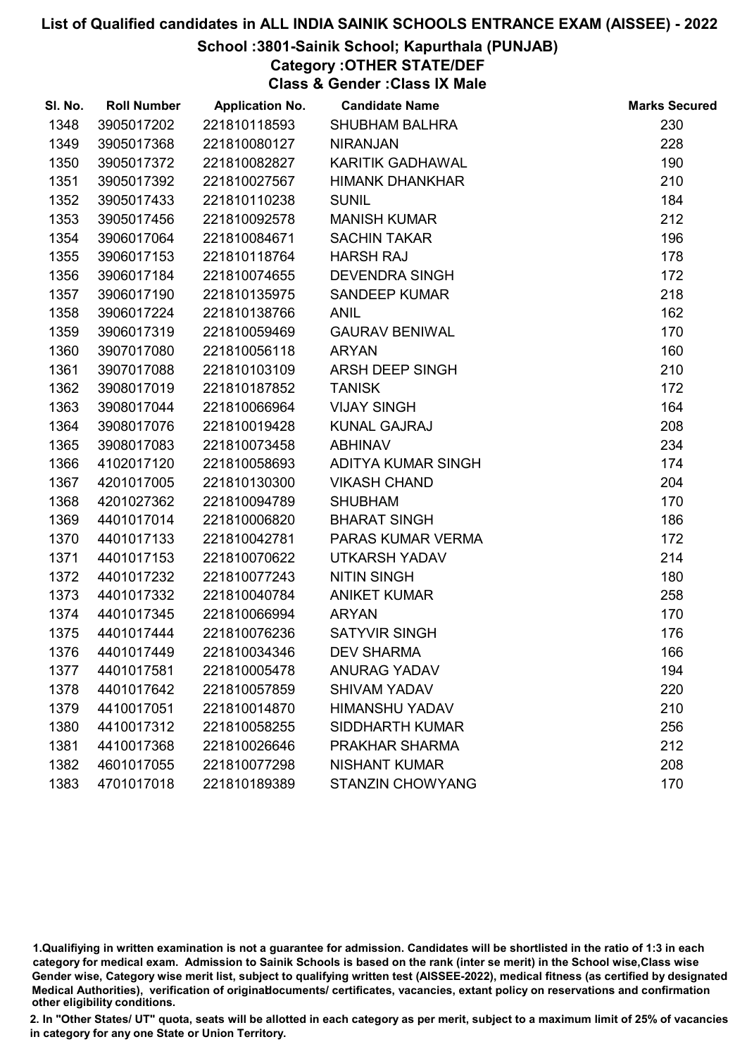# List of Qualified candidates in ALL INDIA SAINIK SCHOOLS ENTRANCE EXAM (AISSEE) - 2022

## School :3801-Sainik School; Kapurthala (PUNJAB)

### Category :OTHER STATE/DEF

### Class & Gender :Class IX Male

| Sl. No. | Roll Number | Application No. | Candidate Name | Marks Secured |
|---|---|---|---|---|
| 1348 | 3905017202 | 221810118593 | SHUBHAM BALHRA | 230 |
| 1349 | 3905017368 | 221810080127 | NIRANJAN | 228 |
| 1350 | 3905017372 | 221810082827 | KARITIK GADHAWAL | 190 |
| 1351 | 3905017392 | 221810027567 | HIMANK DHANKHAR | 210 |
| 1352 | 3905017433 | 221810110238 | SUNIL | 184 |
| 1353 | 3905017456 | 221810092578 | MANISH KUMAR | 212 |
| 1354 | 3906017064 | 221810084671 | SACHIN TAKAR | 196 |
| 1355 | 3906017153 | 221810118764 | HARSH RAJ | 178 |
| 1356 | 3906017184 | 221810074655 | DEVENDRA SINGH | 172 |
| 1357 | 3906017190 | 221810135975 | SANDEEP KUMAR | 218 |
| 1358 | 3906017224 | 221810138766 | ANIL | 162 |
| 1359 | 3906017319 | 221810059469 | GAURAV BENIWAL | 170 |
| 1360 | 3907017080 | 221810056118 | ARYAN | 160 |
| 1361 | 3907017088 | 221810103109 | ARSH DEEP SINGH | 210 |
| 1362 | 3908017019 | 221810187852 | TANISK | 172 |
| 1363 | 3908017044 | 221810066964 | VIJAY SINGH | 164 |
| 1364 | 3908017076 | 221810019428 | KUNAL GAJRAJ | 208 |
| 1365 | 3908017083 | 221810073458 | ABHINAV | 234 |
| 1366 | 4102017120 | 221810058693 | ADITYA KUMAR SINGH | 174 |
| 1367 | 4201017005 | 221810130300 | VIKASH CHAND | 204 |
| 1368 | 4201027362 | 221810094789 | SHUBHAM | 170 |
| 1369 | 4401017014 | 221810006820 | BHARAT SINGH | 186 |
| 1370 | 4401017133 | 221810042781 | PARAS KUMAR VERMA | 172 |
| 1371 | 4401017153 | 221810070622 | UTKARSH YADAV | 214 |
| 1372 | 4401017232 | 221810077243 | NITIN SINGH | 180 |
| 1373 | 4401017332 | 221810040784 | ANIKET KUMAR | 258 |
| 1374 | 4401017345 | 221810066994 | ARYAN | 170 |
| 1375 | 4401017444 | 221810076236 | SATYVIR SINGH | 176 |
| 1376 | 4401017449 | 221810034346 | DEV SHARMA | 166 |
| 1377 | 4401017581 | 221810005478 | ANURAG YADAV | 194 |
| 1378 | 4401017642 | 221810057859 | SHIVAM YADAV | 220 |
| 1379 | 4410017051 | 221810014870 | HIMANSHU YADAV | 210 |
| 1380 | 4410017312 | 221810058255 | SIDDHARTH KUMAR | 256 |
| 1381 | 4410017368 | 221810026646 | PRAKHAR SHARMA | 212 |
| 1382 | 4601017055 | 221810077298 | NISHANT KUMAR | 208 |
| 1383 | 4701017018 | 221810189389 | STANZIN CHOWYANG | 170 |

1.Qualifiying in written examination is not a guarantee for admission. Candidates will be shortlisted in the ratio of 1:3 in each category for medical exam. Admission to Sainik Schools is based on the rank (inter se merit) in the School wise,Class wise Gender wise, Category wise merit list, subject to qualifying written test (AISSEE-2022), medical fitness (as certified by designated Medical Authorities), verification of originaldocuments/ certificates, vacancies, extant policy on reservations and confirmation other eligibility conditions.

2. In "Other States/ UT" quota, seats will be allotted in each category as per merit, subject to a maximum limit of 25% of vacancies in category for any one State or Union Territory.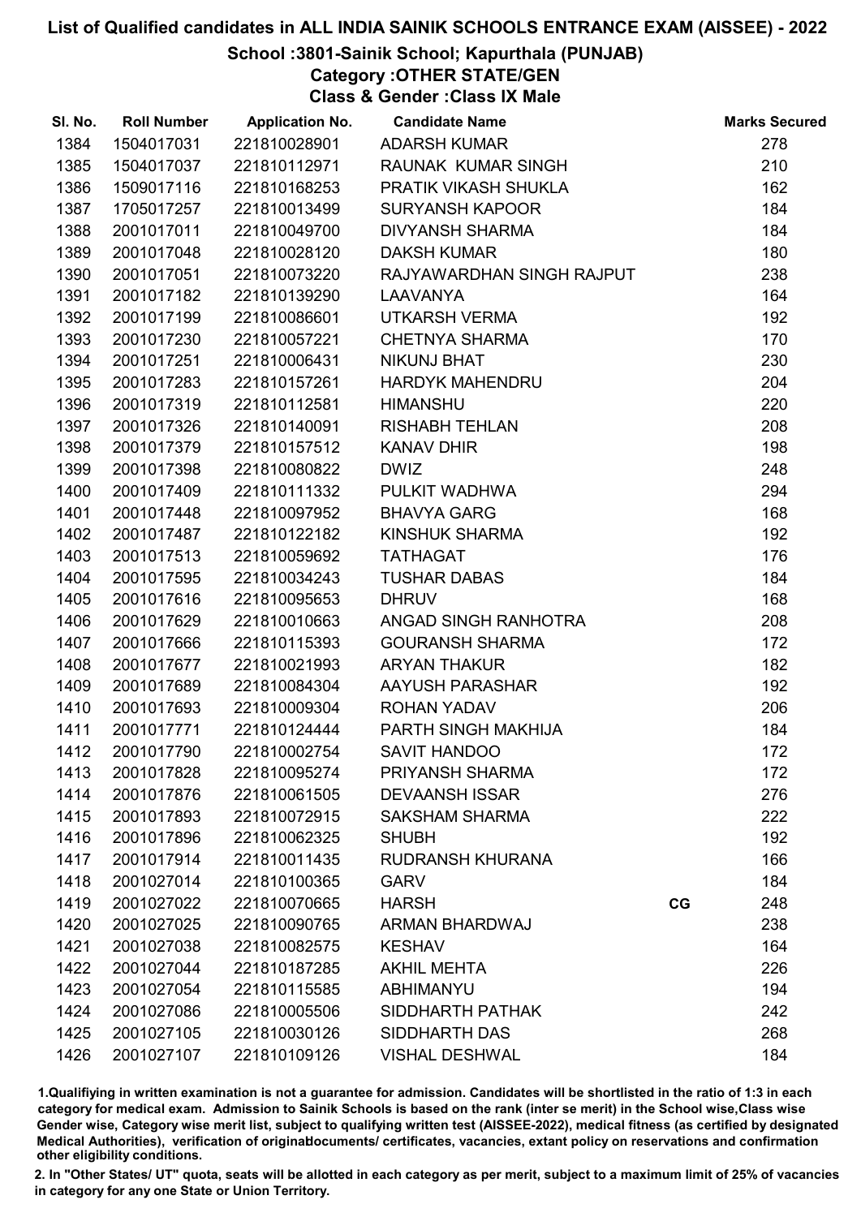# List of Qualified candidates in ALL INDIA SAINIK SCHOOLS ENTRANCE EXAM (AISSEE) - 2022

## School :3801-Sainik School; Kapurthala (PUNJAB)

### Category :OTHER STATE/GEN

### Class & Gender :Class IX Male

| Sl. No. | Roll Number | Application No. | Candidate Name | | Marks Secured |
|---|---|---|---|---|---|
| 1384 | 1504017031 | 221810028901 | ADARSH KUMAR | | 278 |
| 1385 | 1504017037 | 221810112971 | RAUNAK KUMAR SINGH | | 210 |
| 1386 | 1509017116 | 221810168253 | PRATIK VIKASH SHUKLA | | 162 |
| 1387 | 1705017257 | 221810013499 | SURYANSH KAPOOR | | 184 |
| 1388 | 2001017011 | 221810049700 | DIVYANSH SHARMA | | 184 |
| 1389 | 2001017048 | 221810028120 | DAKSH KUMAR | | 180 |
| 1390 | 2001017051 | 221810073220 | RAJYAWARDHAN SINGH RAJPUT | | 238 |
| 1391 | 2001017182 | 221810139290 | LAAVANYA | | 164 |
| 1392 | 2001017199 | 221810086601 | UTKARSH VERMA | | 192 |
| 1393 | 2001017230 | 221810057221 | CHETNYA SHARMA | | 170 |
| 1394 | 2001017251 | 221810006431 | NIKUNJ BHAT | | 230 |
| 1395 | 2001017283 | 221810157261 | HARDYK MAHENDRU | | 204 |
| 1396 | 2001017319 | 221810112581 | HIMANSHU | | 220 |
| 1397 | 2001017326 | 221810140091 | RISHABH TEHLAN | | 208 |
| 1398 | 2001017379 | 221810157512 | KANAV DHIR | | 198 |
| 1399 | 2001017398 | 221810080822 | DWIZ | | 248 |
| 1400 | 2001017409 | 221810111332 | PULKIT WADHWA | | 294 |
| 1401 | 2001017448 | 221810097952 | BHAVYA GARG | | 168 |
| 1402 | 2001017487 | 221810122182 | KINSHUK SHARMA | | 192 |
| 1403 | 2001017513 | 221810059692 | TATHAGAT | | 176 |
| 1404 | 2001017595 | 221810034243 | TUSHAR DABAS | | 184 |
| 1405 | 2001017616 | 221810095653 | DHRUV | | 168 |
| 1406 | 2001017629 | 221810010663 | ANGAD SINGH RANHOTRA | | 208 |
| 1407 | 2001017666 | 221810115393 | GOURANSH SHARMA | | 172 |
| 1408 | 2001017677 | 221810021993 | ARYAN THAKUR | | 182 |
| 1409 | 2001017689 | 221810084304 | AAYUSH PARASHAR | | 192 |
| 1410 | 2001017693 | 221810009304 | ROHAN YADAV | | 206 |
| 1411 | 2001017771 | 221810124444 | PARTH SINGH MAKHIJA | | 184 |
| 1412 | 2001017790 | 221810002754 | SAVIT HANDOO | | 172 |
| 1413 | 2001017828 | 221810095274 | PRIYANSH SHARMA | | 172 |
| 1414 | 2001017876 | 221810061505 | DEVAANSH ISSAR | | 276 |
| 1415 | 2001017893 | 221810072915 | SAKSHAM SHARMA | | 222 |
| 1416 | 2001017896 | 221810062325 | SHUBH | | 192 |
| 1417 | 2001017914 | 221810011435 | RUDRANSH KHURANA | | 166 |
| 1418 | 2001027014 | 221810100365 | GARV | | 184 |
| 1419 | 2001027022 | 221810070665 | HARSH | CG | 248 |
| 1420 | 2001027025 | 221810090765 | ARMAN BHARDWAJ | | 238 |
| 1421 | 2001027038 | 221810082575 | KESHAV | | 164 |
| 1422 | 2001027044 | 221810187285 | AKHIL MEHTA | | 226 |
| 1423 | 2001027054 | 221810115585 | ABHIMANYU | | 194 |
| 1424 | 2001027086 | 221810005506 | SIDDHARTH PATHAK | | 242 |
| 1425 | 2001027105 | 221810030126 | SIDDHARTH DAS | | 268 |
| 1426 | 2001027107 | 221810109126 | VISHAL DESHWAL | | 184 |

1.Qualifying in written examination is not a guarantee for admission. Candidates will be shortlisted in the ratio of 1:3 in each category for medical exam. Admission to Sainik Schools is based on the rank (inter se merit) in the School wise,Class wise Gender wise, Category wise merit list, subject to qualifying written test (AISSEE-2022), medical fitness (as certified by designated Medical Authorities), verification of originaldocuments/ certificates, vacancies, extant policy on reservations and confirmation other eligibility conditions.

2. In "Other States/ UT" quota, seats will be allotted in each category as per merit, subject to a maximum limit of 25% of vacancies in category for any one State or Union Territory.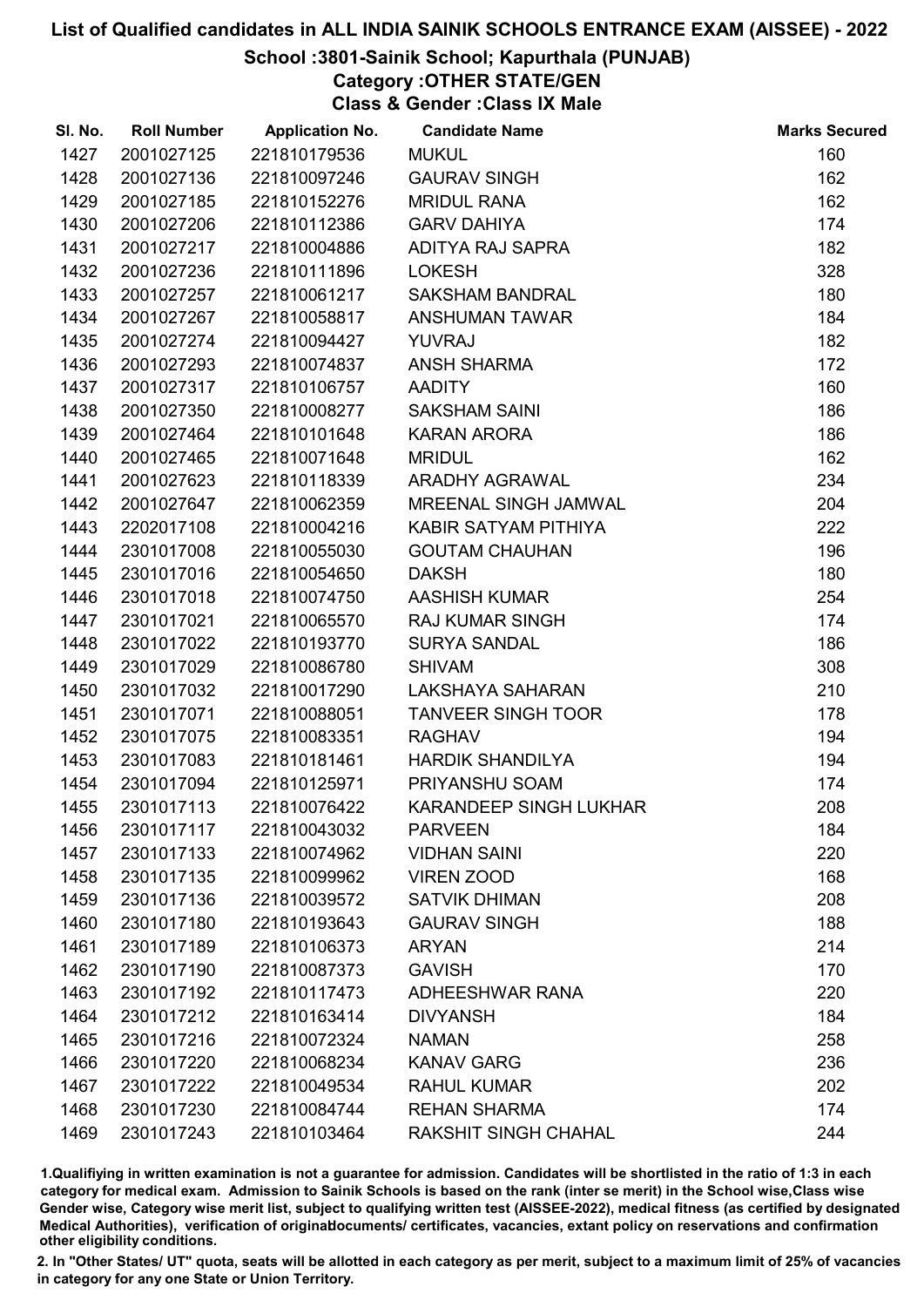# List of Qualified candidates in ALL INDIA SAINIK SCHOOLS ENTRANCE EXAM (AISSEE) - 2022

## School :3801-Sainik School; Kapurthala (PUNJAB)

### Category :OTHER STATE/GEN

### Class & Gender :Class IX Male

| Sl. No. | Roll Number | Application No. | Candidate Name | Marks Secured |
|---|---|---|---|---|
| 1427 | 2001027125 | 221810179536 | MUKUL | 160 |
| 1428 | 2001027136 | 221810097246 | GAURAV SINGH | 162 |
| 1429 | 2001027185 | 221810152276 | MRIDUL RANA | 162 |
| 1430 | 2001027206 | 221810112386 | GARV DAHIYA | 174 |
| 1431 | 2001027217 | 221810004886 | ADITYA RAJ SAPRA | 182 |
| 1432 | 2001027236 | 221810111896 | LOKESH | 328 |
| 1433 | 2001027257 | 221810061217 | SAKSHAM BANDRAL | 180 |
| 1434 | 2001027267 | 221810058817 | ANSHUMAN TAWAR | 184 |
| 1435 | 2001027274 | 221810094427 | YUVRAJ | 182 |
| 1436 | 2001027293 | 221810074837 | ANSH SHARMA | 172 |
| 1437 | 2001027317 | 221810106757 | AADITY | 160 |
| 1438 | 2001027350 | 221810008277 | SAKSHAM SAINI | 186 |
| 1439 | 2001027464 | 221810101648 | KARAN ARORA | 186 |
| 1440 | 2001027465 | 221810071648 | MRIDUL | 162 |
| 1441 | 2001027623 | 221810118339 | ARADHY AGRAWAL | 234 |
| 1442 | 2001027647 | 221810062359 | MREENAL SINGH JAMWAL | 204 |
| 1443 | 2202017108 | 221810004216 | KABIR SATYAM PITHIYA | 222 |
| 1444 | 2301017008 | 221810055030 | GOUTAM CHAUHAN | 196 |
| 1445 | 2301017016 | 221810054650 | DAKSH | 180 |
| 1446 | 2301017018 | 221810074750 | AASHISH KUMAR | 254 |
| 1447 | 2301017021 | 221810065570 | RAJ KUMAR SINGH | 174 |
| 1448 | 2301017022 | 221810193770 | SURYA SANDAL | 186 |
| 1449 | 2301017029 | 221810086780 | SHIVAM | 308 |
| 1450 | 2301017032 | 221810017290 | LAKSHAYA SAHARAN | 210 |
| 1451 | 2301017071 | 221810088051 | TANVEER SINGH TOOR | 178 |
| 1452 | 2301017075 | 221810083351 | RAGHAV | 194 |
| 1453 | 2301017083 | 221810181461 | HARDIK SHANDILYA | 194 |
| 1454 | 2301017094 | 221810125971 | PRIYANSHU SOAM | 174 |
| 1455 | 2301017113 | 221810076422 | KARANDEEP SINGH LUKHAR | 208 |
| 1456 | 2301017117 | 221810043032 | PARVEEN | 184 |
| 1457 | 2301017133 | 221810074962 | VIDHAN SAINI | 220 |
| 1458 | 2301017135 | 221810099962 | VIREN ZOOD | 168 |
| 1459 | 2301017136 | 221810039572 | SATVIK DHIMAN | 208 |
| 1460 | 2301017180 | 221810193643 | GAURAV SINGH | 188 |
| 1461 | 2301017189 | 221810106373 | ARYAN | 214 |
| 1462 | 2301017190 | 221810087373 | GAVISH | 170 |
| 1463 | 2301017192 | 221810117473 | ADHEESHWAR RANA | 220 |
| 1464 | 2301017212 | 221810163414 | DIVYANSH | 184 |
| 1465 | 2301017216 | 221810072324 | NAMAN | 258 |
| 1466 | 2301017220 | 221810068234 | KANAV GARG | 236 |
| 1467 | 2301017222 | 221810049534 | RAHUL KUMAR | 202 |
| 1468 | 2301017230 | 221810084744 | REHAN SHARMA | 174 |
| 1469 | 2301017243 | 221810103464 | RAKSHIT SINGH CHAHAL | 244 |

1.Qualifiying in written examination is not a guarantee for admission. Candidates will be shortlisted in the ratio of 1:3 in each category for medical exam. Admission to Sainik Schools is based on the rank (inter se merit) in the School wise,Class wise Gender wise, Category wise merit list, subject to qualifying written test (AISSEE-2022), medical fitness (as certified by designated Medical Authorities), verification of originaldocuments/ certificates, vacancies, extant policy on reservations and confirmation other eligibility conditions.

2. In "Other States/ UT" quota, seats will be allotted in each category as per merit, subject to a maximum limit of 25% of vacancies in category for any one State or Union Territory.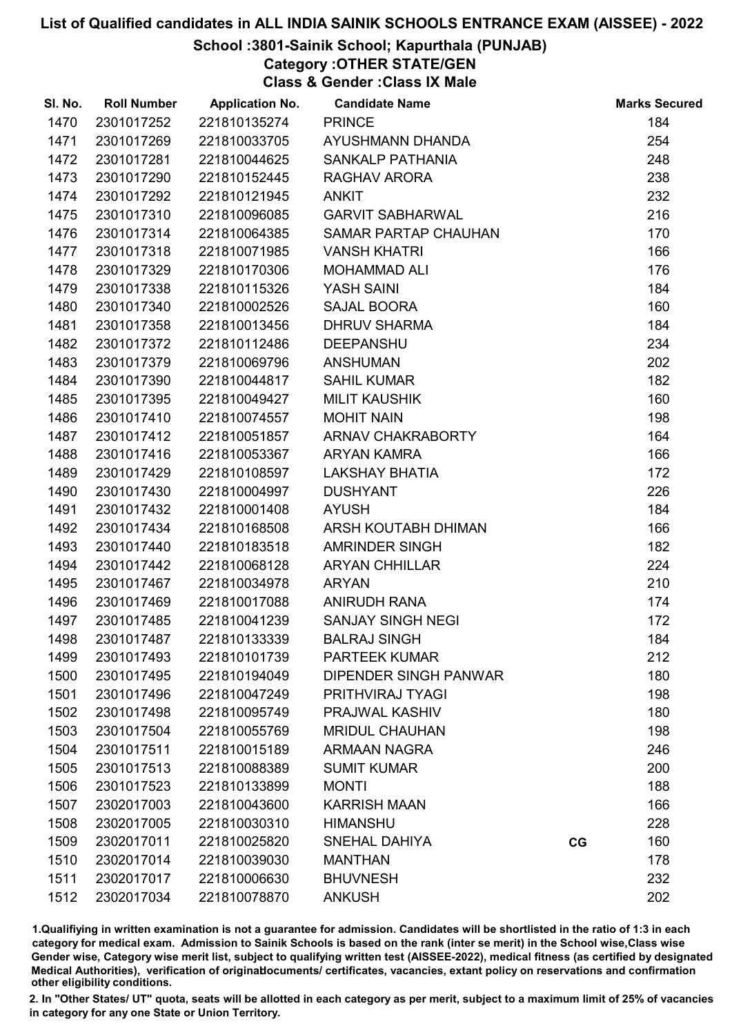# List of Qualified candidates in ALL INDIA SAINIK SCHOOLS ENTRANCE EXAM (AISSEE) - 2022

## School :3801-Sainik School; Kapurthala (PUNJAB)

### Category :OTHER STATE/GEN

### Class & Gender :Class IX Male

| Sl. No. | Roll Number | Application No. | Candidate Name | | Marks Secured |
|---|---|---|---|---|---|
| 1470 | 2301017252 | 221810135274 | PRINCE | | 184 |
| 1471 | 2301017269 | 221810033705 | AYUSHMANN DHANDA | | 254 |
| 1472 | 2301017281 | 221810044625 | SANKALP PATHANIA | | 248 |
| 1473 | 2301017290 | 221810152445 | RAGHAV ARORA | | 238 |
| 1474 | 2301017292 | 221810121945 | ANKIT | | 232 |
| 1475 | 2301017310 | 221810096085 | GARVIT SABHARWAL | | 216 |
| 1476 | 2301017314 | 221810064385 | SAMAR PARTAP CHAUHAN | | 170 |
| 1477 | 2301017318 | 221810071985 | VANSH KHATRI | | 166 |
| 1478 | 2301017329 | 221810170306 | MOHAMMAD ALI | | 176 |
| 1479 | 2301017338 | 221810115326 | YASH SAINI | | 184 |
| 1480 | 2301017340 | 221810002526 | SAJAL BOORA | | 160 |
| 1481 | 2301017358 | 221810013456 | DHRUV SHARMA | | 184 |
| 1482 | 2301017372 | 221810112486 | DEEPANSHU | | 234 |
| 1483 | 2301017379 | 221810069796 | ANSHUMAN | | 202 |
| 1484 | 2301017390 | 221810044817 | SAHIL KUMAR | | 182 |
| 1485 | 2301017395 | 221810049427 | MILIT KAUSHIK | | 160 |
| 1486 | 2301017410 | 221810074557 | MOHIT NAIN | | 198 |
| 1487 | 2301017412 | 221810051857 | ARNAV CHAKRABORTY | | 164 |
| 1488 | 2301017416 | 221810053367 | ARYAN KAMRA | | 166 |
| 1489 | 2301017429 | 221810108597 | LAKSHAY BHATIA | | 172 |
| 1490 | 2301017430 | 221810004997 | DUSHYANT | | 226 |
| 1491 | 2301017432 | 221810001408 | AYUSH | | 184 |
| 1492 | 2301017434 | 221810168508 | ARSH KOUTABH DHIMAN | | 166 |
| 1493 | 2301017440 | 221810183518 | AMRINDER SINGH | | 182 |
| 1494 | 2301017442 | 221810068128 | ARYAN CHHILLAR | | 224 |
| 1495 | 2301017467 | 221810034978 | ARYAN | | 210 |
| 1496 | 2301017469 | 221810017088 | ANIRUDH RANA | | 174 |
| 1497 | 2301017485 | 221810041239 | SANJAY SINGH NEGI | | 172 |
| 1498 | 2301017487 | 221810133339 | BALRAJ SINGH | | 184 |
| 1499 | 2301017493 | 221810101739 | PARTEEK KUMAR | | 212 |
| 1500 | 2301017495 | 221810194049 | DIPENDER SINGH PANWAR | | 180 |
| 1501 | 2301017496 | 221810047249 | PRITHVIRAJ TYAGI | | 198 |
| 1502 | 2301017498 | 221810095749 | PRAJWAL KASHIV | | 180 |
| 1503 | 2301017504 | 221810055769 | MRIDUL CHAUHAN | | 198 |
| 1504 | 2301017511 | 221810015189 | ARMAAN NAGRA | | 246 |
| 1505 | 2301017513 | 221810088389 | SUMIT KUMAR | | 200 |
| 1506 | 2301017523 | 221810133899 | MONTI | | 188 |
| 1507 | 2302017003 | 221810043600 | KARRISH MAAN | | 166 |
| 1508 | 2302017005 | 221810030310 | HIMANSHU | | 228 |
| 1509 | 2302017011 | 221810025820 | SNEHAL DAHIYA | CG | 160 |
| 1510 | 2302017014 | 221810039030 | MANTHAN | | 178 |
| 1511 | 2302017017 | 221810006630 | BHUVNESH | | 232 |
| 1512 | 2302017034 | 221810078870 | ANKUSH | | 202 |

1.Qualifiying in written examination is not a guarantee for admission. Candidates will be shortlisted in the ratio of 1:3 in each category for medical exam. Admission to Sainik Schools is based on the rank (inter se merit) in the School wise,Class wise Gender wise, Category wise merit list, subject to qualifying written test (AISSEE-2022), medical fitness (as certified by designated Medical Authorities), verification of originaldocuments/ certificates, vacancies, extant policy on reservations and confirmation other eligibility conditions.

2. In "Other States/ UT" quota, seats will be allotted in each category as per merit, subject to a maximum limit of 25% of vacancies in category for any one State or Union Territory.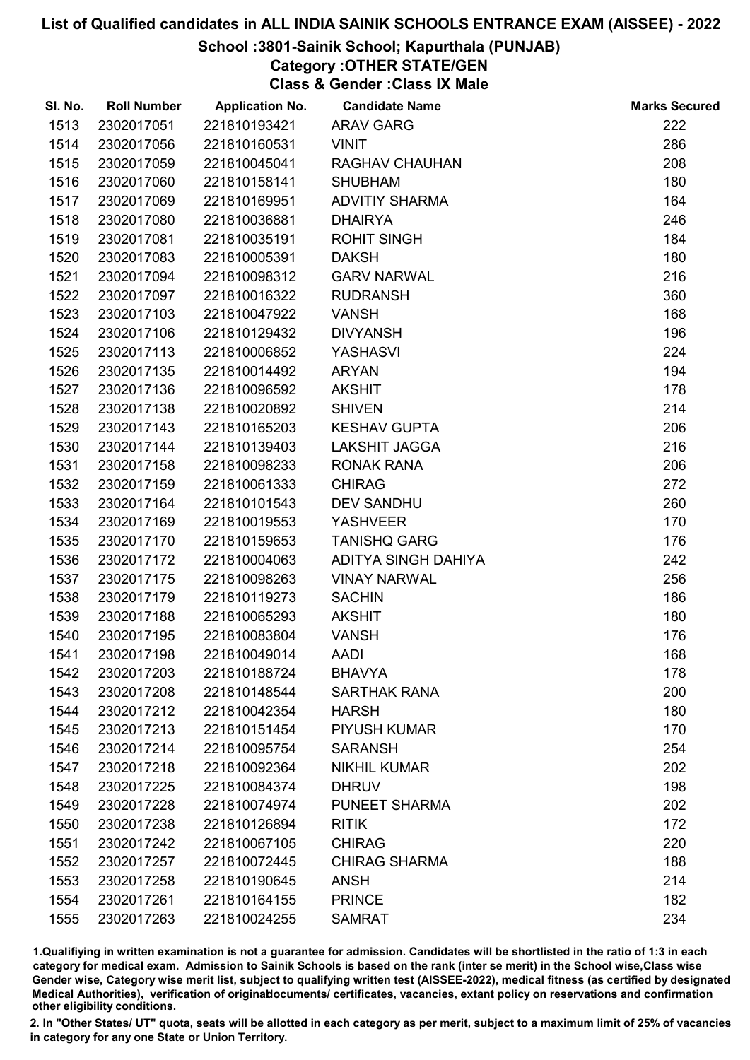# List of Qualified candidates in ALL INDIA SAINIK SCHOOLS ENTRANCE EXAM (AISSEE) - 2022

## School :3801-Sainik School; Kapurthala (PUNJAB)

### Category :OTHER STATE/GEN

### Class & Gender :Class IX Male

| Sl. No. | Roll Number | Application No. | Candidate Name | Marks Secured |
|---|---|---|---|---|
| 1513 | 2302017051 | 221810193421 | ARAV GARG | 222 |
| 1514 | 2302017056 | 221810160531 | VINIT | 286 |
| 1515 | 2302017059 | 221810045041 | RAGHAV CHAUHAN | 208 |
| 1516 | 2302017060 | 221810158141 | SHUBHAM | 180 |
| 1517 | 2302017069 | 221810169951 | ADVITIY SHARMA | 164 |
| 1518 | 2302017080 | 221810036881 | DHAIRYA | 246 |
| 1519 | 2302017081 | 221810035191 | ROHIT SINGH | 184 |
| 1520 | 2302017083 | 221810005391 | DAKSH | 180 |
| 1521 | 2302017094 | 221810098312 | GARV NARWAL | 216 |
| 1522 | 2302017097 | 221810016322 | RUDRANSH | 360 |
| 1523 | 2302017103 | 221810047922 | VANSH | 168 |
| 1524 | 2302017106 | 221810129432 | DIVYANSH | 196 |
| 1525 | 2302017113 | 221810006852 | YASHASVI | 224 |
| 1526 | 2302017135 | 221810014492 | ARYAN | 194 |
| 1527 | 2302017136 | 221810096592 | AKSHIT | 178 |
| 1528 | 2302017138 | 221810020892 | SHIVEN | 214 |
| 1529 | 2302017143 | 221810165203 | KESHAV GUPTA | 206 |
| 1530 | 2302017144 | 221810139403 | LAKSHIT JAGGA | 216 |
| 1531 | 2302017158 | 221810098233 | RONAK RANA | 206 |
| 1532 | 2302017159 | 221810061333 | CHIRAG | 272 |
| 1533 | 2302017164 | 221810101543 | DEV SANDHU | 260 |
| 1534 | 2302017169 | 221810019553 | YASHVEER | 170 |
| 1535 | 2302017170 | 221810159653 | TANISHQ GARG | 176 |
| 1536 | 2302017172 | 221810004063 | ADITYA SINGH DAHIYA | 242 |
| 1537 | 2302017175 | 221810098263 | VINAY NARWAL | 256 |
| 1538 | 2302017179 | 221810119273 | SACHIN | 186 |
| 1539 | 2302017188 | 221810065293 | AKSHIT | 180 |
| 1540 | 2302017195 | 221810083804 | VANSH | 176 |
| 1541 | 2302017198 | 221810049014 | AADI | 168 |
| 1542 | 2302017203 | 221810188724 | BHAVYA | 178 |
| 1543 | 2302017208 | 221810148544 | SARTHAK RANA | 200 |
| 1544 | 2302017212 | 221810042354 | HARSH | 180 |
| 1545 | 2302017213 | 221810151454 | PIYUSH KUMAR | 170 |
| 1546 | 2302017214 | 221810095754 | SARANSH | 254 |
| 1547 | 2302017218 | 221810092364 | NIKHIL KUMAR | 202 |
| 1548 | 2302017225 | 221810084374 | DHRUV | 198 |
| 1549 | 2302017228 | 221810074974 | PUNEET SHARMA | 202 |
| 1550 | 2302017238 | 221810126894 | RITIK | 172 |
| 1551 | 2302017242 | 221810067105 | CHIRAG | 220 |
| 1552 | 2302017257 | 221810072445 | CHIRAG SHARMA | 188 |
| 1553 | 2302017258 | 221810190645 | ANSH | 214 |
| 1554 | 2302017261 | 221810164155 | PRINCE | 182 |
| 1555 | 2302017263 | 221810024255 | SAMRAT | 234 |

1.Qualifiying in written examination is not a guarantee for admission. Candidates will be shortlisted in the ratio of 1:3 in each category for medical exam. Admission to Sainik Schools is based on the rank (inter se merit) in the School wise,Class wise Gender wise, Category wise merit list, subject to qualifying written test (AISSEE-2022), medical fitness (as certified by designated Medical Authorities), verification of originaldocuments/ certificates, vacancies, extant policy on reservations and confirmation other eligibility conditions.

2. In "Other States/ UT" quota, seats will be allotted in each category as per merit, subject to a maximum limit of 25% of vacancies in category for any one State or Union Territory.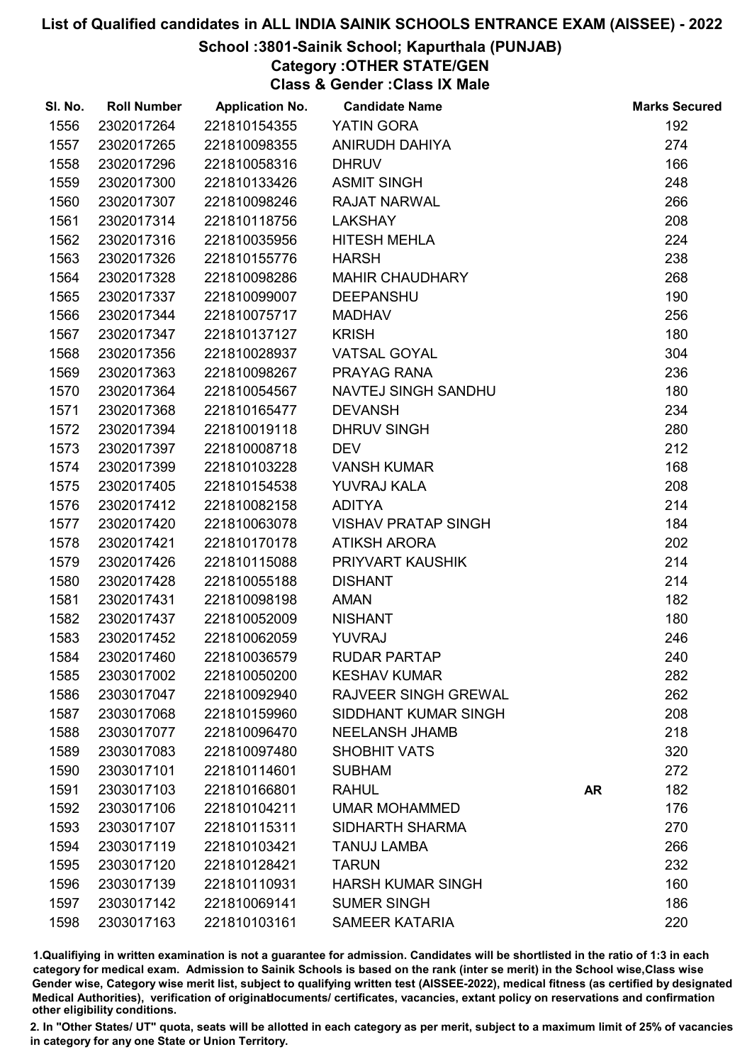# List of Qualified candidates in ALL INDIA SAINIK SCHOOLS ENTRANCE EXAM (AISSEE) - 2022

## School :3801-Sainik School; Kapurthala (PUNJAB)

### Category :OTHER STATE/GEN

### Class & Gender :Class IX Male

| Sl. No. | Roll Number | Application No. | Candidate Name | | Marks Secured |
|---|---|---|---|---|---|
| 1556 | 2302017264 | 221810154355 | YATIN GORA | | 192 |
| 1557 | 2302017265 | 221810098355 | ANIRUDH DAHIYA | | 274 |
| 1558 | 2302017296 | 221810058316 | DHRUV | | 166 |
| 1559 | 2302017300 | 221810133426 | ASMIT SINGH | | 248 |
| 1560 | 2302017307 | 221810098246 | RAJAT NARWAL | | 266 |
| 1561 | 2302017314 | 221810118756 | LAKSHAY | | 208 |
| 1562 | 2302017316 | 221810035956 | HITESH MEHLA | | 224 |
| 1563 | 2302017326 | 221810155776 | HARSH | | 238 |
| 1564 | 2302017328 | 221810098286 | MAHIR CHAUDHARY | | 268 |
| 1565 | 2302017337 | 221810099007 | DEEPANSHU | | 190 |
| 1566 | 2302017344 | 221810075717 | MADHAV | | 256 |
| 1567 | 2302017347 | 221810137127 | KRISH | | 180 |
| 1568 | 2302017356 | 221810028937 | VATSAL GOYAL | | 304 |
| 1569 | 2302017363 | 221810098267 | PRAYAG RANA | | 236 |
| 1570 | 2302017364 | 221810054567 | NAVTEJ SINGH SANDHU | | 180 |
| 1571 | 2302017368 | 221810165477 | DEVANSH | | 234 |
| 1572 | 2302017394 | 221810019118 | DHRUV SINGH | | 280 |
| 1573 | 2302017397 | 221810008718 | DEV | | 212 |
| 1574 | 2302017399 | 221810103228 | VANSH KUMAR | | 168 |
| 1575 | 2302017405 | 221810154538 | YUVRAJ KALA | | 208 |
| 1576 | 2302017412 | 221810082158 | ADITYA | | 214 |
| 1577 | 2302017420 | 221810063078 | VISHAV PRATAP SINGH | | 184 |
| 1578 | 2302017421 | 221810170178 | ATIKSH ARORA | | 202 |
| 1579 | 2302017426 | 221810115088 | PRIYVART KAUSHIK | | 214 |
| 1580 | 2302017428 | 221810055188 | DISHANT | | 214 |
| 1581 | 2302017431 | 221810098198 | AMAN | | 182 |
| 1582 | 2302017437 | 221810052009 | NISHANT | | 180 |
| 1583 | 2302017452 | 221810062059 | YUVRAJ | | 246 |
| 1584 | 2302017460 | 221810036579 | RUDAR PARTAP | | 240 |
| 1585 | 2303017002 | 221810050200 | KESHAV KUMAR | | 282 |
| 1586 | 2303017047 | 221810092940 | RAJVEER SINGH GREWAL | | 262 |
| 1587 | 2303017068 | 221810159960 | SIDDHANT KUMAR SINGH | | 208 |
| 1588 | 2303017077 | 221810096470 | NEELANSH JHAMB | | 218 |
| 1589 | 2303017083 | 221810097480 | SHOBHIT VATS | | 320 |
| 1590 | 2303017101 | 221810114601 | SUBHAM | | 272 |
| 1591 | 2303017103 | 221810166801 | RAHUL | **AR** | 182 |
| 1592 | 2303017106 | 221810104211 | UMAR MOHAMMED | | 176 |
| 1593 | 2303017107 | 221810115311 | SIDHARTH SHARMA | | 270 |
| 1594 | 2303017119 | 221810103421 | TANUJ LAMBA | | 266 |
| 1595 | 2303017120 | 221810128421 | TARUN | | 232 |
| 1596 | 2303017139 | 221810110931 | HARSH KUMAR SINGH | | 160 |
| 1597 | 2303017142 | 221810069141 | SUMER SINGH | | 186 |
| 1598 | 2303017163 | 221810103161 | SAMEER KATARIA | | 220 |

1.Qualifying in written examination is not a guarantee for admission. Candidates will be shortlisted in the ratio of 1:3 in each category for medical exam. Admission to Sainik Schools is based on the rank (inter se merit) in the School wise,Class wise Gender wise, Category wise merit list, subject to qualifying written test (AISSEE-2022), medical fitness (as certified by designated Medical Authorities), verification of originaldocuments/ certificates, vacancies, extant policy on reservations and confirmation other eligibility conditions.

2. In "Other States/ UT" quota, seats will be allotted in each category as per merit, subject to a maximum limit of 25% of vacancies in category for any one State or Union Territory.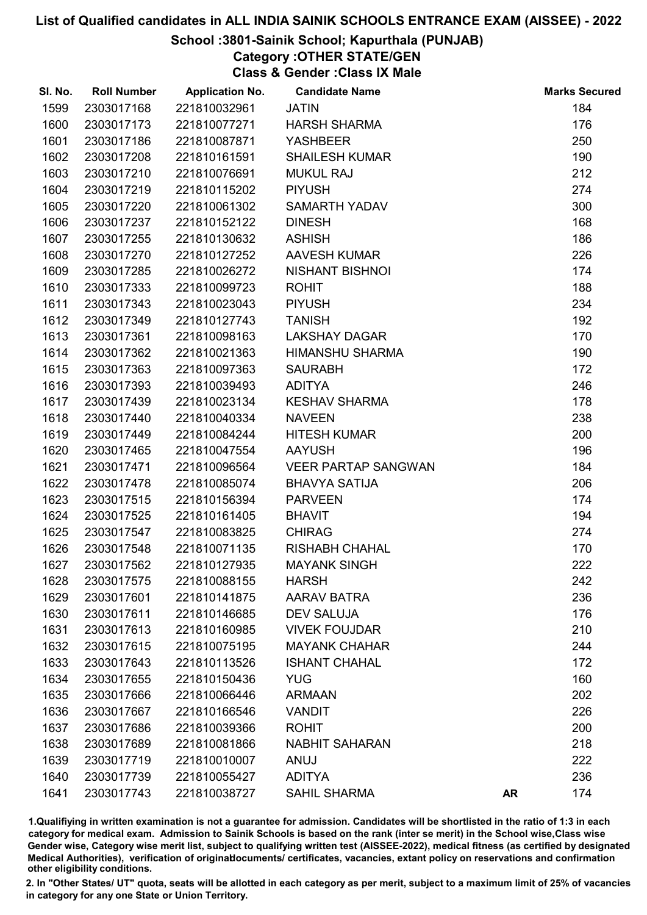# List of Qualified candidates in ALL INDIA SAINIK SCHOOLS ENTRANCE EXAM (AISSEE) - 2022

## School :3801-Sainik School; Kapurthala (PUNJAB)

### Category :OTHER STATE/GEN

### Class & Gender :Class IX Male

| Sl. No. | Roll Number | Application No. | Candidate Name | | Marks Secured |
|---|---|---|---|---|---|
| 1599 | 2303017168 | 221810032961 | JATIN | | 184 |
| 1600 | 2303017173 | 221810077271 | HARSH SHARMA | | 176 |
| 1601 | 2303017186 | 221810087871 | YASHBEER | | 250 |
| 1602 | 2303017208 | 221810161591 | SHAILESH KUMAR | | 190 |
| 1603 | 2303017210 | 221810076691 | MUKUL RAJ | | 212 |
| 1604 | 2303017219 | 221810115202 | PIYUSH | | 274 |
| 1605 | 2303017220 | 221810061302 | SAMARTH YADAV | | 300 |
| 1606 | 2303017237 | 221810152122 | DINESH | | 168 |
| 1607 | 2303017255 | 221810130632 | ASHISH | | 186 |
| 1608 | 2303017270 | 221810127252 | AAVESH KUMAR | | 226 |
| 1609 | 2303017285 | 221810026272 | NISHANT BISHNOI | | 174 |
| 1610 | 2303017333 | 221810099723 | ROHIT | | 188 |
| 1611 | 2303017343 | 221810023043 | PIYUSH | | 234 |
| 1612 | 2303017349 | 221810127743 | TANISH | | 192 |
| 1613 | 2303017361 | 221810098163 | LAKSHAY DAGAR | | 170 |
| 1614 | 2303017362 | 221810021363 | HIMANSHU SHARMA | | 190 |
| 1615 | 2303017363 | 221810097363 | SAURABH | | 172 |
| 1616 | 2303017393 | 221810039493 | ADITYA | | 246 |
| 1617 | 2303017439 | 221810023134 | KESHAV SHARMA | | 178 |
| 1618 | 2303017440 | 221810040334 | NAVEEN | | 238 |
| 1619 | 2303017449 | 221810084244 | HITESH KUMAR | | 200 |
| 1620 | 2303017465 | 221810047554 | AAYUSH | | 196 |
| 1621 | 2303017471 | 221810096564 | VEER PARTAP SANGWAN | | 184 |
| 1622 | 2303017478 | 221810085074 | BHAVYA SATIJA | | 206 |
| 1623 | 2303017515 | 221810156394 | PARVEEN | | 174 |
| 1624 | 2303017525 | 221810161405 | BHAVIT | | 194 |
| 1625 | 2303017547 | 221810083825 | CHIRAG | | 274 |
| 1626 | 2303017548 | 221810071135 | RISHABH CHAHAL | | 170 |
| 1627 | 2303017562 | 221810127935 | MAYANK SINGH | | 222 |
| 1628 | 2303017575 | 221810088155 | HARSH | | 242 |
| 1629 | 2303017601 | 221810141875 | AARAV BATRA | | 236 |
| 1630 | 2303017611 | 221810146685 | DEV SALUJA | | 176 |
| 1631 | 2303017613 | 221810160985 | VIVEK FOUJDAR | | 210 |
| 1632 | 2303017615 | 221810075195 | MAYANK CHAHAR | | 244 |
| 1633 | 2303017643 | 221810113526 | ISHANT CHAHAL | | 172 |
| 1634 | 2303017655 | 221810150436 | YUG | | 160 |
| 1635 | 2303017666 | 221810066446 | ARMAAN | | 202 |
| 1636 | 2303017667 | 221810166546 | VANDIT | | 226 |
| 1637 | 2303017686 | 221810039366 | ROHIT | | 200 |
| 1638 | 2303017689 | 221810081866 | NABHIT SAHARAN | | 218 |
| 1639 | 2303017719 | 221810010007 | ANUJ | | 222 |
| 1640 | 2303017739 | 221810055427 | ADITYA | | 236 |
| 1641 | 2303017743 | 221810038727 | SAHIL SHARMA | AR | 174 |

1.Qualifying in written examination is not a guarantee for admission. Candidates will be shortlisted in the ratio of 1:3 in each category for medical exam. Admission to Sainik Schools is based on the rank (inter se merit) in the School wise,Class wise Gender wise, Category wise merit list, subject to qualifying written test (AISSEE-2022), medical fitness (as certified by designated Medical Authorities), verification of originaldocuments/ certificates, vacancies, extant policy on reservations and confirmation other eligibility conditions.

2. In "Other States/ UT" quota, seats will be allotted in each category as per merit, subject to a maximum limit of 25% of vacancies in category for any one State or Union Territory.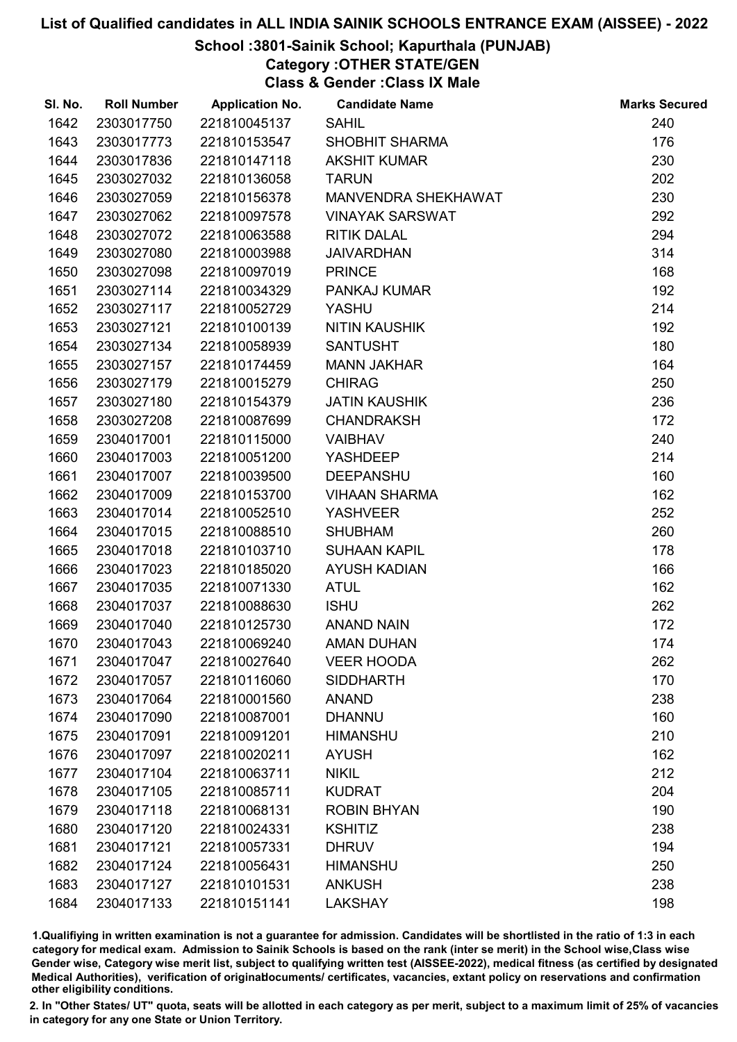# List of Qualified candidates in ALL INDIA SAINIK SCHOOLS ENTRANCE EXAM (AISSEE) - 2022

## School :3801-Sainik School; Kapurthala (PUNJAB)

### Category :OTHER STATE/GEN

### Class & Gender :Class IX Male

| Sl. No. | Roll Number | Application No. | Candidate Name | Marks Secured |
|---|---|---|---|---|
| 1642 | 2303017750 | 221810045137 | SAHIL | 240 |
| 1643 | 2303017773 | 221810153547 | SHOBHIT SHARMA | 176 |
| 1644 | 2303017836 | 221810147118 | AKSHIT KUMAR | 230 |
| 1645 | 2303027032 | 221810136058 | TARUN | 202 |
| 1646 | 2303027059 | 221810156378 | MANVENDRA SHEKHAWAT | 230 |
| 1647 | 2303027062 | 221810097578 | VINAYAK SARSWAT | 292 |
| 1648 | 2303027072 | 221810063588 | RITIK DALAL | 294 |
| 1649 | 2303027080 | 221810003988 | JAIVARDHAN | 314 |
| 1650 | 2303027098 | 221810097019 | PRINCE | 168 |
| 1651 | 2303027114 | 221810034329 | PANKAJ KUMAR | 192 |
| 1652 | 2303027117 | 221810052729 | YASHU | 214 |
| 1653 | 2303027121 | 221810100139 | NITIN KAUSHIK | 192 |
| 1654 | 2303027134 | 221810058939 | SANTUSHT | 180 |
| 1655 | 2303027157 | 221810174459 | MANN JAKHAR | 164 |
| 1656 | 2303027179 | 221810015279 | CHIRAG | 250 |
| 1657 | 2303027180 | 221810154379 | JATIN KAUSHIK | 236 |
| 1658 | 2303027208 | 221810087699 | CHANDRAKSH | 172 |
| 1659 | 2304017001 | 221810115000 | VAIBHAV | 240 |
| 1660 | 2304017003 | 221810051200 | YASHDEEP | 214 |
| 1661 | 2304017007 | 221810039500 | DEEPANSHU | 160 |
| 1662 | 2304017009 | 221810153700 | VIHAAN SHARMA | 162 |
| 1663 | 2304017014 | 221810052510 | YASHVEER | 252 |
| 1664 | 2304017015 | 221810088510 | SHUBHAM | 260 |
| 1665 | 2304017018 | 221810103710 | SUHAAN KAPIL | 178 |
| 1666 | 2304017023 | 221810185020 | AYUSH KADIAN | 166 |
| 1667 | 2304017035 | 221810071330 | ATUL | 162 |
| 1668 | 2304017037 | 221810088630 | ISHU | 262 |
| 1669 | 2304017040 | 221810125730 | ANAND NAIN | 172 |
| 1670 | 2304017043 | 221810069240 | AMAN DUHAN | 174 |
| 1671 | 2304017047 | 221810027640 | VEER HOODA | 262 |
| 1672 | 2304017057 | 221810116060 | SIDDHARTH | 170 |
| 1673 | 2304017064 | 221810001560 | ANAND | 238 |
| 1674 | 2304017090 | 221810087001 | DHANNU | 160 |
| 1675 | 2304017091 | 221810091201 | HIMANSHU | 210 |
| 1676 | 2304017097 | 221810020211 | AYUSH | 162 |
| 1677 | 2304017104 | 221810063711 | NIKIL | 212 |
| 1678 | 2304017105 | 221810085711 | KUDRAT | 204 |
| 1679 | 2304017118 | 221810068131 | ROBIN BHYAN | 190 |
| 1680 | 2304017120 | 221810024331 | KSHITIZ | 238 |
| 1681 | 2304017121 | 221810057331 | DHRUV | 194 |
| 1682 | 2304017124 | 221810056431 | HIMANSHU | 250 |
| 1683 | 2304017127 | 221810101531 | ANKUSH | 238 |
| 1684 | 2304017133 | 221810151141 | LAKSHAY | 198 |

1.Qualifiying in written examination is not a guarantee for admission. Candidates will be shortlisted in the ratio of 1:3 in each category for medical exam. Admission to Sainik Schools is based on the rank (inter se merit) in the School wise,Class wise Gender wise, Category wise merit list, subject to qualifying written test (AISSEE-2022), medical fitness (as certified by designated Medical Authorities), verification of originaldocuments/ certificates, vacancies, extant policy on reservations and confirmation other eligibility conditions.

2. In "Other States/ UT" quota, seats will be allotted in each category as per merit, subject to a maximum limit of 25% of vacancies in category for any one State or Union Territory.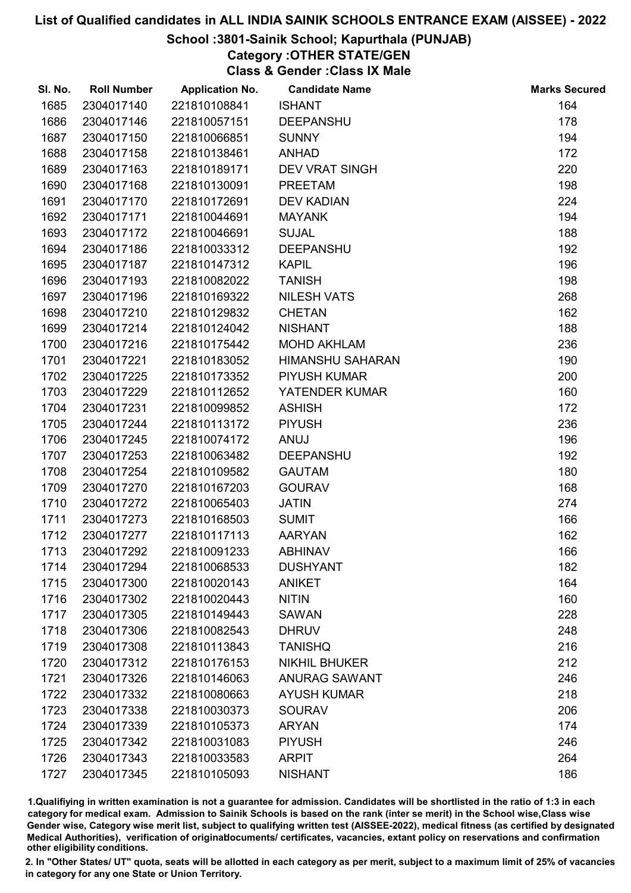# List of Qualified candidates in ALL INDIA SAINIK SCHOOLS ENTRANCE EXAM (AISSEE) - 2022

## School :3801-Sainik School; Kapurthala (PUNJAB)

### Category :OTHER STATE/GEN

### Class & Gender :Class IX Male

| Sl. No. | Roll Number | Application No. | Candidate Name | Marks Secured |
|---|---|---|---|---|
| 1685 | 2304017140 | 221810108841 | ISHANT | 164 |
| 1686 | 2304017146 | 221810057151 | DEEPANSHU | 178 |
| 1687 | 2304017150 | 221810066851 | SUNNY | 194 |
| 1688 | 2304017158 | 221810138461 | ANHAD | 172 |
| 1689 | 2304017163 | 221810189171 | DEV VRAT SINGH | 220 |
| 1690 | 2304017168 | 221810130091 | PREETAM | 198 |
| 1691 | 2304017170 | 221810172691 | DEV KADIAN | 224 |
| 1692 | 2304017171 | 221810044691 | MAYANK | 194 |
| 1693 | 2304017172 | 221810046691 | SUJAL | 188 |
| 1694 | 2304017186 | 221810033312 | DEEPANSHU | 192 |
| 1695 | 2304017187 | 221810147312 | KAPIL | 196 |
| 1696 | 2304017193 | 221810082022 | TANISH | 198 |
| 1697 | 2304017196 | 221810169322 | NILESH VATS | 268 |
| 1698 | 2304017210 | 221810129832 | CHETAN | 162 |
| 1699 | 2304017214 | 221810124042 | NISHANT | 188 |
| 1700 | 2304017216 | 221810175442 | MOHD AKHLAM | 236 |
| 1701 | 2304017221 | 221810183052 | HIMANSHU SAHARAN | 190 |
| 1702 | 2304017225 | 221810173352 | PIYUSH KUMAR | 200 |
| 1703 | 2304017229 | 221810112652 | YATENDER KUMAR | 160 |
| 1704 | 2304017231 | 221810099852 | ASHISH | 172 |
| 1705 | 2304017244 | 221810113172 | PIYUSH | 236 |
| 1706 | 2304017245 | 221810074172 | ANUJ | 196 |
| 1707 | 2304017253 | 221810063482 | DEEPANSHU | 192 |
| 1708 | 2304017254 | 221810109582 | GAUTAM | 180 |
| 1709 | 2304017270 | 221810167203 | GOURAV | 168 |
| 1710 | 2304017272 | 221810065403 | JATIN | 274 |
| 1711 | 2304017273 | 221810168503 | SUMIT | 166 |
| 1712 | 2304017277 | 221810117113 | AARYAN | 162 |
| 1713 | 2304017292 | 221810091233 | ABHINAV | 166 |
| 1714 | 2304017294 | 221810068533 | DUSHYANT | 182 |
| 1715 | 2304017300 | 221810020143 | ANIKET | 164 |
| 1716 | 2304017302 | 221810020443 | NITIN | 160 |
| 1717 | 2304017305 | 221810149443 | SAWAN | 228 |
| 1718 | 2304017306 | 221810082543 | DHRUV | 248 |
| 1719 | 2304017308 | 221810113843 | TANISHQ | 216 |
| 1720 | 2304017312 | 221810176153 | NIKHIL BHUKER | 212 |
| 1721 | 2304017326 | 221810146063 | ANURAG SAWANT | 246 |
| 1722 | 2304017332 | 221810080663 | AYUSH KUMAR | 218 |
| 1723 | 2304017338 | 221810030373 | SOURAV | 206 |
| 1724 | 2304017339 | 221810105373 | ARYAN | 174 |
| 1725 | 2304017342 | 221810031083 | PIYUSH | 246 |
| 1726 | 2304017343 | 221810033583 | ARPIT | 264 |
| 1727 | 2304017345 | 221810105093 | NISHANT | 186 |

1.Qualifiying in written examination is not a guarantee for admission. Candidates will be shortlisted in the ratio of 1:3 in each category for medical exam. Admission to Sainik Schools is based on the rank (inter se merit) in the School wise,Class wise Gender wise, Category wise merit list, subject to qualifying written test (AISSEE-2022), medical fitness (as certified by designated Medical Authorities), verification of originaldocuments/ certificates, vacancies, extant policy on reservations and confirmation other eligibility conditions.

2. In "Other States/ UT" quota, seats will be allotted in each category as per merit, subject to a maximum limit of 25% of vacancies in category for any one State or Union Territory.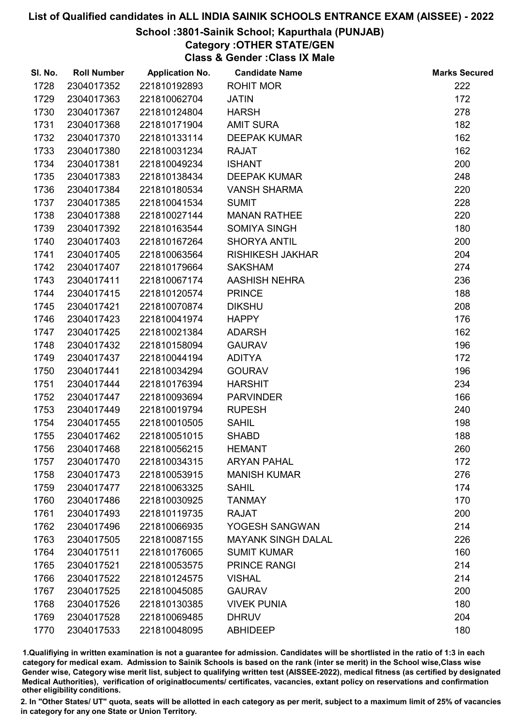# List of Qualified candidates in ALL INDIA SAINIK SCHOOLS ENTRANCE EXAM (AISSEE) - 2022

## School :3801-Sainik School; Kapurthala (PUNJAB)

### Category :OTHER STATE/GEN

### Class & Gender :Class IX Male

| Sl. No. | Roll Number | Application No. | Candidate Name | Marks Secured |
|---|---|---|---|---|
| 1728 | 2304017352 | 221810192893 | ROHIT MOR | 222 |
| 1729 | 2304017363 | 221810062704 | JATIN | 172 |
| 1730 | 2304017367 | 221810124804 | HARSH | 278 |
| 1731 | 2304017368 | 221810171904 | AMIT SURA | 182 |
| 1732 | 2304017370 | 221810133114 | DEEPAK KUMAR | 162 |
| 1733 | 2304017380 | 221810031234 | RAJAT | 162 |
| 1734 | 2304017381 | 221810049234 | ISHANT | 200 |
| 1735 | 2304017383 | 221810138434 | DEEPAK KUMAR | 248 |
| 1736 | 2304017384 | 221810180534 | VANSH SHARMA | 220 |
| 1737 | 2304017385 | 221810041534 | SUMIT | 228 |
| 1738 | 2304017388 | 221810027144 | MANAN RATHEE | 220 |
| 1739 | 2304017392 | 221810163544 | SOMIYA SINGH | 180 |
| 1740 | 2304017403 | 221810167264 | SHORYA ANTIL | 200 |
| 1741 | 2304017405 | 221810063564 | RISHIKESH JAKHAR | 204 |
| 1742 | 2304017407 | 221810179664 | SAKSHAM | 274 |
| 1743 | 2304017411 | 221810067174 | AASHISH NEHRA | 236 |
| 1744 | 2304017415 | 221810120574 | PRINCE | 188 |
| 1745 | 2304017421 | 221810070874 | DIKSHU | 208 |
| 1746 | 2304017423 | 221810041974 | HAPPY | 176 |
| 1747 | 2304017425 | 221810021384 | ADARSH | 162 |
| 1748 | 2304017432 | 221810158094 | GAURAV | 196 |
| 1749 | 2304017437 | 221810044194 | ADITYA | 172 |
| 1750 | 2304017441 | 221810034294 | GOURAV | 196 |
| 1751 | 2304017444 | 221810176394 | HARSHIT | 234 |
| 1752 | 2304017447 | 221810093694 | PARVINDER | 166 |
| 1753 | 2304017449 | 221810019794 | RUPESH | 240 |
| 1754 | 2304017455 | 221810010505 | SAHIL | 198 |
| 1755 | 2304017462 | 221810051015 | SHABD | 188 |
| 1756 | 2304017468 | 221810056215 | HEMANT | 260 |
| 1757 | 2304017470 | 221810034315 | ARYAN PAHAL | 172 |
| 1758 | 2304017473 | 221810053915 | MANISH KUMAR | 276 |
| 1759 | 2304017477 | 221810063325 | SAHIL | 174 |
| 1760 | 2304017486 | 221810030925 | TANMAY | 170 |
| 1761 | 2304017493 | 221810119735 | RAJAT | 200 |
| 1762 | 2304017496 | 221810066935 | YOGESH SANGWAN | 214 |
| 1763 | 2304017505 | 221810087155 | MAYANK SINGH DALAL | 226 |
| 1764 | 2304017511 | 221810176065 | SUMIT KUMAR | 160 |
| 1765 | 2304017521 | 221810053575 | PRINCE RANGI | 214 |
| 1766 | 2304017522 | 221810124575 | VISHAL | 214 |
| 1767 | 2304017525 | 221810045085 | GAURAV | 200 |
| 1768 | 2304017526 | 221810130385 | VIVEK PUNIA | 180 |
| 1769 | 2304017528 | 221810069485 | DHRUV | 204 |
| 1770 | 2304017533 | 221810048095 | ABHIDEEP | 180 |

1.Qualifiying in written examination is not a guarantee for admission. Candidates will be shortlisted in the ratio of 1:3 in each category for medical exam. Admission to Sainik Schools is based on the rank (inter se merit) in the School wise,Class wise Gender wise, Category wise merit list, subject to qualifying written test (AISSEE-2022), medical fitness (as certified by designated Medical Authorities), verification of originaldocuments/ certificates, vacancies, extant policy on reservations and confirmation other eligibility conditions.

2. In "Other States/ UT" quota, seats will be allotted in each category as per merit, subject to a maximum limit of 25% of vacancies in category for any one State or Union Territory.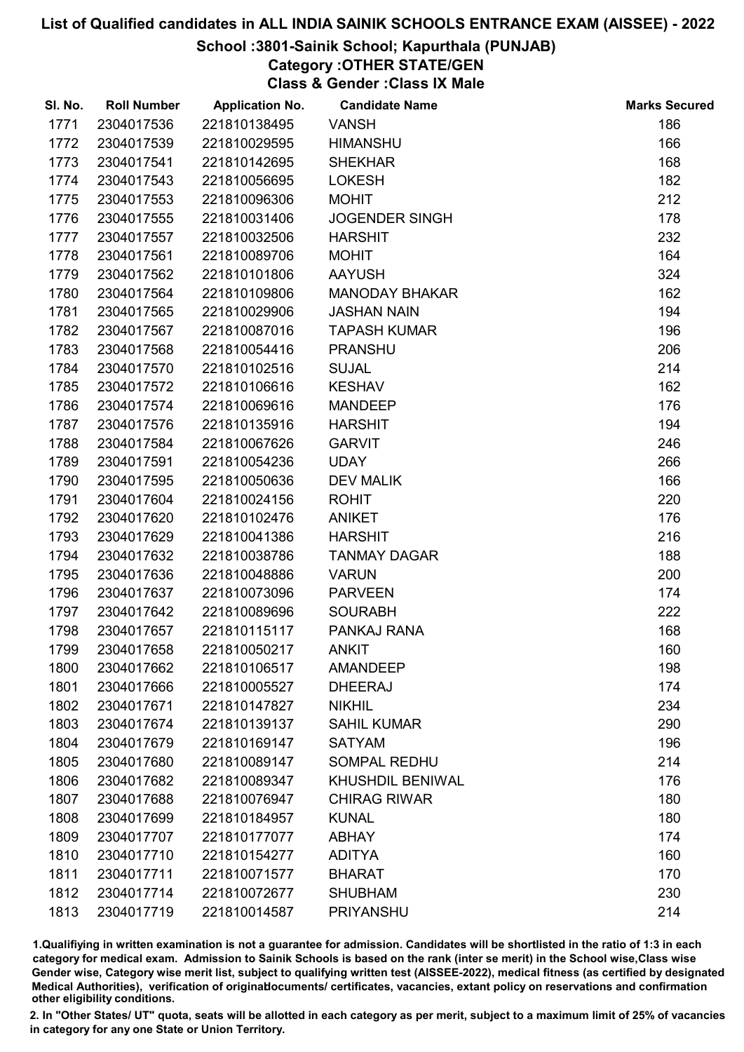# List of Qualified candidates in ALL INDIA SAINIK SCHOOLS ENTRANCE EXAM (AISSEE) - 2022

## School :3801-Sainik School; Kapurthala (PUNJAB)

### Category :OTHER STATE/GEN

### Class & Gender :Class IX Male

| Sl. No. | Roll Number | Application No. | Candidate Name | Marks Secured |
|---|---|---|---|---|
| 1771 | 2304017536 | 221810138495 | VANSH | 186 |
| 1772 | 2304017539 | 221810029595 | HIMANSHU | 166 |
| 1773 | 2304017541 | 221810142695 | SHEKHAR | 168 |
| 1774 | 2304017543 | 221810056695 | LOKESH | 182 |
| 1775 | 2304017553 | 221810096306 | MOHIT | 212 |
| 1776 | 2304017555 | 221810031406 | JOGENDER SINGH | 178 |
| 1777 | 2304017557 | 221810032506 | HARSHIT | 232 |
| 1778 | 2304017561 | 221810089706 | MOHIT | 164 |
| 1779 | 2304017562 | 221810101806 | AAYUSH | 324 |
| 1780 | 2304017564 | 221810109806 | MANODAY BHAKAR | 162 |
| 1781 | 2304017565 | 221810029906 | JASHAN NAIN | 194 |
| 1782 | 2304017567 | 221810087016 | TAPASH KUMAR | 196 |
| 1783 | 2304017568 | 221810054416 | PRANSHU | 206 |
| 1784 | 2304017570 | 221810102516 | SUJAL | 214 |
| 1785 | 2304017572 | 221810106616 | KESHAV | 162 |
| 1786 | 2304017574 | 221810069616 | MANDEEP | 176 |
| 1787 | 2304017576 | 221810135916 | HARSHIT | 194 |
| 1788 | 2304017584 | 221810067626 | GARVIT | 246 |
| 1789 | 2304017591 | 221810054236 | UDAY | 266 |
| 1790 | 2304017595 | 221810050636 | DEV MALIK | 166 |
| 1791 | 2304017604 | 221810024156 | ROHIT | 220 |
| 1792 | 2304017620 | 221810102476 | ANIKET | 176 |
| 1793 | 2304017629 | 221810041386 | HARSHIT | 216 |
| 1794 | 2304017632 | 221810038786 | TANMAY DAGAR | 188 |
| 1795 | 2304017636 | 221810048886 | VARUN | 200 |
| 1796 | 2304017637 | 221810073096 | PARVEEN | 174 |
| 1797 | 2304017642 | 221810089696 | SOURABH | 222 |
| 1798 | 2304017657 | 221810115117 | PANKAJ RANA | 168 |
| 1799 | 2304017658 | 221810050217 | ANKIT | 160 |
| 1800 | 2304017662 | 221810106517 | AMANDEEP | 198 |
| 1801 | 2304017666 | 221810005527 | DHEERAJ | 174 |
| 1802 | 2304017671 | 221810147827 | NIKHIL | 234 |
| 1803 | 2304017674 | 221810139137 | SAHIL KUMAR | 290 |
| 1804 | 2304017679 | 221810169147 | SATYAM | 196 |
| 1805 | 2304017680 | 221810089147 | SOMPAL REDHU | 214 |
| 1806 | 2304017682 | 221810089347 | KHUSHDIL BENIWAL | 176 |
| 1807 | 2304017688 | 221810076947 | CHIRAG RIWAR | 180 |
| 1808 | 2304017699 | 221810184957 | KUNAL | 180 |
| 1809 | 2304017707 | 221810177077 | ABHAY | 174 |
| 1810 | 2304017710 | 221810154277 | ADITYA | 160 |
| 1811 | 2304017711 | 221810071577 | BHARAT | 170 |
| 1812 | 2304017714 | 221810072677 | SHUBHAM | 230 |
| 1813 | 2304017719 | 221810014587 | PRIYANSHU | 214 |

1.Qualifiying in written examination is not a guarantee for admission. Candidates will be shortlisted in the ratio of 1:3 in each category for medical exam. Admission to Sainik Schools is based on the rank (inter se merit) in the School wise,Class wise Gender wise, Category wise merit list, subject to qualifying written test (AISSEE-2022), medical fitness (as certified by designated Medical Authorities), verification of originaldocuments/ certificates, vacancies, extant policy on reservations and confirmation other eligibility conditions.

2. In "Other States/ UT" quota, seats will be allotted in each category as per merit, subject to a maximum limit of 25% of vacancies in category for any one State or Union Territory.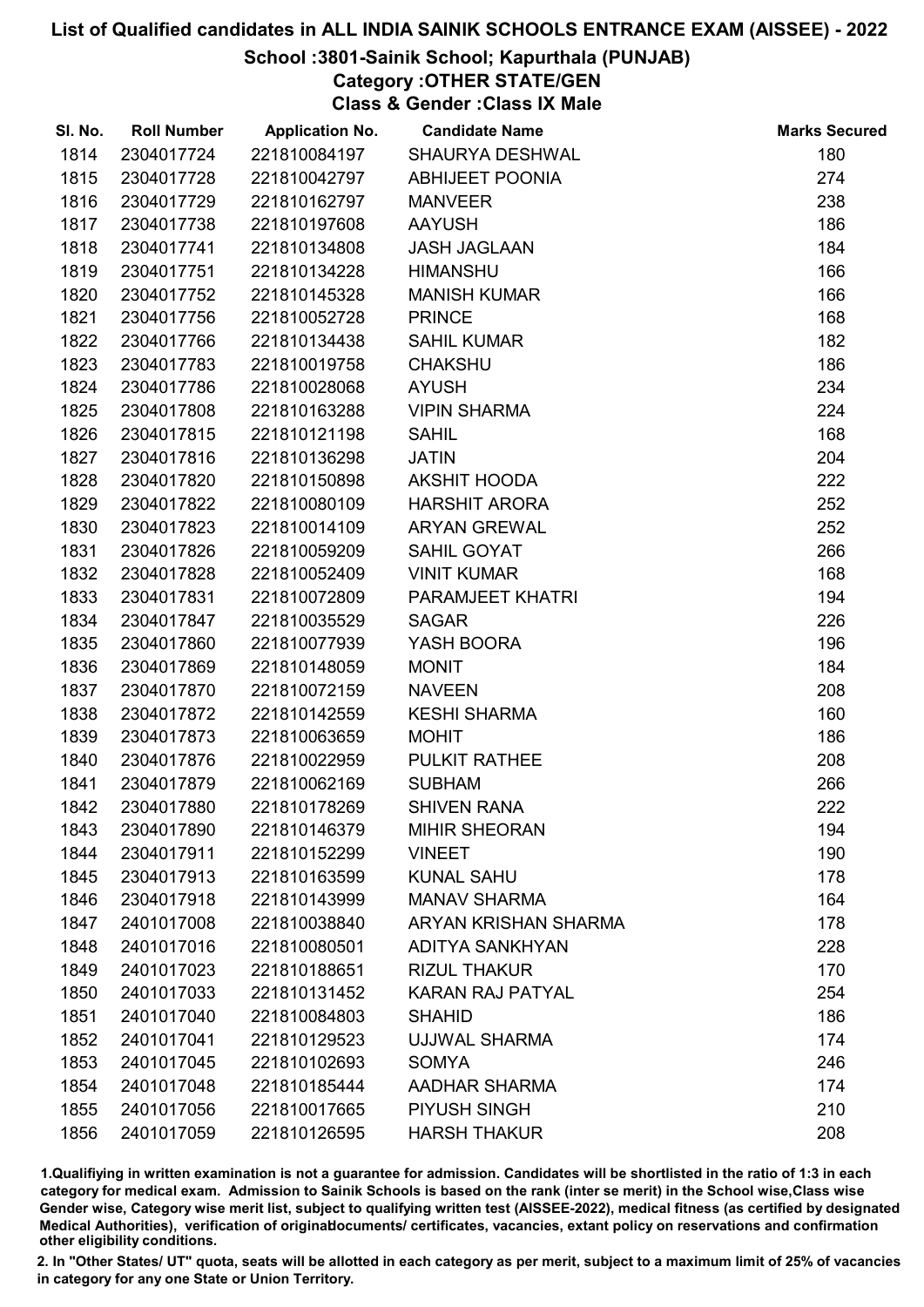# List of Qualified candidates in ALL INDIA SAINIK SCHOOLS ENTRANCE EXAM (AISSEE) - 2022

## School :3801-Sainik School; Kapurthala (PUNJAB)

### Category :OTHER STATE/GEN

### Class & Gender :Class IX Male

| Sl. No. | Roll Number | Application No. | Candidate Name | Marks Secured |
|---|---|---|---|---|
| 1814 | 2304017724 | 221810084197 | SHAURYA DESHWAL | 180 |
| 1815 | 2304017728 | 221810042797 | ABHIJEET POONIA | 274 |
| 1816 | 2304017729 | 221810162797 | MANVEER | 238 |
| 1817 | 2304017738 | 221810197608 | AAYUSH | 186 |
| 1818 | 2304017741 | 221810134808 | JASH JAGLAAN | 184 |
| 1819 | 2304017751 | 221810134228 | HIMANSHU | 166 |
| 1820 | 2304017752 | 221810145328 | MANISH KUMAR | 166 |
| 1821 | 2304017756 | 221810052728 | PRINCE | 168 |
| 1822 | 2304017766 | 221810134438 | SAHIL KUMAR | 182 |
| 1823 | 2304017783 | 221810019758 | CHAKSHU | 186 |
| 1824 | 2304017786 | 221810028068 | AYUSH | 234 |
| 1825 | 2304017808 | 221810163288 | VIPIN SHARMA | 224 |
| 1826 | 2304017815 | 221810121198 | SAHIL | 168 |
| 1827 | 2304017816 | 221810136298 | JATIN | 204 |
| 1828 | 2304017820 | 221810150898 | AKSHIT HOODA | 222 |
| 1829 | 2304017822 | 221810080109 | HARSHIT ARORA | 252 |
| 1830 | 2304017823 | 221810014109 | ARYAN GREWAL | 252 |
| 1831 | 2304017826 | 221810059209 | SAHIL GOYAT | 266 |
| 1832 | 2304017828 | 221810052409 | VINIT KUMAR | 168 |
| 1833 | 2304017831 | 221810072809 | PARAMJEET KHATRI | 194 |
| 1834 | 2304017847 | 221810035529 | SAGAR | 226 |
| 1835 | 2304017860 | 221810077939 | YASH BOORA | 196 |
| 1836 | 2304017869 | 221810148059 | MONIT | 184 |
| 1837 | 2304017870 | 221810072159 | NAVEEN | 208 |
| 1838 | 2304017872 | 221810142559 | KESHI SHARMA | 160 |
| 1839 | 2304017873 | 221810063659 | MOHIT | 186 |
| 1840 | 2304017876 | 221810022959 | PULKIT RATHEE | 208 |
| 1841 | 2304017879 | 221810062169 | SUBHAM | 266 |
| 1842 | 2304017880 | 221810178269 | SHIVEN RANA | 222 |
| 1843 | 2304017890 | 221810146379 | MIHIR SHEORAN | 194 |
| 1844 | 2304017911 | 221810152299 | VINEET | 190 |
| 1845 | 2304017913 | 221810163599 | KUNAL SAHU | 178 |
| 1846 | 2304017918 | 221810143999 | MANAV SHARMA | 164 |
| 1847 | 2401017008 | 221810038840 | ARYAN KRISHAN SHARMA | 178 |
| 1848 | 2401017016 | 221810080501 | ADITYA SANKHYAN | 228 |
| 1849 | 2401017023 | 221810188651 | RIZUL THAKUR | 170 |
| 1850 | 2401017033 | 221810131452 | KARAN RAJ PATYAL | 254 |
| 1851 | 2401017040 | 221810084803 | SHAHID | 186 |
| 1852 | 2401017041 | 221810129523 | UJJWAL SHARMA | 174 |
| 1853 | 2401017045 | 221810102693 | SOMYA | 246 |
| 1854 | 2401017048 | 221810185444 | AADHAR SHARMA | 174 |
| 1855 | 2401017056 | 221810017665 | PIYUSH SINGH | 210 |
| 1856 | 2401017059 | 221810126595 | HARSH THAKUR | 208 |

1.Qualifiying in written examination is not a guarantee for admission. Candidates will be shortlisted in the ratio of 1:3 in each category for medical exam. Admission to Sainik Schools is based on the rank (inter se merit) in the School wise,Class wise Gender wise, Category wise merit list, subject to qualifying written test (AISSEE-2022), medical fitness (as certified by designated Medical Authorities), verification of originaldocuments/ certificates, vacancies, extant policy on reservations and confirmation other eligibility conditions.

2. In "Other States/ UT" quota, seats will be allotted in each category as per merit, subject to a maximum limit of 25% of vacancies in category for any one State or Union Territory.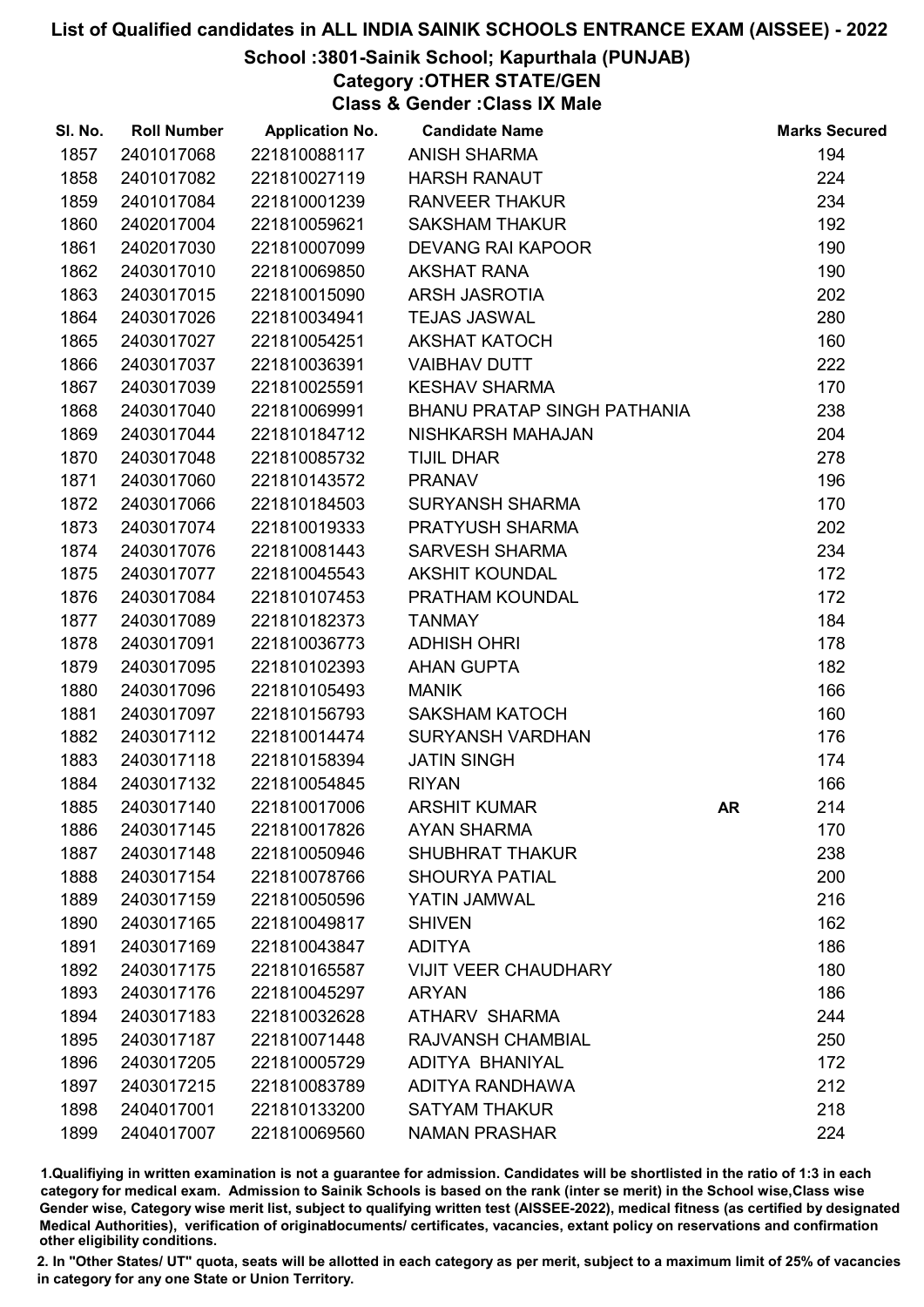# List of Qualified candidates in ALL INDIA SAINIK SCHOOLS ENTRANCE EXAM (AISSEE) - 2022

## School :3801-Sainik School; Kapurthala (PUNJAB)

### Category :OTHER STATE/GEN

### Class & Gender :Class IX Male

| Sl. No. | Roll Number | Application No. | Candidate Name | | Marks Secured |
|---|---|---|---|---|---|
| 1857 | 2401017068 | 221810088117 | ANISH SHARMA | | 194 |
| 1858 | 2401017082 | 221810027119 | HARSH RANAUT | | 224 |
| 1859 | 2401017084 | 221810001239 | RANVEER THAKUR | | 234 |
| 1860 | 2402017004 | 221810059621 | SAKSHAM THAKUR | | 192 |
| 1861 | 2402017030 | 221810007099 | DEVANG RAI KAPOOR | | 190 |
| 1862 | 2403017010 | 221810069850 | AKSHAT RANA | | 190 |
| 1863 | 2403017015 | 221810015090 | ARSH JASROTIA | | 202 |
| 1864 | 2403017026 | 221810034941 | TEJAS JASWAL | | 280 |
| 1865 | 2403017027 | 221810054251 | AKSHAT KATOCH | | 160 |
| 1866 | 2403017037 | 221810036391 | VAIBHAV DUTT | | 222 |
| 1867 | 2403017039 | 221810025591 | KESHAV SHARMA | | 170 |
| 1868 | 2403017040 | 221810069991 | BHANU PRATAP SINGH PATHANIA | | 238 |
| 1869 | 2403017044 | 221810184712 | NISHKARSH MAHAJAN | | 204 |
| 1870 | 2403017048 | 221810085732 | TIJIL DHAR | | 278 |
| 1871 | 2403017060 | 221810143572 | PRANAV | | 196 |
| 1872 | 2403017066 | 221810184503 | SURYANSH SHARMA | | 170 |
| 1873 | 2403017074 | 221810019333 | PRATYUSH SHARMA | | 202 |
| 1874 | 2403017076 | 221810081443 | SARVESH SHARMA | | 234 |
| 1875 | 2403017077 | 221810045543 | AKSHIT KOUNDAL | | 172 |
| 1876 | 2403017084 | 221810107453 | PRATHAM KOUNDAL | | 172 |
| 1877 | 2403017089 | 221810182373 | TANMAY | | 184 |
| 1878 | 2403017091 | 221810036773 | ADHISH OHRI | | 178 |
| 1879 | 2403017095 | 221810102393 | AHAN GUPTA | | 182 |
| 1880 | 2403017096 | 221810105493 | MANIK | | 166 |
| 1881 | 2403017097 | 221810156793 | SAKSHAM KATOCH | | 160 |
| 1882 | 2403017112 | 221810014474 | SURYANSH VARDHAN | | 176 |
| 1883 | 2403017118 | 221810158394 | JATIN SINGH | | 174 |
| 1884 | 2403017132 | 221810054845 | RIYAN | | 166 |
| 1885 | 2403017140 | 221810017006 | ARSHIT KUMAR | **AR** | 214 |
| 1886 | 2403017145 | 221810017826 | AYAN SHARMA | | 170 |
| 1887 | 2403017148 | 221810050946 | SHUBHRAT THAKUR | | 238 |
| 1888 | 2403017154 | 221810078766 | SHOURYA PATIAL | | 200 |
| 1889 | 2403017159 | 221810050596 | YATIN JAMWAL | | 216 |
| 1890 | 2403017165 | 221810049817 | SHIVEN | | 162 |
| 1891 | 2403017169 | 221810043847 | ADITYA | | 186 |
| 1892 | 2403017175 | 221810165587 | VIJIT VEER CHAUDHARY | | 180 |
| 1893 | 2403017176 | 221810045297 | ARYAN | | 186 |
| 1894 | 2403017183 | 221810032628 | ATHARV SHARMA | | 244 |
| 1895 | 2403017187 | 221810071448 | RAJVANSH CHAMBIAL | | 250 |
| 1896 | 2403017205 | 221810005729 | ADITYA BHANIYAL | | 172 |
| 1897 | 2403017215 | 221810083789 | ADITYA RANDHAWA | | 212 |
| 1898 | 2404017001 | 221810133200 | SATYAM THAKUR | | 218 |
| 1899 | 2404017007 | 221810069560 | NAMAN PRASHAR | | 224 |

1.Qualifiying in written examination is not a guarantee for admission. Candidates will be shortlisted in the ratio of 1:3 in each category for medical exam. Admission to Sainik Schools is based on the rank (inter se merit) in the School wise,Class wise Gender wise, Category wise merit list, subject to qualifying written test (AISSEE-2022), medical fitness (as certified by designated Medical Authorities), verification of originaldocuments/ certificates, vacancies, extant policy on reservations and confirmation other eligibility conditions.

2. In "Other States/ UT" quota, seats will be allotted in each category as per merit, subject to a maximum limit of 25% of vacancies in category for any one State or Union Territory.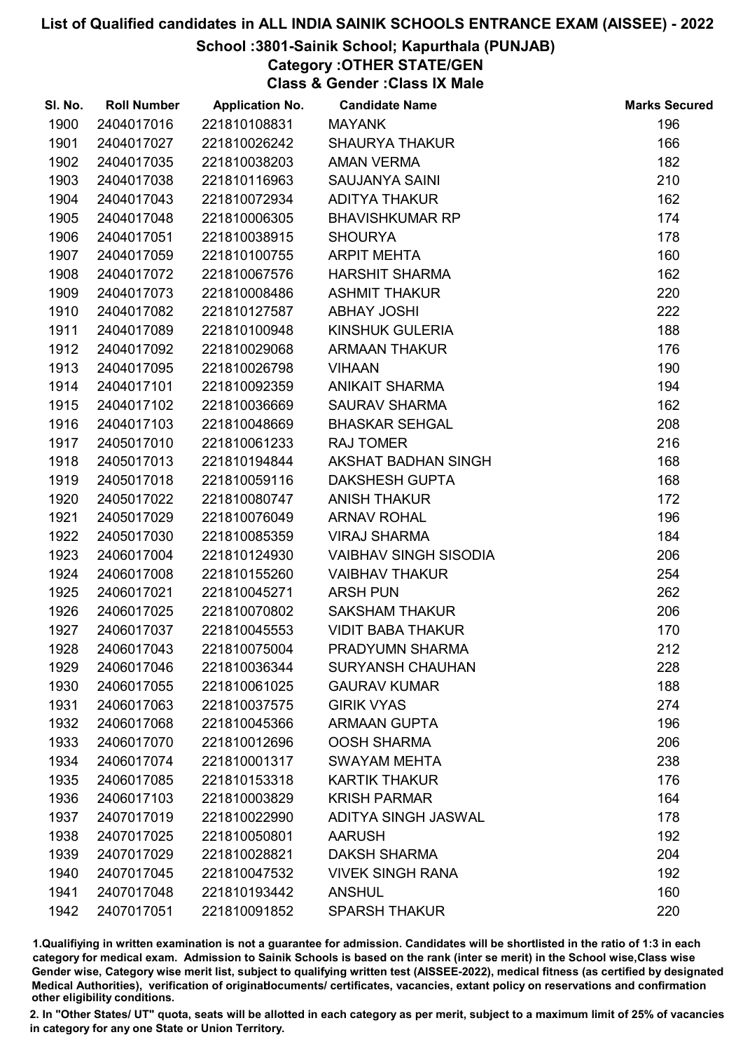# List of Qualified candidates in ALL INDIA SAINIK SCHOOLS ENTRANCE EXAM (AISSEE) - 2022

## School :3801-Sainik School; Kapurthala (PUNJAB)

### Category :OTHER STATE/GEN

### Class & Gender :Class IX Male

| Sl. No. | Roll Number | Application No. | Candidate Name | Marks Secured |
|---|---|---|---|---|
| 1900 | 2404017016 | 221810108831 | MAYANK | 196 |
| 1901 | 2404017027 | 221810026242 | SHAURYA THAKUR | 166 |
| 1902 | 2404017035 | 221810038203 | AMAN VERMA | 182 |
| 1903 | 2404017038 | 221810116963 | SAUJANYA SAINI | 210 |
| 1904 | 2404017043 | 221810072934 | ADITYA THAKUR | 162 |
| 1905 | 2404017048 | 221810006305 | BHAVISHKUMAR RP | 174 |
| 1906 | 2404017051 | 221810038915 | SHOURYA | 178 |
| 1907 | 2404017059 | 221810100755 | ARPIT MEHTA | 160 |
| 1908 | 2404017072 | 221810067576 | HARSHIT SHARMA | 162 |
| 1909 | 2404017073 | 221810008486 | ASHMIT THAKUR | 220 |
| 1910 | 2404017082 | 221810127587 | ABHAY JOSHI | 222 |
| 1911 | 2404017089 | 221810100948 | KINSHUK GULERIA | 188 |
| 1912 | 2404017092 | 221810029068 | ARMAAN THAKUR | 176 |
| 1913 | 2404017095 | 221810026798 | VIHAAN | 190 |
| 1914 | 2404017101 | 221810092359 | ANIKAIT SHARMA | 194 |
| 1915 | 2404017102 | 221810036669 | SAURAV SHARMA | 162 |
| 1916 | 2404017103 | 221810048669 | BHASKAR SEHGAL | 208 |
| 1917 | 2405017010 | 221810061233 | RAJ TOMER | 216 |
| 1918 | 2405017013 | 221810194844 | AKSHAT BADHAN SINGH | 168 |
| 1919 | 2405017018 | 221810059116 | DAKSHESH GUPTA | 168 |
| 1920 | 2405017022 | 221810080747 | ANISH THAKUR | 172 |
| 1921 | 2405017029 | 221810076049 | ARNAV ROHAL | 196 |
| 1922 | 2405017030 | 221810085359 | VIRAJ SHARMA | 184 |
| 1923 | 2406017004 | 221810124930 | VAIBHAV SINGH SISODIA | 206 |
| 1924 | 2406017008 | 221810155260 | VAIBHAV THAKUR | 254 |
| 1925 | 2406017021 | 221810045271 | ARSH PUN | 262 |
| 1926 | 2406017025 | 221810070802 | SAKSHAM THAKUR | 206 |
| 1927 | 2406017037 | 221810045553 | VIDIT BABA THAKUR | 170 |
| 1928 | 2406017043 | 221810075004 | PRADYUMN SHARMA | 212 |
| 1929 | 2406017046 | 221810036344 | SURYANSH CHAUHAN | 228 |
| 1930 | 2406017055 | 221810061025 | GAURAV KUMAR | 188 |
| 1931 | 2406017063 | 221810037575 | GIRIK VYAS | 274 |
| 1932 | 2406017068 | 221810045366 | ARMAAN GUPTA | 196 |
| 1933 | 2406017070 | 221810012696 | OOSH SHARMA | 206 |
| 1934 | 2406017074 | 221810001317 | SWAYAM MEHTA | 238 |
| 1935 | 2406017085 | 221810153318 | KARTIK THAKUR | 176 |
| 1936 | 2406017103 | 221810003829 | KRISH PARMAR | 164 |
| 1937 | 2407017019 | 221810022990 | ADITYA SINGH JASWAL | 178 |
| 1938 | 2407017025 | 221810050801 | AARUSH | 192 |
| 1939 | 2407017029 | 221810028821 | DAKSH SHARMA | 204 |
| 1940 | 2407017045 | 221810047532 | VIVEK SINGH RANA | 192 |
| 1941 | 2407017048 | 221810193442 | ANSHUL | 160 |
| 1942 | 2407017051 | 221810091852 | SPARSH THAKUR | 220 |

1.Qualifiying in written examination is not a guarantee for admission. Candidates will be shortlisted in the ratio of 1:3 in each category for medical exam. Admission to Sainik Schools is based on the rank (inter se merit) in the School wise,Class wise Gender wise, Category wise merit list, subject to qualifying written test (AISSEE-2022), medical fitness (as certified by designated Medical Authorities), verification of originaldocuments/ certificates, vacancies, extant policy on reservations and confirmation other eligibility conditions.

2. In "Other States/ UT" quota, seats will be allotted in each category as per merit, subject to a maximum limit of 25% of vacancies in category for any one State or Union Territory.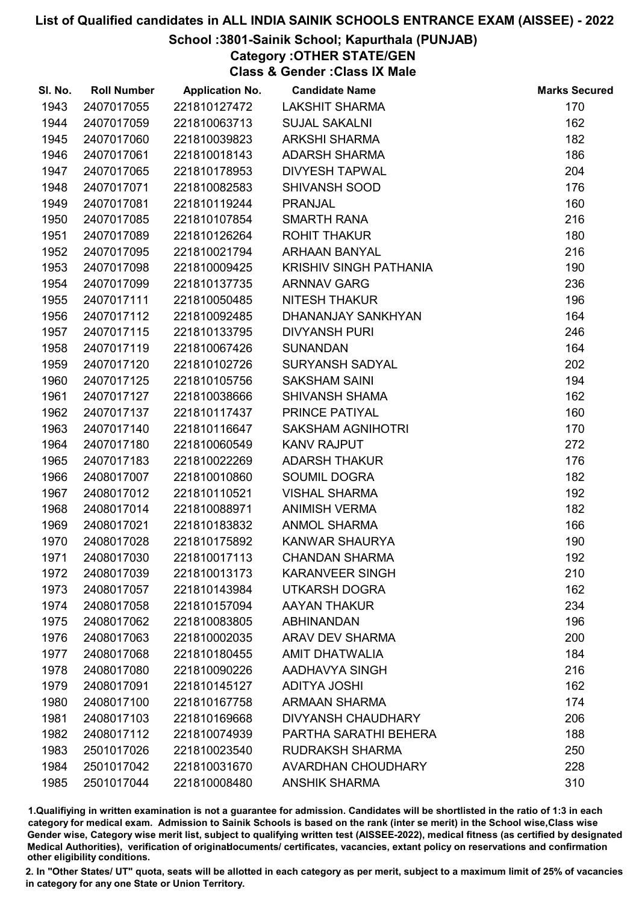# List of Qualified candidates in ALL INDIA SAINIK SCHOOLS ENTRANCE EXAM (AISSEE) - 2022

## School :3801-Sainik School; Kapurthala (PUNJAB)

### Category :OTHER STATE/GEN

### Class & Gender :Class IX Male

| Sl. No. | Roll Number | Application No. | Candidate Name | Marks Secured |
|---|---|---|---|---|
| 1943 | 2407017055 | 221810127472 | LAKSHIT SHARMA | 170 |
| 1944 | 2407017059 | 221810063713 | SUJAL SAKALNI | 162 |
| 1945 | 2407017060 | 221810039823 | ARKSHI SHARMA | 182 |
| 1946 | 2407017061 | 221810018143 | ADARSH SHARMA | 186 |
| 1947 | 2407017065 | 221810178953 | DIVYESH TAPWAL | 204 |
| 1948 | 2407017071 | 221810082583 | SHIVANSH SOOD | 176 |
| 1949 | 2407017081 | 221810119244 | PRANJAL | 160 |
| 1950 | 2407017085 | 221810107854 | SMARTH RANA | 216 |
| 1951 | 2407017089 | 221810126264 | ROHIT THAKUR | 180 |
| 1952 | 2407017095 | 221810021794 | ARHAAN BANYAL | 216 |
| 1953 | 2407017098 | 221810009425 | KRISHIV SINGH PATHANIA | 190 |
| 1954 | 2407017099 | 221810137735 | ARNNAV GARG | 236 |
| 1955 | 2407017111 | 221810050485 | NITESH THAKUR | 196 |
| 1956 | 2407017112 | 221810092485 | DHANANJAY SANKHYAN | 164 |
| 1957 | 2407017115 | 221810133795 | DIVYANSH PURI | 246 |
| 1958 | 2407017119 | 221810067426 | SUNANDAN | 164 |
| 1959 | 2407017120 | 221810102726 | SURYANSH SADYAL | 202 |
| 1960 | 2407017125 | 221810105756 | SAKSHAM SAINI | 194 |
| 1961 | 2407017127 | 221810038666 | SHIVANSH SHAMA | 162 |
| 1962 | 2407017137 | 221810117437 | PRINCE PATIYAL | 160 |
| 1963 | 2407017140 | 221810116647 | SAKSHAM AGNIHOTRI | 170 |
| 1964 | 2407017180 | 221810060549 | KANV RAJPUT | 272 |
| 1965 | 2407017183 | 221810022269 | ADARSH THAKUR | 176 |
| 1966 | 2408017007 | 221810010860 | SOUMIL DOGRA | 182 |
| 1967 | 2408017012 | 221810110521 | VISHAL SHARMA | 192 |
| 1968 | 2408017014 | 221810088971 | ANIMISH VERMA | 182 |
| 1969 | 2408017021 | 221810183832 | ANMOL SHARMA | 166 |
| 1970 | 2408017028 | 221810175892 | KANWAR SHAURYA | 190 |
| 1971 | 2408017030 | 221810017113 | CHANDAN SHARMA | 192 |
| 1972 | 2408017039 | 221810013173 | KARANVEER SINGH | 210 |
| 1973 | 2408017057 | 221810143984 | UTKARSH DOGRA | 162 |
| 1974 | 2408017058 | 221810157094 | AAYAN THAKUR | 234 |
| 1975 | 2408017062 | 221810083805 | ABHINANDAN | 196 |
| 1976 | 2408017063 | 221810002035 | ARAV DEV SHARMA | 200 |
| 1977 | 2408017068 | 221810180455 | AMIT DHATWALIA | 184 |
| 1978 | 2408017080 | 221810090226 | AADHAVYA SINGH | 216 |
| 1979 | 2408017091 | 221810145127 | ADITYA JOSHI | 162 |
| 1980 | 2408017100 | 221810167758 | ARMAAN SHARMA | 174 |
| 1981 | 2408017103 | 221810169668 | DIVYANSH CHAUDHARY | 206 |
| 1982 | 2408017112 | 221810074939 | PARTHA SARATHI BEHERA | 188 |
| 1983 | 2501017026 | 221810023540 | RUDRAKSH SHARMA | 250 |
| 1984 | 2501017042 | 221810031670 | AVARDHAN CHOUDHARY | 228 |
| 1985 | 2501017044 | 221810008480 | ANSHIK SHARMA | 310 |

1.Qualifiying in written examination is not a guarantee for admission. Candidates will be shortlisted in the ratio of 1:3 in each category for medical exam. Admission to Sainik Schools is based on the rank (inter se merit) in the School wise,Class wise Gender wise, Category wise merit list, subject to qualifying written test (AISSEE-2022), medical fitness (as certified by designated Medical Authorities), verification of originaldocuments/ certificates, vacancies, extant policy on reservations and confirmation other eligibility conditions.

2. In "Other States/ UT" quota, seats will be allotted in each category as per merit, subject to a maximum limit of 25% of vacancies in category for any one State or Union Territory.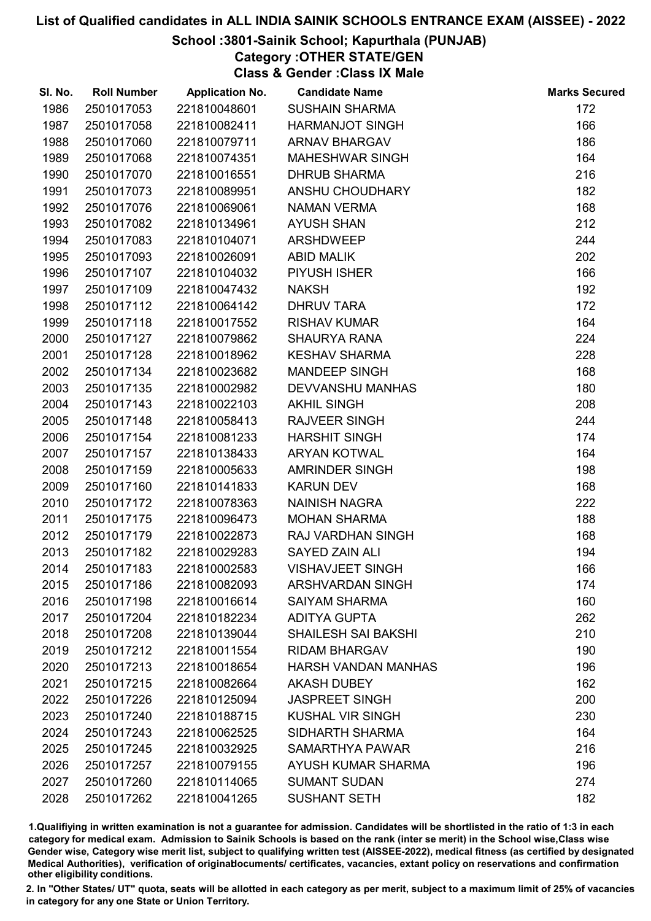# List of Qualified candidates in ALL INDIA SAINIK SCHOOLS ENTRANCE EXAM (AISSEE) - 2022

## School :3801-Sainik School; Kapurthala (PUNJAB)

### Category :OTHER STATE/GEN

### Class & Gender :Class IX Male

| Sl. No. | Roll Number | Application No. | Candidate Name | Marks Secured |
|---|---|---|---|---|
| 1986 | 2501017053 | 221810048601 | SUSHAIN SHARMA | 172 |
| 1987 | 2501017058 | 221810082411 | HARMANJOT SINGH | 166 |
| 1988 | 2501017060 | 221810079711 | ARNAV BHARGAV | 186 |
| 1989 | 2501017068 | 221810074351 | MAHESHWAR SINGH | 164 |
| 1990 | 2501017070 | 221810016551 | DHRUB SHARMA | 216 |
| 1991 | 2501017073 | 221810089951 | ANSHU CHOUDHARY | 182 |
| 1992 | 2501017076 | 221810069061 | NAMAN VERMA | 168 |
| 1993 | 2501017082 | 221810134961 | AYUSH SHAN | 212 |
| 1994 | 2501017083 | 221810104071 | ARSHDWEEP | 244 |
| 1995 | 2501017093 | 221810026091 | ABID MALIK | 202 |
| 1996 | 2501017107 | 221810104032 | PIYUSH ISHER | 166 |
| 1997 | 2501017109 | 221810047432 | NAKSH | 192 |
| 1998 | 2501017112 | 221810064142 | DHRUV TARA | 172 |
| 1999 | 2501017118 | 221810017552 | RISHAV KUMAR | 164 |
| 2000 | 2501017127 | 221810079862 | SHAURYA RANA | 224 |
| 2001 | 2501017128 | 221810018962 | KESHAV SHARMA | 228 |
| 2002 | 2501017134 | 221810023682 | MANDEEP SINGH | 168 |
| 2003 | 2501017135 | 221810002982 | DEVVANSHU MANHAS | 180 |
| 2004 | 2501017143 | 221810022103 | AKHIL SINGH | 208 |
| 2005 | 2501017148 | 221810058413 | RAJVEER SINGH | 244 |
| 2006 | 2501017154 | 221810081233 | HARSHIT SINGH | 174 |
| 2007 | 2501017157 | 221810138433 | ARYAN KOTWAL | 164 |
| 2008 | 2501017159 | 221810005633 | AMRINDER SINGH | 198 |
| 2009 | 2501017160 | 221810141833 | KARUN DEV | 168 |
| 2010 | 2501017172 | 221810078363 | NAINISH NAGRA | 222 |
| 2011 | 2501017175 | 221810096473 | MOHAN SHARMA | 188 |
| 2012 | 2501017179 | 221810022873 | RAJ VARDHAN SINGH | 168 |
| 2013 | 2501017182 | 221810029283 | SAYED ZAIN ALI | 194 |
| 2014 | 2501017183 | 221810002583 | VISHAVJEET SINGH | 166 |
| 2015 | 2501017186 | 221810082093 | ARSHVARDAN SINGH | 174 |
| 2016 | 2501017198 | 221810016614 | SAIYAM SHARMA | 160 |
| 2017 | 2501017204 | 221810182234 | ADITYA GUPTA | 262 |
| 2018 | 2501017208 | 221810139044 | SHAILESH SAI BAKSHI | 210 |
| 2019 | 2501017212 | 221810011554 | RIDAM BHARGAV | 190 |
| 2020 | 2501017213 | 221810018654 | HARSH VANDAN MANHAS | 196 |
| 2021 | 2501017215 | 221810082664 | AKASH DUBEY | 162 |
| 2022 | 2501017226 | 221810125094 | JASPREET SINGH | 200 |
| 2023 | 2501017240 | 221810188715 | KUSHAL VIR SINGH | 230 |
| 2024 | 2501017243 | 221810062525 | SIDHARTH SHARMA | 164 |
| 2025 | 2501017245 | 221810032925 | SAMARTHYA PAWAR | 216 |
| 2026 | 2501017257 | 221810079155 | AYUSH KUMAR SHARMA | 196 |
| 2027 | 2501017260 | 221810114065 | SUMANT SUDAN | 274 |
| 2028 | 2501017262 | 221810041265 | SUSHANT SETH | 182 |

1.Qualifying in written examination is not a guarantee for admission. Candidates will be shortlisted in the ratio of 1:3 in each category for medical exam. Admission to Sainik Schools is based on the rank (inter se merit) in the School wise,Class wise Gender wise, Category wise merit list, subject to qualifying written test (AISSEE-2022), medical fitness (as certified by designated Medical Authorities), verification of originaldocuments/ certificates, vacancies, extant policy on reservations and confirmation other eligibility conditions.

2. In "Other States/ UT" quota, seats will be allotted in each category as per merit, subject to a maximum limit of 25% of vacancies in category for any one State or Union Territory.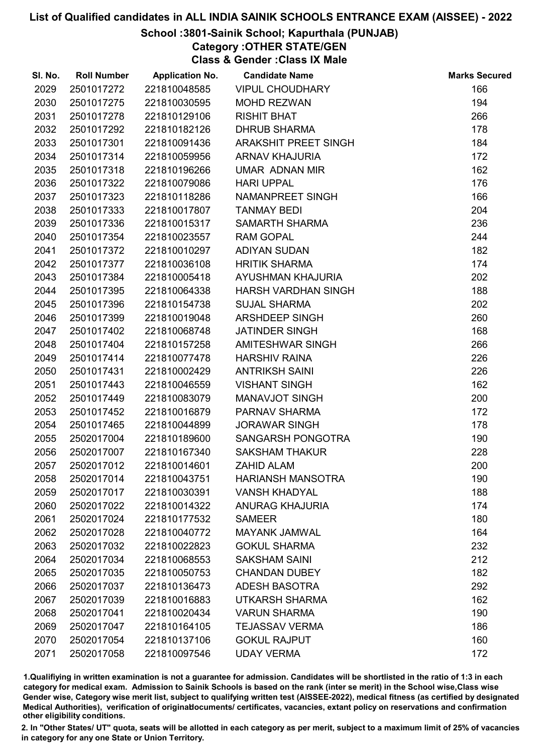# List of Qualified candidates in ALL INDIA SAINIK SCHOOLS ENTRANCE EXAM (AISSEE) - 2022

## School :3801-Sainik School; Kapurthala (PUNJAB)

### Category :OTHER STATE/GEN

### Class & Gender :Class IX Male

| Sl. No. | Roll Number | Application No. | Candidate Name | Marks Secured |
|---|---|---|---|---|
| 2029 | 2501017272 | 221810048585 | VIPUL CHOUDHARY | 166 |
| 2030 | 2501017275 | 221810030595 | MOHD REZWAN | 194 |
| 2031 | 2501017278 | 221810129106 | RISHIT BHAT | 266 |
| 2032 | 2501017292 | 221810182126 | DHRUB SHARMA | 178 |
| 2033 | 2501017301 | 221810091436 | ARAKSHIT PREET SINGH | 184 |
| 2034 | 2501017314 | 221810059956 | ARNAV KHAJURIA | 172 |
| 2035 | 2501017318 | 221810196266 | UMAR ADNAN MIR | 162 |
| 2036 | 2501017322 | 221810079086 | HARI UPPAL | 176 |
| 2037 | 2501017323 | 221810118286 | NAMANPREET SINGH | 166 |
| 2038 | 2501017333 | 221810017807 | TANMAY BEDI | 204 |
| 2039 | 2501017336 | 221810015317 | SAMARTH SHARMA | 236 |
| 2040 | 2501017354 | 221810023557 | RAM GOPAL | 244 |
| 2041 | 2501017372 | 221810010297 | ADIYAN SUDAN | 182 |
| 2042 | 2501017377 | 221810036108 | HRITIK SHARMA | 174 |
| 2043 | 2501017384 | 221810005418 | AYUSHMAN KHAJURIA | 202 |
| 2044 | 2501017395 | 221810064338 | HARSH VARDHAN SINGH | 188 |
| 2045 | 2501017396 | 221810154738 | SUJAL SHARMA | 202 |
| 2046 | 2501017399 | 221810019048 | ARSHDEEP SINGH | 260 |
| 2047 | 2501017402 | 221810068748 | JATINDER SINGH | 168 |
| 2048 | 2501017404 | 221810157258 | AMITESHWAR SINGH | 266 |
| 2049 | 2501017414 | 221810077478 | HARSHIV RAINA | 226 |
| 2050 | 2501017431 | 221810002429 | ANTRIKSH SAINI | 226 |
| 2051 | 2501017443 | 221810046559 | VISHANT SINGH | 162 |
| 2052 | 2501017449 | 221810083079 | MANAVJOT SINGH | 200 |
| 2053 | 2501017452 | 221810016879 | PARNAV SHARMA | 172 |
| 2054 | 2501017465 | 221810044899 | JORAWAR SINGH | 178 |
| 2055 | 2502017004 | 221810189600 | SANGARSH PONGOTRA | 190 |
| 2056 | 2502017007 | 221810167340 | SAKSHAM THAKUR | 228 |
| 2057 | 2502017012 | 221810014601 | ZAHID ALAM | 200 |
| 2058 | 2502017014 | 221810043751 | HARIANSH MANSOTRA | 190 |
| 2059 | 2502017017 | 221810030391 | VANSH KHADYAL | 188 |
| 2060 | 2502017022 | 221810014322 | ANURAG KHAJURIA | 174 |
| 2061 | 2502017024 | 221810177532 | SAMEER | 180 |
| 2062 | 2502017028 | 221810040772 | MAYANK JAMWAL | 164 |
| 2063 | 2502017032 | 221810022823 | GOKUL SHARMA | 232 |
| 2064 | 2502017034 | 221810068553 | SAKSHAM SAINI | 212 |
| 2065 | 2502017035 | 221810050753 | CHANDAN DUBEY | 182 |
| 2066 | 2502017037 | 221810136473 | ADESH BASOTRA | 292 |
| 2067 | 2502017039 | 221810016883 | UTKARSH SHARMA | 162 |
| 2068 | 2502017041 | 221810020434 | VARUN SHARMA | 190 |
| 2069 | 2502017047 | 221810164105 | TEJASSAV VERMA | 186 |
| 2070 | 2502017054 | 221810137106 | GOKUL RAJPUT | 160 |
| 2071 | 2502017058 | 221810097546 | UDAY VERMA | 172 |

1.Qualifiying in written examination is not a guarantee for admission. Candidates will be shortlisted in the ratio of 1:3 in each category for medical exam. Admission to Sainik Schools is based on the rank (inter se merit) in the School wise,Class wise Gender wise, Category wise merit list, subject to qualifying written test (AISSEE-2022), medical fitness (as certified by designated Medical Authorities), verification of originaldocuments/ certificates, vacancies, extant policy on reservations and confirmation other eligibility conditions.

2. In "Other States/ UT" quota, seats will be allotted in each category as per merit, subject to a maximum limit of 25% of vacancies in category for any one State or Union Territory.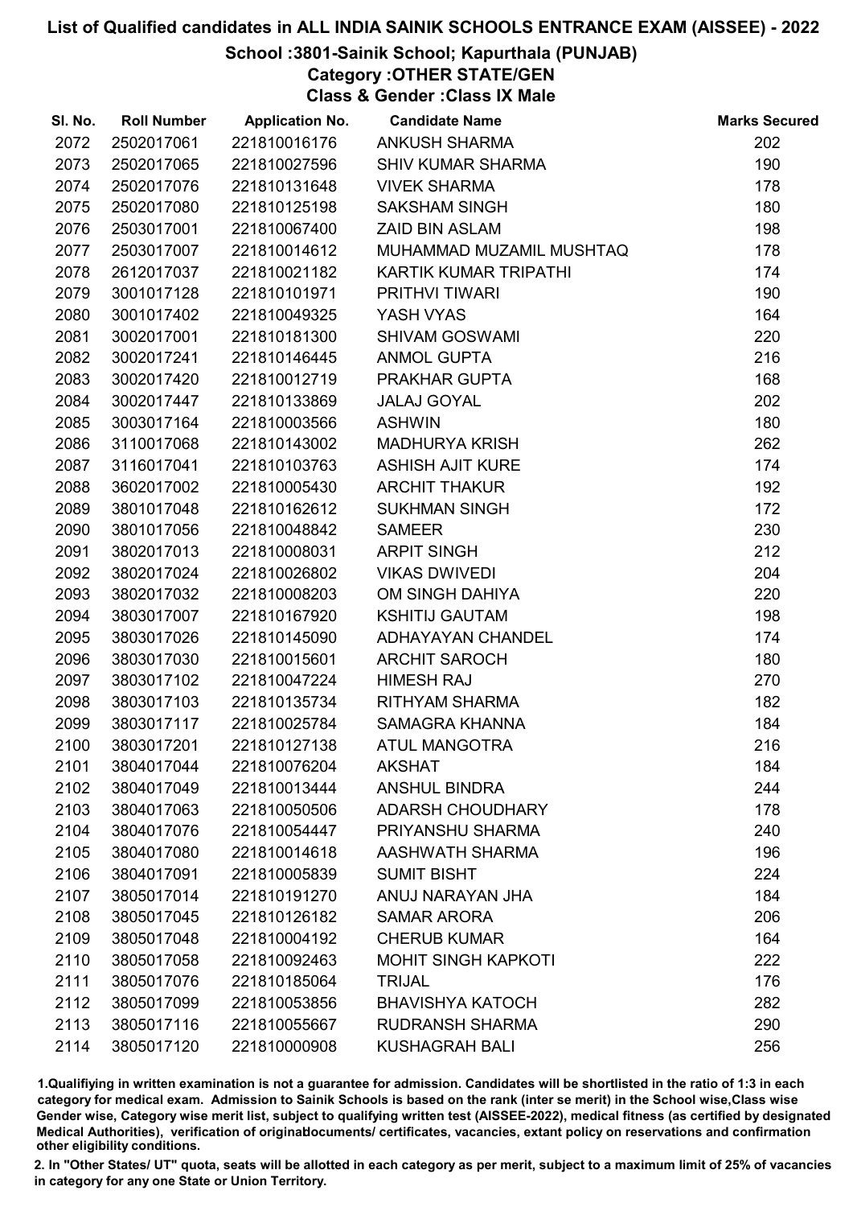# List of Qualified candidates in ALL INDIA SAINIK SCHOOLS ENTRANCE EXAM (AISSEE) - 2022

## School :3801-Sainik School; Kapurthala (PUNJAB)

### Category :OTHER STATE/GEN

### Class & Gender :Class IX Male

| Sl. No. | Roll Number | Application No. | Candidate Name | Marks Secured |
|---|---|---|---|---|
| 2072 | 2502017061 | 221810016176 | ANKUSH SHARMA | 202 |
| 2073 | 2502017065 | 221810027596 | SHIV KUMAR SHARMA | 190 |
| 2074 | 2502017076 | 221810131648 | VIVEK SHARMA | 178 |
| 2075 | 2502017080 | 221810125198 | SAKSHAM SINGH | 180 |
| 2076 | 2503017001 | 221810067400 | ZAID BIN ASLAM | 198 |
| 2077 | 2503017007 | 221810014612 | MUHAMMAD MUZAMIL MUSHTAQ | 178 |
| 2078 | 2612017037 | 221810021182 | KARTIK KUMAR TRIPATHI | 174 |
| 2079 | 3001017128 | 221810101971 | PRITHVI TIWARI | 190 |
| 2080 | 3001017402 | 221810049325 | YASH VYAS | 164 |
| 2081 | 3002017001 | 221810181300 | SHIVAM GOSWAMI | 220 |
| 2082 | 3002017241 | 221810146445 | ANMOL GUPTA | 216 |
| 2083 | 3002017420 | 221810012719 | PRAKHAR GUPTA | 168 |
| 2084 | 3002017447 | 221810133869 | JALAJ GOYAL | 202 |
| 2085 | 3003017164 | 221810003566 | ASHWIN | 180 |
| 2086 | 3110017068 | 221810143002 | MADHURYA KRISH | 262 |
| 2087 | 3116017041 | 221810103763 | ASHISH AJIT KURE | 174 |
| 2088 | 3602017002 | 221810005430 | ARCHIT THAKUR | 192 |
| 2089 | 3801017048 | 221810162612 | SUKHMAN SINGH | 172 |
| 2090 | 3801017056 | 221810048842 | SAMEER | 230 |
| 2091 | 3802017013 | 221810008031 | ARPIT SINGH | 212 |
| 2092 | 3802017024 | 221810026802 | VIKAS DWIVEDI | 204 |
| 2093 | 3802017032 | 221810008203 | OM SINGH DAHIYA | 220 |
| 2094 | 3803017007 | 221810167920 | KSHITIJ GAUTAM | 198 |
| 2095 | 3803017026 | 221810145090 | ADHAYAYAN CHANDEL | 174 |
| 2096 | 3803017030 | 221810015601 | ARCHIT SAROCH | 180 |
| 2097 | 3803017102 | 221810047224 | HIMESH RAJ | 270 |
| 2098 | 3803017103 | 221810135734 | RITHYAM SHARMA | 182 |
| 2099 | 3803017117 | 221810025784 | SAMAGRA KHANNA | 184 |
| 2100 | 3803017201 | 221810127138 | ATUL MANGOTRA | 216 |
| 2101 | 3804017044 | 221810076204 | AKSHAT | 184 |
| 2102 | 3804017049 | 221810013444 | ANSHUL BINDRA | 244 |
| 2103 | 3804017063 | 221810050506 | ADARSH CHOUDHARY | 178 |
| 2104 | 3804017076 | 221810054447 | PRIYANSHU SHARMA | 240 |
| 2105 | 3804017080 | 221810014618 | AASHWATH SHARMA | 196 |
| 2106 | 3804017091 | 221810005839 | SUMIT BISHT | 224 |
| 2107 | 3805017014 | 221810191270 | ANUJ NARAYAN JHA | 184 |
| 2108 | 3805017045 | 221810126182 | SAMAR ARORA | 206 |
| 2109 | 3805017048 | 221810004192 | CHERUB KUMAR | 164 |
| 2110 | 3805017058 | 221810092463 | MOHIT SINGH KAPKOTI | 222 |
| 2111 | 3805017076 | 221810185064 | TRIJAL | 176 |
| 2112 | 3805017099 | 221810053856 | BHAVISHYA KATOCH | 282 |
| 2113 | 3805017116 | 221810055667 | RUDRANSH SHARMA | 290 |
| 2114 | 3805017120 | 221810000908 | KUSHAGRAH BALI | 256 |

1.Qualifiying in written examination is not a guarantee for admission. Candidates will be shortlisted in the ratio of 1:3 in each category for medical exam. Admission to Sainik Schools is based on the rank (inter se merit) in the School wise,Class wise Gender wise, Category wise merit list, subject to qualifying written test (AISSEE-2022), medical fitness (as certified by designated Medical Authorities), verification of originaldocuments/ certificates, vacancies, extant policy on reservations and confirmation other eligibility conditions.

2. In "Other States/ UT" quota, seats will be allotted in each category as per merit, subject to a maximum limit of 25% of vacancies in category for any one State or Union Territory.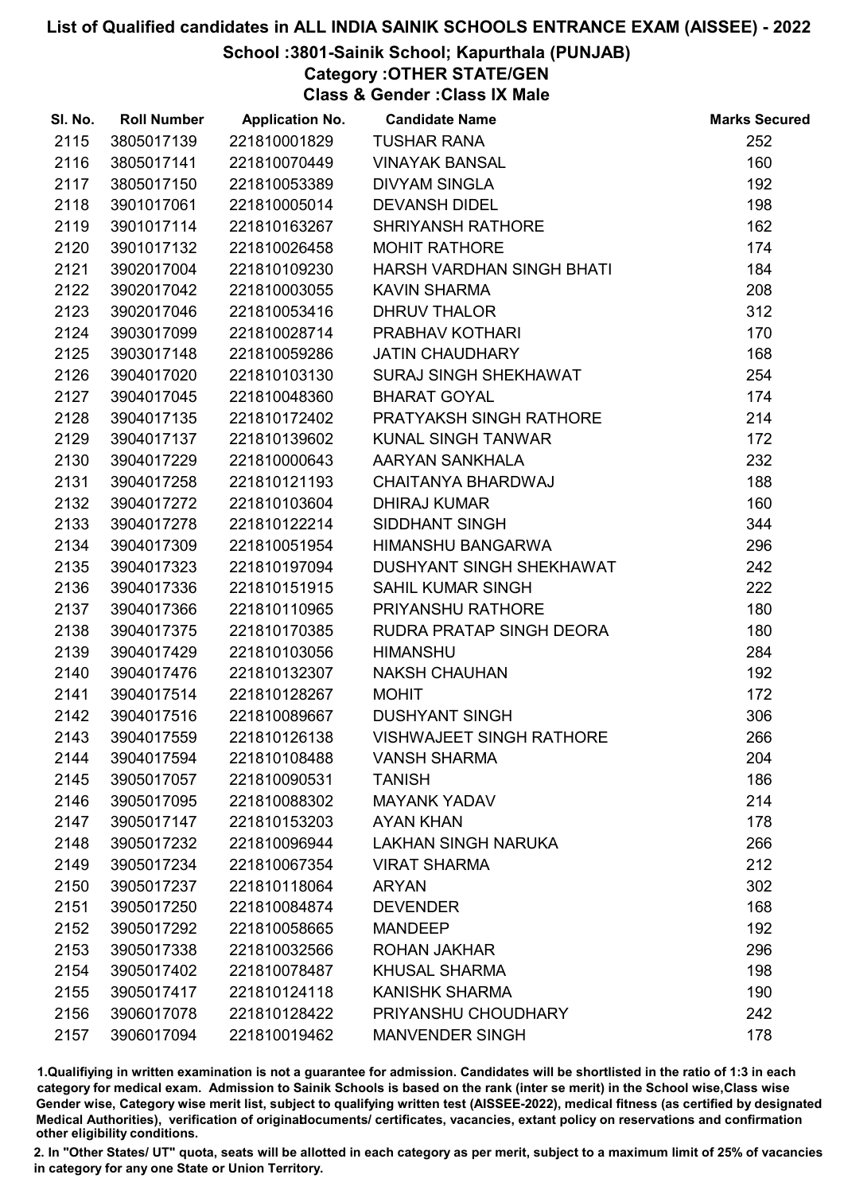# List of Qualified candidates in ALL INDIA SAINIK SCHOOLS ENTRANCE EXAM (AISSEE) - 2022

## School :3801-Sainik School; Kapurthala (PUNJAB)

### Category :OTHER STATE/GEN

### Class & Gender :Class IX Male

| Sl. No. | Roll Number | Application No. | Candidate Name | Marks Secured |
|---|---|---|---|---|
| 2115 | 3805017139 | 221810001829 | TUSHAR RANA | 252 |
| 2116 | 3805017141 | 221810070449 | VINAYAK BANSAL | 160 |
| 2117 | 3805017150 | 221810053389 | DIVYAM SINGLA | 192 |
| 2118 | 3901017061 | 221810005014 | DEVANSH DIDEL | 198 |
| 2119 | 3901017114 | 221810163267 | SHRIYANSH RATHORE | 162 |
| 2120 | 3901017132 | 221810026458 | MOHIT RATHORE | 174 |
| 2121 | 3902017004 | 221810109230 | HARSH VARDHAN SINGH BHATI | 184 |
| 2122 | 3902017042 | 221810003055 | KAVIN SHARMA | 208 |
| 2123 | 3902017046 | 221810053416 | DHRUV THALOR | 312 |
| 2124 | 3903017099 | 221810028714 | PRABHAV KOTHARI | 170 |
| 2125 | 3903017148 | 221810059286 | JATIN CHAUDHARY | 168 |
| 2126 | 3904017020 | 221810103130 | SURAJ SINGH SHEKHAWAT | 254 |
| 2127 | 3904017045 | 221810048360 | BHARAT GOYAL | 174 |
| 2128 | 3904017135 | 221810172402 | PRATYAKSH SINGH RATHORE | 214 |
| 2129 | 3904017137 | 221810139602 | KUNAL SINGH TANWAR | 172 |
| 2130 | 3904017229 | 221810000643 | AARYAN SANKHALA | 232 |
| 2131 | 3904017258 | 221810121193 | CHAITANYA BHARDWAJ | 188 |
| 2132 | 3904017272 | 221810103604 | DHIRAJ KUMAR | 160 |
| 2133 | 3904017278 | 221810122214 | SIDDHANT SINGH | 344 |
| 2134 | 3904017309 | 221810051954 | HIMANSHU BANGARWA | 296 |
| 2135 | 3904017323 | 221810197094 | DUSHYANT SINGH SHEKHAWAT | 242 |
| 2136 | 3904017336 | 221810151915 | SAHIL KUMAR SINGH | 222 |
| 2137 | 3904017366 | 221810110965 | PRIYANSHU RATHORE | 180 |
| 2138 | 3904017375 | 221810170385 | RUDRA PRATAP SINGH DEORA | 180 |
| 2139 | 3904017429 | 221810103056 | HIMANSHU | 284 |
| 2140 | 3904017476 | 221810132307 | NAKSH CHAUHAN | 192 |
| 2141 | 3904017514 | 221810128267 | MOHIT | 172 |
| 2142 | 3904017516 | 221810089667 | DUSHYANT SINGH | 306 |
| 2143 | 3904017559 | 221810126138 | VISHWAJEET SINGH RATHORE | 266 |
| 2144 | 3904017594 | 221810108488 | VANSH SHARMA | 204 |
| 2145 | 3905017057 | 221810090531 | TANISH | 186 |
| 2146 | 3905017095 | 221810088302 | MAYANK YADAV | 214 |
| 2147 | 3905017147 | 221810153203 | AYAN KHAN | 178 |
| 2148 | 3905017232 | 221810096944 | LAKHAN SINGH NARUKA | 266 |
| 2149 | 3905017234 | 221810067354 | VIRAT SHARMA | 212 |
| 2150 | 3905017237 | 221810118064 | ARYAN | 302 |
| 2151 | 3905017250 | 221810084874 | DEVENDER | 168 |
| 2152 | 3905017292 | 221810058665 | MANDEEP | 192 |
| 2153 | 3905017338 | 221810032566 | ROHAN JAKHAR | 296 |
| 2154 | 3905017402 | 221810078487 | KHUSAL SHARMA | 198 |
| 2155 | 3905017417 | 221810124118 | KANISHK SHARMA | 190 |
| 2156 | 3906017078 | 221810128422 | PRIYANSHU CHOUDHARY | 242 |
| 2157 | 3906017094 | 221810019462 | MANVENDER SINGH | 178 |

1.Qualifying in written examination is not a guarantee for admission. Candidates will be shortlisted in the ratio of 1:3 in each category for medical exam. Admission to Sainik Schools is based on the rank (inter se merit) in the School wise,Class wise Gender wise, Category wise merit list, subject to qualifying written test (AISSEE-2022), medical fitness (as certified by designated Medical Authorities), verification of originaldocuments/ certificates, vacancies, extant policy on reservations and confirmation other eligibility conditions.

2. In "Other States/ UT" quota, seats will be allotted in each category as per merit, subject to a maximum limit of 25% of vacancies in category for any one State or Union Territory.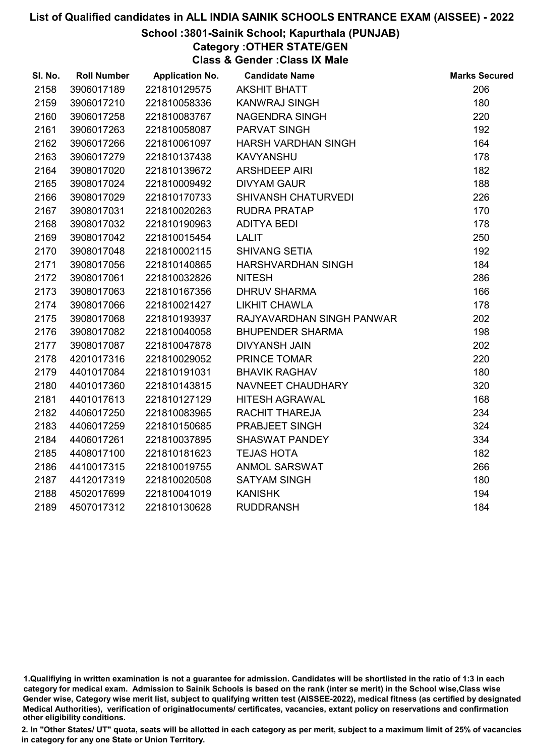# List of Qualified candidates in ALL INDIA SAINIK SCHOOLS ENTRANCE EXAM (AISSEE) - 2022

## School :3801-Sainik School; Kapurthala (PUNJAB)

### Category :OTHER STATE/GEN

### Class & Gender :Class IX Male

| Sl. No. | Roll Number | Application No. | Candidate Name | Marks Secured |
|---|---|---|---|---|
| 2158 | 3906017189 | 221810129575 | AKSHIT BHATT | 206 |
| 2159 | 3906017210 | 221810058336 | KANWRAJ SINGH | 180 |
| 2160 | 3906017258 | 221810083767 | NAGENDRA SINGH | 220 |
| 2161 | 3906017263 | 221810058087 | PARVAT SINGH | 192 |
| 2162 | 3906017266 | 221810061097 | HARSH VARDHAN SINGH | 164 |
| 2163 | 3906017279 | 221810137438 | KAVYANSHU | 178 |
| 2164 | 3908017020 | 221810139672 | ARSHDEEP AIRI | 182 |
| 2165 | 3908017024 | 221810009492 | DIVYAM GAUR | 188 |
| 2166 | 3908017029 | 221810170733 | SHIVANSH CHATURVEDI | 226 |
| 2167 | 3908017031 | 221810020263 | RUDRA PRATAP | 170 |
| 2168 | 3908017032 | 221810190963 | ADITYA BEDI | 178 |
| 2169 | 3908017042 | 221810015454 | LALIT | 250 |
| 2170 | 3908017048 | 221810002115 | SHIVANG SETIA | 192 |
| 2171 | 3908017056 | 221810140865 | HARSHVARDHAN SINGH | 184 |
| 2172 | 3908017061 | 221810032826 | NITESH | 286 |
| 2173 | 3908017063 | 221810167356 | DHRUV SHARMA | 166 |
| 2174 | 3908017066 | 221810021427 | LIKHIT CHAWLA | 178 |
| 2175 | 3908017068 | 221810193937 | RAJYAVARDHAN SINGH PANWAR | 202 |
| 2176 | 3908017082 | 221810040058 | BHUPENDER SHARMA | 198 |
| 2177 | 3908017087 | 221810047878 | DIVYANSH JAIN | 202 |
| 2178 | 4201017316 | 221810029052 | PRINCE TOMAR | 220 |
| 2179 | 4401017084 | 221810191031 | BHAVIK RAGHAV | 180 |
| 2180 | 4401017360 | 221810143815 | NAVNEET CHAUDHARY | 320 |
| 2181 | 4401017613 | 221810127129 | HITESH AGRAWAL | 168 |
| 2182 | 4406017250 | 221810083965 | RACHIT THAREJA | 234 |
| 2183 | 4406017259 | 221810150685 | PRABJEET SINGH | 324 |
| 2184 | 4406017261 | 221810037895 | SHASWAT PANDEY | 334 |
| 2185 | 4408017100 | 221810181623 | TEJAS HOTA | 182 |
| 2186 | 4410017315 | 221810019755 | ANMOL SARSWAT | 266 |
| 2187 | 4412017319 | 221810020508 | SATYAM SINGH | 180 |
| 2188 | 4502017699 | 221810041019 | KANISHK | 194 |
| 2189 | 4507017312 | 221810130628 | RUDDRANSH | 184 |

1.Qualifiying in written examination is not a guarantee for admission. Candidates will be shortlisted in the ratio of 1:3 in each category for medical exam. Admission to Sainik Schools is based on the rank (inter se merit) in the School wise,Class wise Gender wise, Category wise merit list, subject to qualifying written test (AISSEE-2022), medical fitness (as certified by designated Medical Authorities), verification of originaldocuments/ certificates, vacancies, extant policy on reservations and confirmation other eligibility conditions.

2. In "Other States/ UT" quota, seats will be allotted in each category as per merit, subject to a maximum limit of 25% of vacancies in category for any one State or Union Territory.